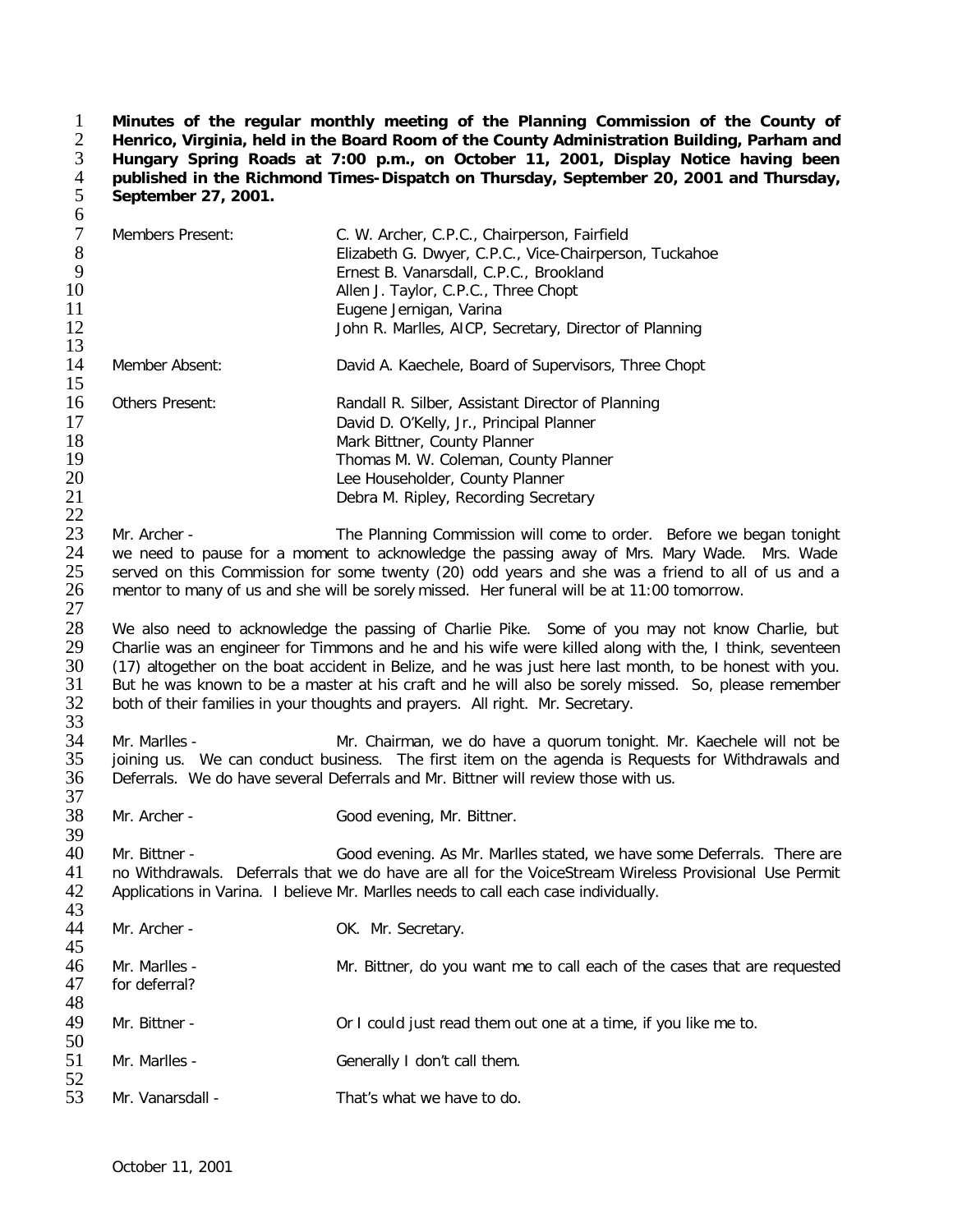**Minutes of the regular monthly meeting of the Planning Commission of the County of Henrico, Virginia, held in the Board Room of the County Administration Building, Parham and Hungary Spring Roads at 7:00 p.m., on October 11, 2001, Display Notice having been published in the Richmond Times-Dispatch on Thursday, September 20, 2001 and Thursday, September 27, 2001.**

| | |
|---|---|
| Members Present: | C. W. Archer, C.P.C., Chairperson, Fairfield |
| | Elizabeth G. Dwyer, C.P.C., Vice-Chairperson, Tuckahoe |
| | Ernest B. Vanarsdall, C.P.C., Brookland |
| | Allen J. Taylor, C.P.C., Three Chopt |
| | Eugene Jernigan, Varina |
| | John R. Marlles, AICP, Secretary, Director of Planning |
| Member Absent: | David A. Kaechele, Board of Supervisors, Three Chopt |
| Others Present: | Randall R. Silber, Assistant Director of Planning |
| | David D. O'Kelly, Jr., Principal Planner |
| | Mark Bittner, County Planner |
| | Thomas M. W. Coleman, County Planner |
| | Lee Householder, County Planner |
| | Debra M. Ripley, Recording Secretary |

Mr. Archer - The Planning Commission will come to order. Before we began tonight we need to pause for a moment to acknowledge the passing away of Mrs. Mary Wade. Mrs. Wade served on this Commission for some twenty (20) odd years and she was a friend to all of us and a mentor to many of us and she will be sorely missed. Her funeral will be at 11:00 tomorrow.

We also need to acknowledge the passing of Charlie Pike. Some of you may not know Charlie, but Charlie was an engineer for Timmons and he and his wife were killed along with the, I think, seventeen (17) altogether on the boat accident in Belize, and he was just here last month, to be honest with you. But he was known to be a master at his craft and he will also be sorely missed. So, please remember both of their families in your thoughts and prayers. All right. Mr. Secretary.

Mr. Marlles - Mr. Chairman, we do have a quorum tonight. Mr. Kaechele will not be joining us. We can conduct business. The first item on the agenda is Requests for Withdrawals and Deferrals. We do have several Deferrals and Mr. Bittner will review those with us.

Mr. Archer - Good evening, Mr. Bittner.

Mr. Bittner - Good evening. As Mr. Marlles stated, we have some Deferrals. There are no Withdrawals. Deferrals that we do have are all for the VoiceStream Wireless Provisional Use Permit Applications in Varina. I believe Mr. Marlles needs to call each case individually.

Mr. Archer - OK. Mr. Secretary.

Mr. Marlles - Mr. Bittner, do you want me to call each of the cases that are requested for deferral?

Mr. Bittner - Or I could just read them out one at a time, if you like me to.

Mr. Marlles - Generally I don't call them.

Mr. Vanarsdall - That's what we have to do.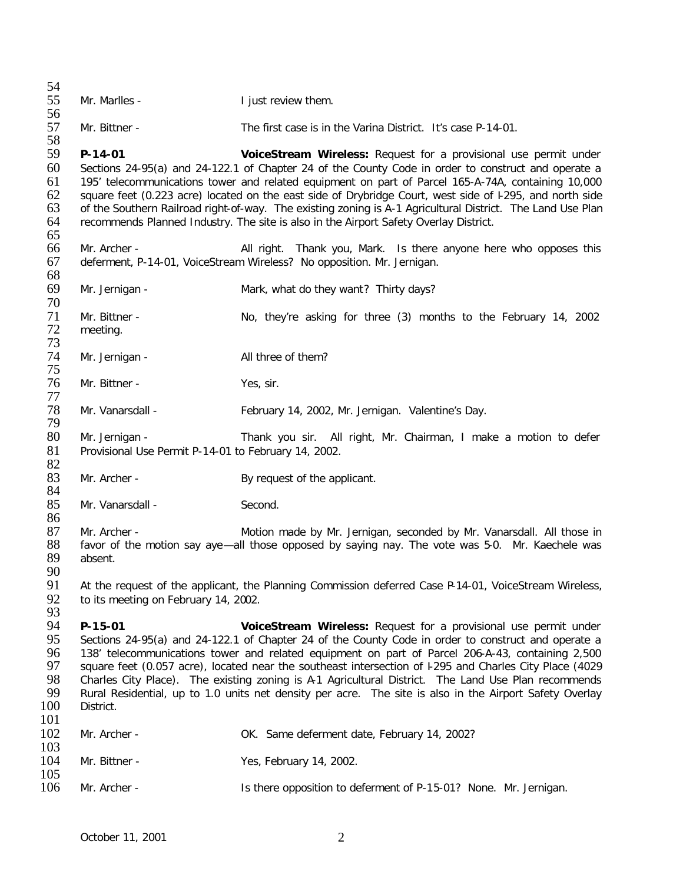Mr. Marlles - I just review them.

Mr. Bittner - The first case is in the Varina District. It's case P-14-01.

**P-14-01** **VoiceStream Wireless:** Request for a provisional use permit under Sections 24-95(a) and 24-122.1 of Chapter 24 of the County Code in order to construct and operate a 195' telecommunications tower and related equipment on part of Parcel 165-A-74A, containing 10,000 square feet (0.223 acre) located on the east side of Drybridge Court, west side of I-295, and north side of the Southern Railroad right-of-way. The existing zoning is A-1 Agricultural District. The Land Use Plan recommends Planned Industry. The site is also in the Airport Safety Overlay District.

Mr. Archer - All right. Thank you, Mark. Is there anyone here who opposes this deferment, P-14-01, VoiceStream Wireless? No opposition. Mr. Jernigan.

Mr. Jernigan - Mark, what do they want? Thirty days?

Mr. Bittner - No, they're asking for three (3) months to the February 14, 2002 meeting.

Mr. Jernigan - All three of them?

Mr. Bittner - Yes, sir.

Mr. Vanarsdall - February 14, 2002, Mr. Jernigan. Valentine's Day.

Mr. Jernigan - Thank you sir. All right, Mr. Chairman, I make a motion to defer Provisional Use Permit P-14-01 to February 14, 2002.

Mr. Archer - By request of the applicant.

Mr. Vanarsdall - Second.

Mr. Archer - Motion made by Mr. Jernigan, seconded by Mr. Vanarsdall. All those in favor of the motion say aye—all those opposed by saying nay. The vote was 5-0. Mr. Kaechele was absent.

At the request of the applicant, the Planning Commission deferred Case P-14-01, VoiceStream Wireless, to its meeting on February 14, 2002.

**P-15-01** **VoiceStream Wireless:** Request for a provisional use permit under Sections 24-95(a) and 24-122.1 of Chapter 24 of the County Code in order to construct and operate a 138' telecommunications tower and related equipment on part of Parcel 206-A-43, containing 2,500 square feet (0.057 acre), located near the southeast intersection of I-295 and Charles City Place (4029 Charles City Place). The existing zoning is A-1 Agricultural District. The Land Use Plan recommends Rural Residential, up to 1.0 units net density per acre. The site is also in the Airport Safety Overlay District.

Mr. Archer - OK. Same deferment date, February 14, 2002?

Mr. Bittner - Yes, February 14, 2002.

Mr. Archer - Is there opposition to deferment of P-15-01? None. Mr. Jernigan.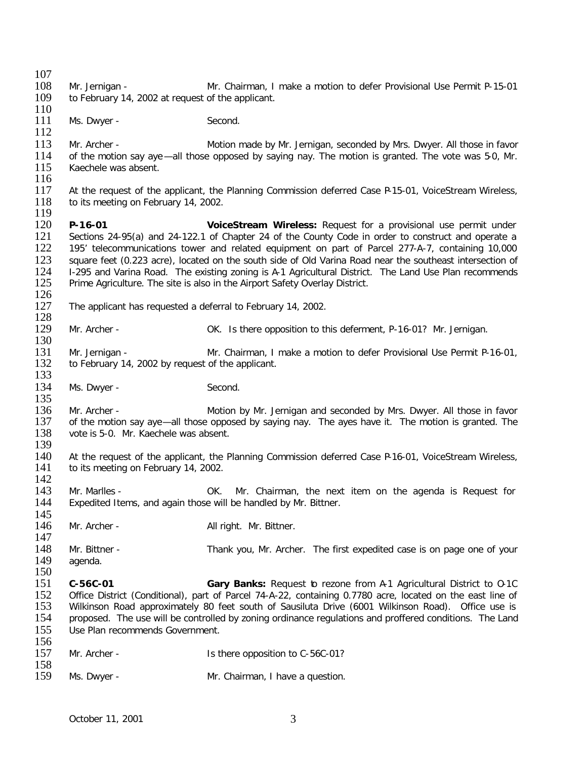Mr. Jernigan - Mr. Chairman, I make a motion to defer Provisional Use Permit P-15-01 to February 14, 2002 at request of the applicant.

Ms. Dwyer - Second.

Mr. Archer - Motion made by Mr. Jernigan, seconded by Mrs. Dwyer. All those in favor of the motion say aye—all those opposed by saying nay. The motion is granted. The vote was 5-0, Mr. Kaechele was absent.

At the request of the applicant, the Planning Commission deferred Case P-15-01, VoiceStream Wireless, to its meeting on February 14, 2002.

**P-16-01** **VoiceStream Wireless:** Request for a provisional use permit under Sections 24-95(a) and 24-122.1 of Chapter 24 of the County Code in order to construct and operate a 195' telecommunications tower and related equipment on part of Parcel 277-A-7, containing 10,000 square feet (0.223 acre), located on the south side of Old Varina Road near the southeast intersection of I-295 and Varina Road. The existing zoning is A-1 Agricultural District. The Land Use Plan recommends Prime Agriculture. The site is also in the Airport Safety Overlay District.

The applicant has requested a deferral to February 14, 2002.

Mr. Archer - OK. Is there opposition to this deferment, P-16-01? Mr. Jernigan.

Mr. Jernigan - Mr. Chairman, I make a motion to defer Provisional Use Permit P-16-01, to February 14, 2002 by request of the applicant.

Ms. Dwyer - Second.

Mr. Archer - Motion by Mr. Jernigan and seconded by Mrs. Dwyer. All those in favor of the motion say aye—all those opposed by saying nay. The ayes have it. The motion is granted. The vote is 5-0. Mr. Kaechele was absent.

At the request of the applicant, the Planning Commission deferred Case P-16-01, VoiceStream Wireless, to its meeting on February 14, 2002.

Mr. Marlles - OK. Mr. Chairman, the next item on the agenda is Request for Expedited Items, and again those will be handled by Mr. Bittner.

Mr. Archer - All right. Mr. Bittner.

Mr. Bittner - Thank you, Mr. Archer. The first expedited case is on page one of your agenda.

**C-56C-01** **Gary Banks:** Request to rezone from A-1 Agricultural District to O-1C Office District (Conditional), part of Parcel 74-A-22, containing 0.7780 acre, located on the east line of Wilkinson Road approximately 80 feet south of Sausiluta Drive (6001 Wilkinson Road). Office use is proposed. The use will be controlled by zoning ordinance regulations and proffered conditions. The Land Use Plan recommends Government.

Mr. Archer - Is there opposition to C-56C-01?

Ms. Dwyer - Mr. Chairman, I have a question.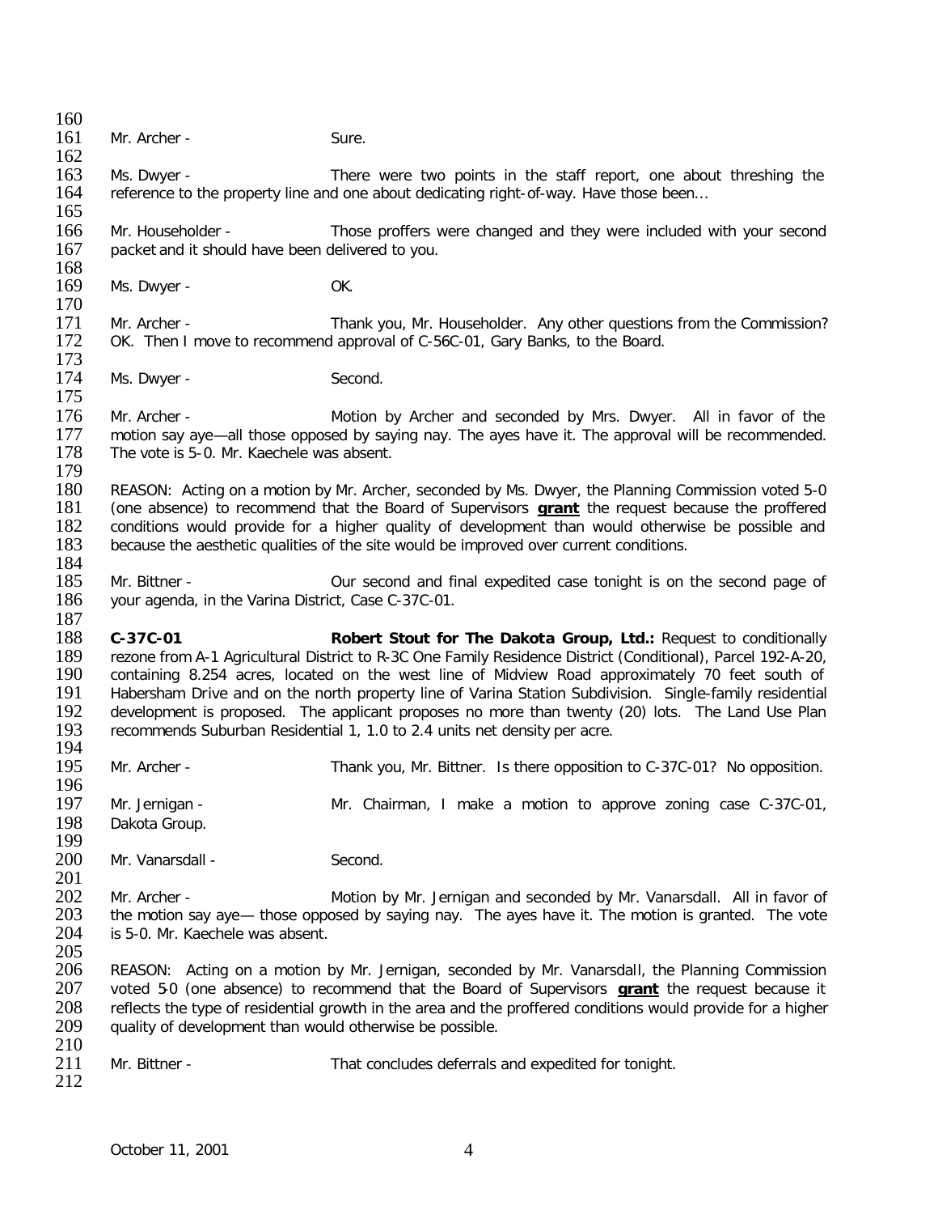Mr. Archer - Sure.

Ms. Dwyer - There were two points in the staff report, one about threshing the reference to the property line and one about dedicating right-of-way. Have those been…

Mr. Householder - Those proffers were changed and they were included with your second packet and it should have been delivered to you.

Ms. Dwyer - OK.

Mr. Archer - Thank you, Mr. Householder. Any other questions from the Commission? OK. Then I move to recommend approval of C-56C-01, Gary Banks, to the Board.

Ms. Dwyer - Second.

Mr. Archer - Motion by Archer and seconded by Mrs. Dwyer. All in favor of the motion say aye—all those opposed by saying nay. The ayes have it. The approval will be recommended. The vote is 5-0. Mr. Kaechele was absent.

REASON: Acting on a motion by Mr. Archer, seconded by Ms. Dwyer, the Planning Commission voted 5-0 (one absence) to recommend that the Board of Supervisors **grant** the request because the proffered conditions would provide for a higher quality of development than would otherwise be possible and because the aesthetic qualities of the site would be improved over current conditions.

Mr. Bittner - Our second and final expedited case tonight is on the second page of your agenda, in the Varina District, Case C-37C-01.

**C-37C-01** **Robert Stout for The Dakota Group, Ltd.:** Request to conditionally rezone from A-1 Agricultural District to R-3C One Family Residence District (Conditional), Parcel 192-A-20, containing 8.254 acres, located on the west line of Midview Road approximately 70 feet south of Habersham Drive and on the north property line of Varina Station Subdivision. Single-family residential development is proposed. The applicant proposes no more than twenty (20) lots. The Land Use Plan recommends Suburban Residential 1, 1.0 to 2.4 units net density per acre.

Mr. Archer - Thank you, Mr. Bittner. Is there opposition to C-37C-01? No opposition.

Mr. Jernigan - Mr. Chairman, I make a motion to approve zoning case C-37C-01, Dakota Group.

Mr. Vanarsdall - Second.

Mr. Archer - Motion by Mr. Jernigan and seconded by Mr. Vanarsdall. All in favor of the motion say aye— those opposed by saying nay. The ayes have it. The motion is granted. The vote is 5-0. Mr. Kaechele was absent.

REASON: Acting on a motion by Mr. Jernigan, seconded by Mr. Vanarsdall, the Planning Commission voted 5-0 (one absence) to recommend that the Board of Supervisors **grant** the request because it reflects the type of residential growth in the area and the proffered conditions would provide for a higher quality of development than would otherwise be possible.

Mr. Bittner - That concludes deferrals and expedited for tonight.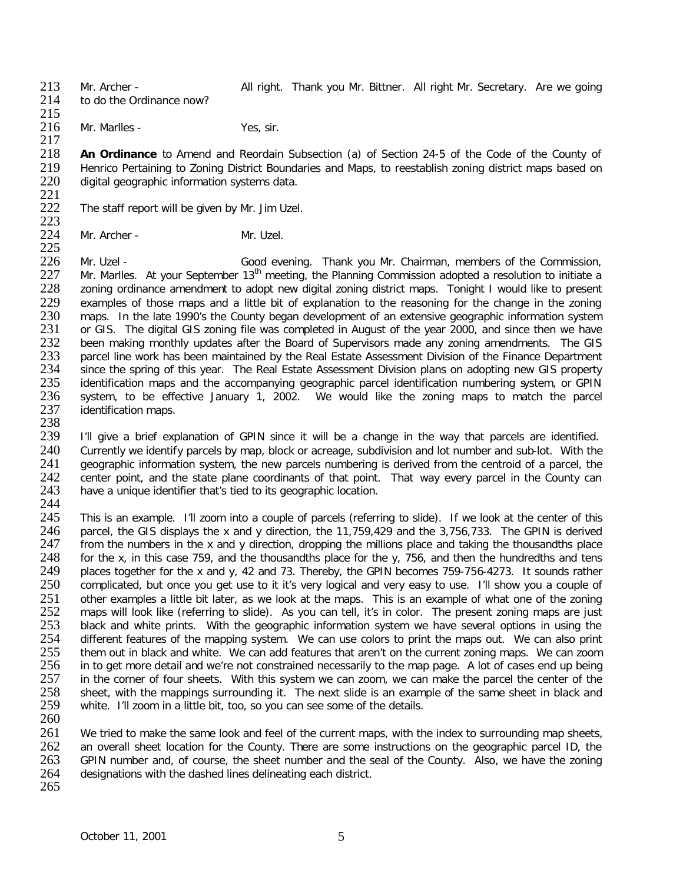Mr. Archer - All right. Thank you Mr. Bittner. All right Mr. Secretary. Are we going to do the Ordinance now?

Mr. Marlles - Yes, sir.

**An Ordinance** to Amend and Reordain Subsection (a) of Section 24-5 of the Code of the County of Henrico Pertaining to Zoning District Boundaries and Maps, to reestablish zoning district maps based on digital geographic information systems data.

The staff report will be given by Mr. Jim Uzel.

Mr. Archer - Mr. Uzel.

Mr. Uzel - Good evening. Thank you Mr. Chairman, members of the Commission, Mr. Marlles. At your September 13th meeting, the Planning Commission adopted a resolution to initiate a zoning ordinance amendment to adopt new digital zoning district maps. Tonight I would like to present examples of those maps and a little bit of explanation to the reasoning for the change in the zoning maps. In the late 1990's the County began development of an extensive geographic information system or GIS. The digital GIS zoning file was completed in August of the year 2000, and since then we have been making monthly updates after the Board of Supervisors made any zoning amendments. The GIS parcel line work has been maintained by the Real Estate Assessment Division of the Finance Department since the spring of this year. The Real Estate Assessment Division plans on adopting new GIS property identification maps and the accompanying geographic parcel identification numbering system, or GPIN system, to be effective January 1, 2002. We would like the zoning maps to match the parcel identification maps.

I'll give a brief explanation of GPIN since it will be a change in the way that parcels are identified. Currently we identify parcels by map, block or acreage, subdivision and lot number and sub-lot. With the geographic information system, the new parcels numbering is derived from the centroid of a parcel, the center point, and the state plane coordinants of that point. That way every parcel in the County can have a unique identifier that's tied to its geographic location.

This is an example. I'll zoom into a couple of parcels (referring to slide). If we look at the center of this parcel, the GIS displays the x and y direction, the 11,759,429 and the 3,756,733. The GPIN is derived from the numbers in the x and y direction, dropping the millions place and taking the thousandths place for the x, in this case 759, and the thousandths place for the y, 756, and then the hundredths and tens places together for the x and y, 42 and 73. Thereby, the GPIN becomes 759-756-4273. It sounds rather complicated, but once you get use to it it's very logical and very easy to use. I'll show you a couple of other examples a little bit later, as we look at the maps. This is an example of what one of the zoning maps will look like (referring to slide). As you can tell, it's in color. The present zoning maps are just black and white prints. With the geographic information system we have several options in using the different features of the mapping system. We can use colors to print the maps out. We can also print them out in black and white. We can add features that aren't on the current zoning maps. We can zoom in to get more detail and we're not constrained necessarily to the map page. A lot of cases end up being in the corner of four sheets. With this system we can zoom, we can make the parcel the center of the sheet, with the mappings surrounding it. The next slide is an example of the same sheet in black and white. I'll zoom in a little bit, too, so you can see some of the details.

We tried to make the same look and feel of the current maps, with the index to surrounding map sheets, an overall sheet location for the County. There are some instructions on the geographic parcel ID, the GPIN number and, of course, the sheet number and the seal of the County. Also, we have the zoning designations with the dashed lines delineating each district.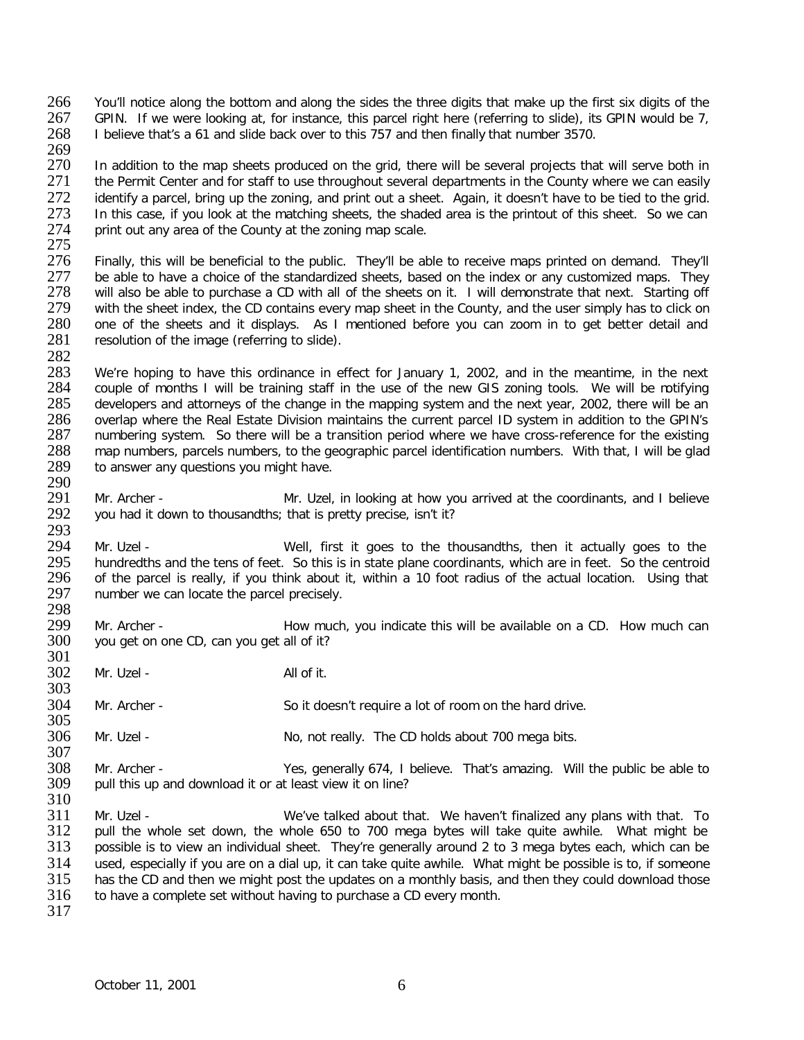You'll notice along the bottom and along the sides the three digits that make up the first six digits of the GPIN. If we were looking at, for instance, this parcel right here (referring to slide), its GPIN would be 7, I believe that's a 61 and slide back over to this 757 and then finally that number 3570.

In addition to the map sheets produced on the grid, there will be several projects that will serve both in the Permit Center and for staff to use throughout several departments in the County where we can easily identify a parcel, bring up the zoning, and print out a sheet. Again, it doesn't have to be tied to the grid. In this case, if you look at the matching sheets, the shaded area is the printout of this sheet. So we can print out any area of the County at the zoning map scale.

Finally, this will be beneficial to the public. They'll be able to receive maps printed on demand. They'll be able to have a choice of the standardized sheets, based on the index or any customized maps. They will also be able to purchase a CD with all of the sheets on it. I will demonstrate that next. Starting off with the sheet index, the CD contains every map sheet in the County, and the user simply has to click on one of the sheets and it displays. As I mentioned before you can zoom in to get better detail and resolution of the image (referring to slide).

We're hoping to have this ordinance in effect for January 1, 2002, and in the meantime, in the next couple of months I will be training staff in the use of the new GIS zoning tools. We will be notifying developers and attorneys of the change in the mapping system and the next year, 2002, there will be an overlap where the Real Estate Division maintains the current parcel ID system in addition to the GPIN's numbering system. So there will be a transition period where we have cross-reference for the existing map numbers, parcels numbers, to the geographic parcel identification numbers. With that, I will be glad to answer any questions you might have.

Mr. Archer - Mr. Uzel, in looking at how you arrived at the coordinants, and I believe you had it down to thousandths; that is pretty precise, isn't it?

Mr. Uzel - Well, first it goes to the thousandths, then it actually goes to the hundredths and the tens of feet. So this is in state plane coordinants, which are in feet. So the centroid of the parcel is really, if you think about it, within a 10 foot radius of the actual location. Using that number we can locate the parcel precisely.

Mr. Archer - How much, you indicate this will be available on a CD. How much can you get on one CD, can you get all of it?

Mr. Uzel - All of it.

Mr. Archer - So it doesn't require a lot of room on the hard drive.

Mr. Uzel - No, not really. The CD holds about 700 mega bits.

Mr. Archer - Yes, generally 674, I believe. That's amazing. Will the public be able to pull this up and download it or at least view it on line?

Mr. Uzel - We've talked about that. We haven't finalized any plans with that. To pull the whole set down, the whole 650 to 700 mega bytes will take quite awhile. What might be possible is to view an individual sheet. They're generally around 2 to 3 mega bytes each, which can be used, especially if you are on a dial up, it can take quite awhile. What might be possible is to, if someone has the CD and then we might post the updates on a monthly basis, and then they could download those to have a complete set without having to purchase a CD every month.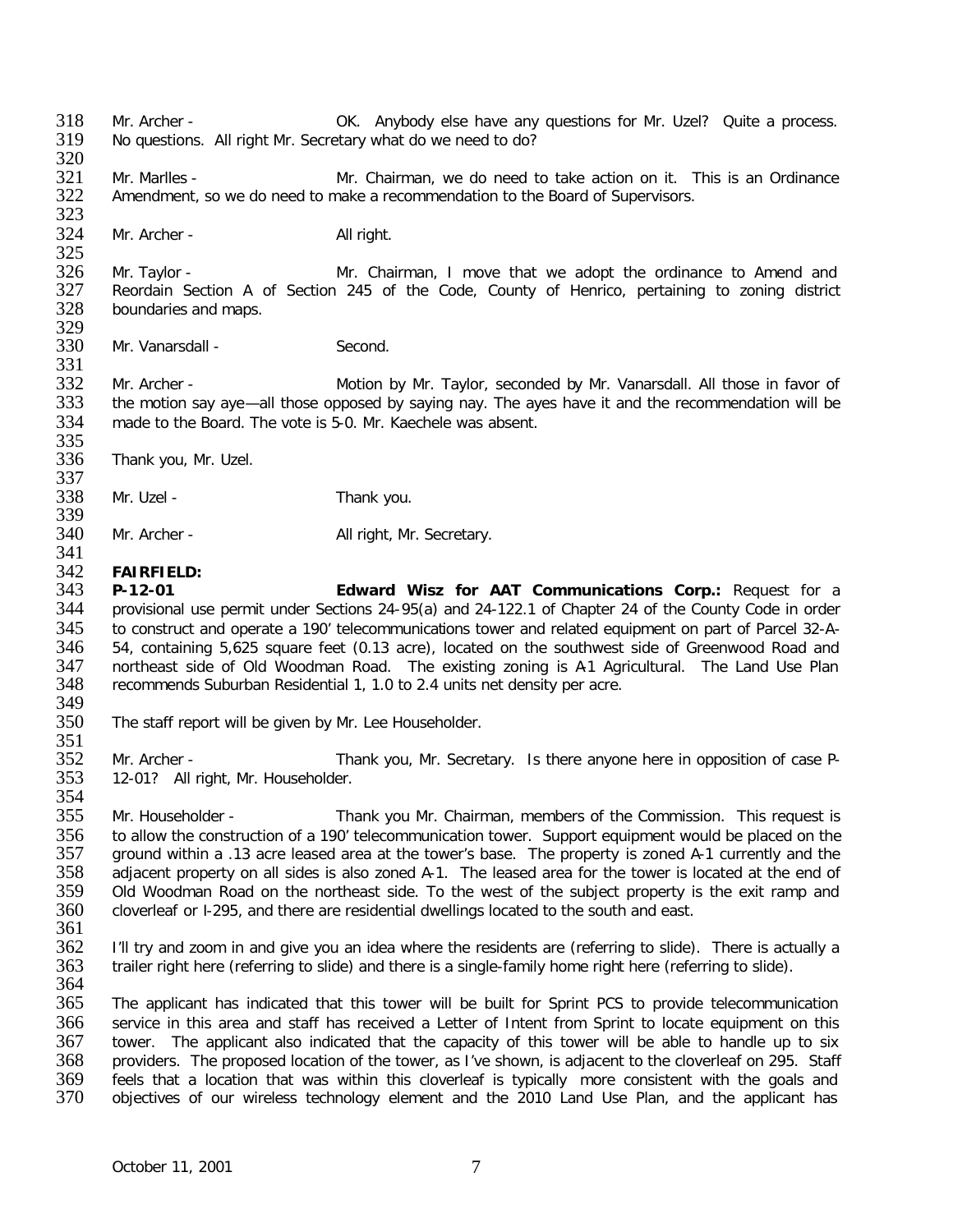Mr. Archer - OK. Anybody else have any questions for Mr. Uzel? Quite a process. No questions. All right Mr. Secretary what do we need to do?

Mr. Marlles - Mr. Chairman, we do need to take action on it. This is an Ordinance Amendment, so we do need to make a recommendation to the Board of Supervisors.

Mr. Archer - All right.

Mr. Taylor - Mr. Chairman, I move that we adopt the ordinance to Amend and Reordain Section A of Section 245 of the Code, County of Henrico, pertaining to zoning district boundaries and maps.

Mr. Vanarsdall - Second.

Mr. Archer - Motion by Mr. Taylor, seconded by Mr. Vanarsdall. All those in favor of the motion say aye—all those opposed by saying nay. The ayes have it and the recommendation will be made to the Board. The vote is 5-0. Mr. Kaechele was absent.

Thank you, Mr. Uzel.

Mr. Uzel - Thank you.

Mr. Archer - All right, Mr. Secretary.

**FAIRFIELD:**

**P-12-01** **Edward Wisz for AAT Communications Corp.:** Request for a provisional use permit under Sections 24-95(a) and 24-122.1 of Chapter 24 of the County Code in order to construct and operate a 190' telecommunications tower and related equipment on part of Parcel 32-A-54, containing 5,625 square feet (0.13 acre), located on the southwest side of Greenwood Road and northeast side of Old Woodman Road. The existing zoning is A-1 Agricultural. The Land Use Plan recommends Suburban Residential 1, 1.0 to 2.4 units net density per acre.

The staff report will be given by Mr. Lee Householder.

Mr. Archer - Thank you, Mr. Secretary. Is there anyone here in opposition of case P-12-01? All right, Mr. Householder.

Mr. Householder - Thank you Mr. Chairman, members of the Commission. This request is to allow the construction of a 190' telecommunication tower. Support equipment would be placed on the ground within a .13 acre leased area at the tower's base. The property is zoned A-1 currently and the adjacent property on all sides is also zoned A-1. The leased area for the tower is located at the end of Old Woodman Road on the northeast side. To the west of the subject property is the exit ramp and cloverleaf or I-295, and there are residential dwellings located to the south and east.

I'll try and zoom in and give you an idea where the residents are (referring to slide). There is actually a trailer right here (referring to slide) and there is a single-family home right here (referring to slide).

The applicant has indicated that this tower will be built for Sprint PCS to provide telecommunication service in this area and staff has received a Letter of Intent from Sprint to locate equipment on this tower. The applicant also indicated that the capacity of this tower will be able to handle up to six providers. The proposed location of the tower, as I've shown, is adjacent to the cloverleaf on 295. Staff feels that a location that was within this cloverleaf is typically more consistent with the goals and objectives of our wireless technology element and the 2010 Land Use Plan, and the applicant has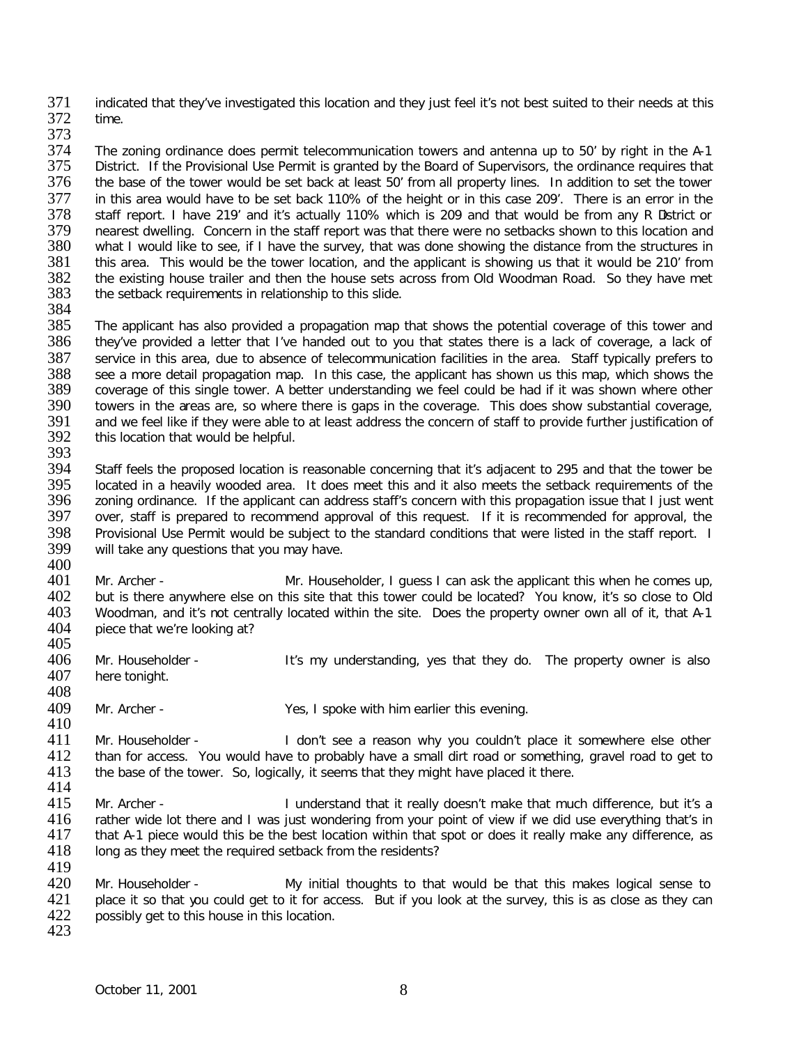indicated that they've investigated this location and they just feel it's not best suited to their needs at this time.

The zoning ordinance does permit telecommunication towers and antenna up to 50' by right in the A-1 District. If the Provisional Use Permit is granted by the Board of Supervisors, the ordinance requires that the base of the tower would be set back at least 50' from all property lines. In addition to set the tower in this area would have to be set back 110% of the height or in this case 209'. There is an error in the staff report. I have 219' and it's actually 110% which is 209 and that would be from any R District or nearest dwelling. Concern in the staff report was that there were no setbacks shown to this location and what I would like to see, if I have the survey, that was done showing the distance from the structures in this area. This would be the tower location, and the applicant is showing us that it would be 210' from the existing house trailer and then the house sets across from Old Woodman Road. So they have met the setback requirements in relationship to this slide.

The applicant has also provided a propagation map that shows the potential coverage of this tower and they've provided a letter that I've handed out to you that states there is a lack of coverage, a lack of service in this area, due to absence of telecommunication facilities in the area. Staff typically prefers to see a more detail propagation map. In this case, the applicant has shown us this map, which shows the coverage of this single tower. A better understanding we feel could be had if it was shown where other towers in the areas are, so where there is gaps in the coverage. This does show substantial coverage, and we feel like if they were able to at least address the concern of staff to provide further justification of this location that would be helpful.

Staff feels the proposed location is reasonable concerning that it's adjacent to 295 and that the tower be located in a heavily wooded area. It does meet this and it also meets the setback requirements of the zoning ordinance. If the applicant can address staff's concern with this propagation issue that I just went over, staff is prepared to recommend approval of this request. If it is recommended for approval, the Provisional Use Permit would be subject to the standard conditions that were listed in the staff report. I will take any questions that you may have.

Mr. Archer - Mr. Householder, I guess I can ask the applicant this when he comes up, but is there anywhere else on this site that this tower could be located? You know, it's so close to Old Woodman, and it's not centrally located within the site. Does the property owner own all of it, that A-1 piece that we're looking at?

Mr. Householder - It's my understanding, yes that they do. The property owner is also here tonight.

Mr. Archer - Yes, I spoke with him earlier this evening.

Mr. Householder - I don't see a reason why you couldn't place it somewhere else other than for access. You would have to probably have a small dirt road or something, gravel road to get to the base of the tower. So, logically, it seems that they might have placed it there.

Mr. Archer - I understand that it really doesn't make that much difference, but it's a rather wide lot there and I was just wondering from your point of view if we did use everything that's in that A-1 piece would this be the best location within that spot or does it really make any difference, as long as they meet the required setback from the residents?

Mr. Householder - My initial thoughts to that would be that this makes logical sense to place it so that you could get to it for access. But if you look at the survey, this is as close as they can possibly get to this house in this location.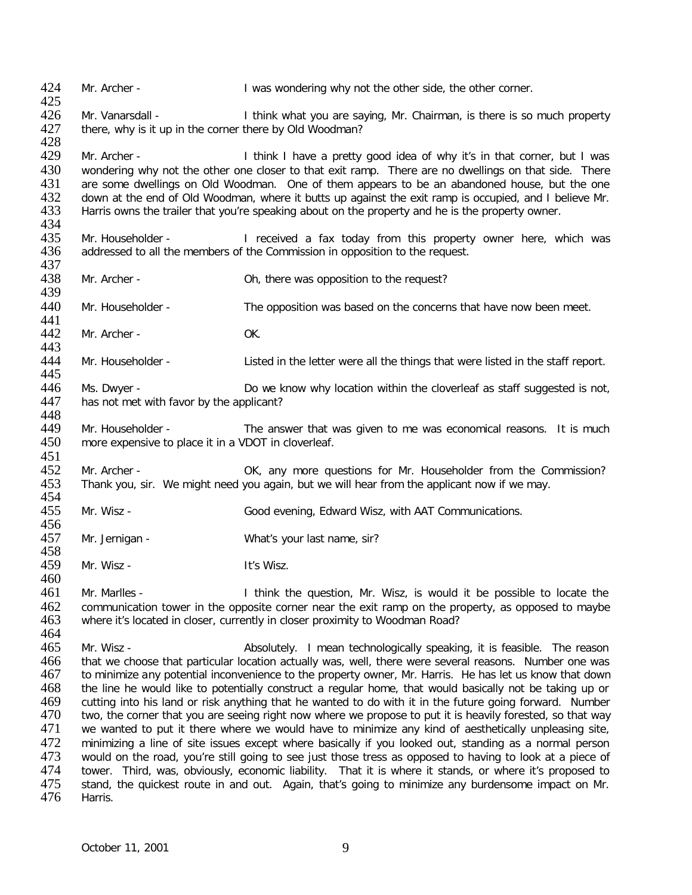424 Mr. Archer - I was wondering why not the other side, the other corner.

426 Mr. Vanarsdall - I think what you are saying, Mr. Chairman, is there is so much property
427 there, why is it up in the corner there by Old Woodman?

429 Mr. Archer - I think I have a pretty good idea of why it's in that corner, but I was
430 wondering why not the other one closer to that exit ramp. There are no dwellings on that side. There
431 are some dwellings on Old Woodman. One of them appears to be an abandoned house, but the one
432 down at the end of Old Woodman, where it butts up against the exit ramp is occupied, and I believe Mr.
433 Harris owns the trailer that you're speaking about on the property and he is the property owner.

435 Mr. Householder - I received a fax today from this property owner here, which was
436 addressed to all the members of the Commission in opposition to the request.

438 Mr. Archer - Oh, there was opposition to the request?

440 Mr. Householder - The opposition was based on the concerns that have now been meet.

442 Mr. Archer - OK.

444 Mr. Householder - Listed in the letter were all the things that were listed in the staff report.

446 Ms. Dwyer - Do we know why location within the cloverleaf as staff suggested is not,
447 has not met with favor by the applicant?

449 Mr. Householder - The answer that was given to me was economical reasons. It is much
450 more expensive to place it in a VDOT in cloverleaf.

452 Mr. Archer - OK, any more questions for Mr. Householder from the Commission?
453 Thank you, sir. We might need you again, but we will hear from the applicant now if we may.

455 Mr. Wisz - Good evening, Edward Wisz, with AAT Communications.

457 Mr. Jernigan - What's your last name, sir?

459 Mr. Wisz - It's Wisz.

461 Mr. Marlles - I think the question, Mr. Wisz, is would it be possible to locate the
462 communication tower in the opposite corner near the exit ramp on the property, as opposed to maybe
463 where it's located in closer, currently in closer proximity to Woodman Road?

465 Mr. Wisz - Absolutely. I mean technologically speaking, it is feasible. The reason
466 that we choose that particular location actually was, well, there were several reasons. Number one was
467 to minimize any potential inconvenience to the property owner, Mr. Harris. He has let us know that down
468 the line he would like to potentially construct a regular home, that would basically not be taking up or
469 cutting into his land or risk anything that he wanted to do with it in the future going forward. Number
470 two, the corner that you are seeing right now where we propose to put it is heavily forested, so that way
471 we wanted to put it there where we would have to minimize any kind of aesthetically unpleasing site,
472 minimizing a line of site issues except where basically if you looked out, standing as a normal person
473 would on the road, you're still going to see just those tress as opposed to having to look at a piece of
474 tower. Third, was, obviously, economic liability. That it is where it stands, or where it's proposed to
475 stand, the quickest route in and out. Again, that's going to minimize any burdensome impact on Mr.
476 Harris.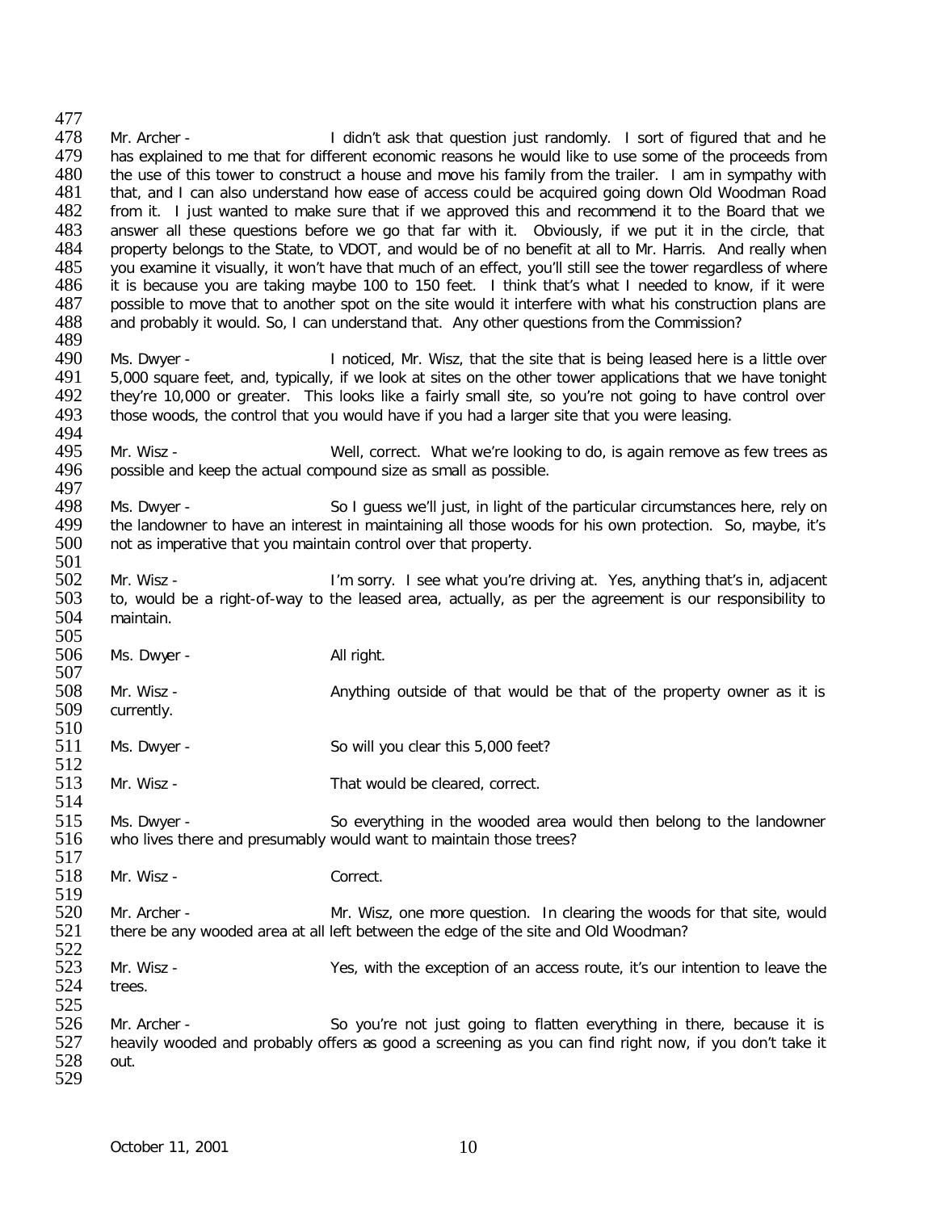Mr. Archer - I didn't ask that question just randomly. I sort of figured that and he has explained to me that for different economic reasons he would like to use some of the proceeds from the use of this tower to construct a house and move his family from the trailer. I am in sympathy with that, and I can also understand how ease of access could be acquired going down Old Woodman Road from it. I just wanted to make sure that if we approved this and recommend it to the Board that we answer all these questions before we go that far with it. Obviously, if we put it in the circle, that property belongs to the State, to VDOT, and would be of no benefit at all to Mr. Harris. And really when you examine it visually, it won't have that much of an effect, you'll still see the tower regardless of where it is because you are taking maybe 100 to 150 feet. I think that's what I needed to know, if it were possible to move that to another spot on the site would it interfere with what his construction plans are and probably it would. So, I can understand that. Any other questions from the Commission?

Ms. Dwyer - I noticed, Mr. Wisz, that the site that is being leased here is a little over 5,000 square feet, and, typically, if we look at sites on the other tower applications that we have tonight they're 10,000 or greater. This looks like a fairly small site, so you're not going to have control over those woods, the control that you would have if you had a larger site that you were leasing.

Mr. Wisz - Well, correct. What we're looking to do, is again remove as few trees as possible and keep the actual compound size as small as possible.

Ms. Dwyer - So I guess we'll just, in light of the particular circumstances here, rely on the landowner to have an interest in maintaining all those woods for his own protection. So, maybe, it's not as imperative that you maintain control over that property.

Mr. Wisz - I'm sorry. I see what you're driving at. Yes, anything that's in, adjacent to, would be a right-of-way to the leased area, actually, as per the agreement is our responsibility to maintain.

Ms. Dwyer - All right.

Mr. Wisz - Anything outside of that would be that of the property owner as it is currently.

Ms. Dwyer - So will you clear this 5,000 feet?

Mr. Wisz - That would be cleared, correct.

Ms. Dwyer - So everything in the wooded area would then belong to the landowner who lives there and presumably would want to maintain those trees?

Mr. Wisz - Correct.

Mr. Archer - Mr. Wisz, one more question. In clearing the woods for that site, would there be any wooded area at all left between the edge of the site and Old Woodman?

Mr. Wisz - Yes, with the exception of an access route, it's our intention to leave the trees.

Mr. Archer - So you're not just going to flatten everything in there, because it is heavily wooded and probably offers as good a screening as you can find right now, if you don't take it out.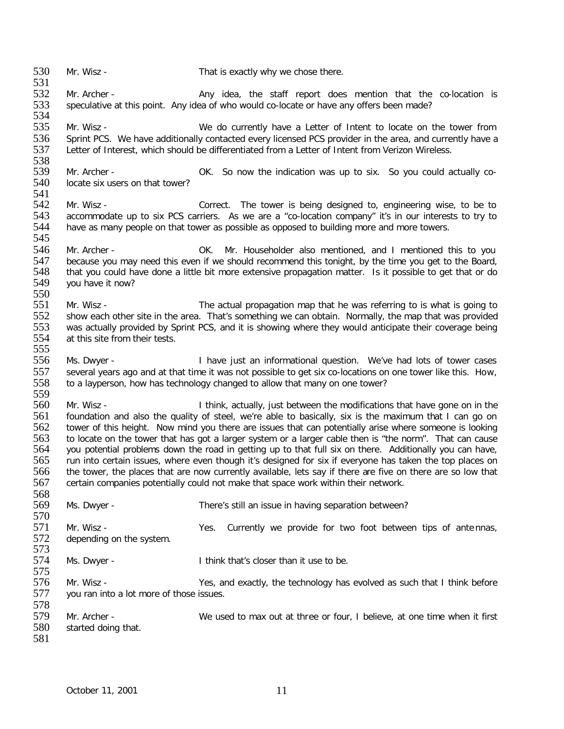530 Mr. Wisz - That is exactly why we chose there.

532 Mr. Archer - Any idea, the staff report does mention that the co-location is speculative at this point. Any idea of who would co-locate or have any offers been made?

535 Mr. Wisz - We do currently have a Letter of Intent to locate on the tower from Sprint PCS. We have additionally contacted every licensed PCS provider in the area, and currently have a Letter of Interest, which should be differentiated from a Letter of Intent from Verizon Wireless.

539 Mr. Archer - OK. So now the indication was up to six. So you could actually co-locate six users on that tower?

542 Mr. Wisz - Correct. The tower is being designed to, engineering wise, to be to accommodate up to six PCS carriers. As we are a "co-location company" it's in our interests to try to have as many people on that tower as possible as opposed to building more and more towers.

546 Mr. Archer - OK. Mr. Householder also mentioned, and I mentioned this to you because you may need this even if we should recommend this tonight, by the time you get to the Board, that you could have done a little bit more extensive propagation matter. Is it possible to get that or do you have it now?

551 Mr. Wisz - The actual propagation map that he was referring to is what is going to show each other site in the area. That's something we can obtain. Normally, the map that was provided was actually provided by Sprint PCS, and it is showing where they would anticipate their coverage being at this site from their tests.

556 Ms. Dwyer - I have just an informational question. We've had lots of tower cases several years ago and at that time it was not possible to get six co-locations on one tower like this. How, to a layperson, how has technology changed to allow that many on one tower?

560 Mr. Wisz - I think, actually, just between the modifications that have gone on in the foundation and also the quality of steel, we're able to basically, six is the maximum that I can go on tower of this height. Now mind you there are issues that can potentially arise where someone is looking to locate on the tower that has got a larger system or a larger cable then is "the norm". That can cause you potential problems down the road in getting up to that full six on there. Additionally you can have, run into certain issues, where even though it's designed for six if everyone has taken the top places on the tower, the places that are now currently available, lets say if there are five on there are so low that certain companies potentially could not make that space work within their network.

569 Ms. Dwyer - There's still an issue in having separation between?

571 Mr. Wisz - Yes. Currently we provide for two foot between tips of antennas, depending on the system.

574 Ms. Dwyer - I think that's closer than it use to be.

576 Mr. Wisz - Yes, and exactly, the technology has evolved as such that I think before you ran into a lot more of those issues.

579 Mr. Archer - We used to max out at three or four, I believe, at one time when it first started doing that.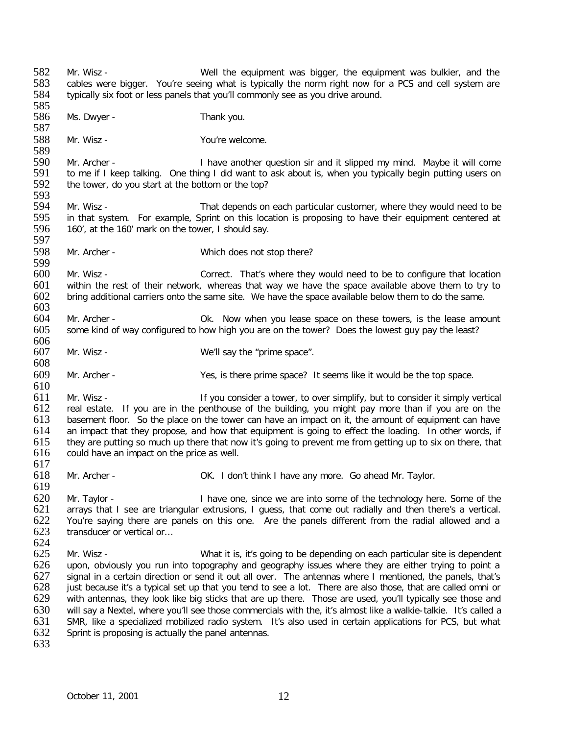Mr. Wisz - Well the equipment was bigger, the equipment was bulkier, and the cables were bigger. You're seeing what is typically the norm right now for a PCS and cell system are typically six foot or less panels that you'll commonly see as you drive around.

Ms. Dwyer - Thank you.

Mr. Wisz - You're welcome.

Mr. Archer - I have another question sir and it slipped my mind. Maybe it will come to me if I keep talking. One thing I did want to ask about is, when you typically begin putting users on the tower, do you start at the bottom or the top?

Mr. Wisz - That depends on each particular customer, where they would need to be in that system. For example, Sprint on this location is proposing to have their equipment centered at 160', at the 160' mark on the tower, I should say.

Mr. Archer - Which does not stop there?

Mr. Wisz - Correct. That's where they would need to be to configure that location within the rest of their network, whereas that way we have the space available above them to try to bring additional carriers onto the same site. We have the space available below them to do the same.

Mr. Archer - Ok. Now when you lease space on these towers, is the lease amount some kind of way configured to how high you are on the tower? Does the lowest guy pay the least?

Mr. Wisz - We'll say the "prime space".

Mr. Archer - Yes, is there prime space? It seems like it would be the top space.

Mr. Wisz - If you consider a tower, to over simplify, but to consider it simply vertical real estate. If you are in the penthouse of the building, you might pay more than if you are on the basement floor. So the place on the tower can have an impact on it, the amount of equipment can have an impact that they propose, and how that equipment is going to effect the loading. In other words, if they are putting so much up there that now it's going to prevent me from getting up to six on there, that could have an impact on the price as well.

Mr. Archer - OK. I don't think I have any more. Go ahead Mr. Taylor.

Mr. Taylor - I have one, since we are into some of the technology here. Some of the arrays that I see are triangular extrusions, I guess, that come out radially and then there's a vertical. You're saying there are panels on this one. Are the panels different from the radial allowed and a transducer or vertical or…

Mr. Wisz - What it is, it's going to be depending on each particular site is dependent upon, obviously you run into topography and geography issues where they are either trying to point a signal in a certain direction or send it out all over. The antennas where I mentioned, the panels, that's just because it's a typical set up that you tend to see a lot. There are also those, that are called omni or with antennas, they look like big sticks that are up there. Those are used, you'll typically see those and will say a Nextel, where you'll see those commercials with the, it's almost like a walkie-talkie. It's called a SMR, like a specialized mobilized radio system. It's also used in certain applications for PCS, but what Sprint is proposing is actually the panel antennas.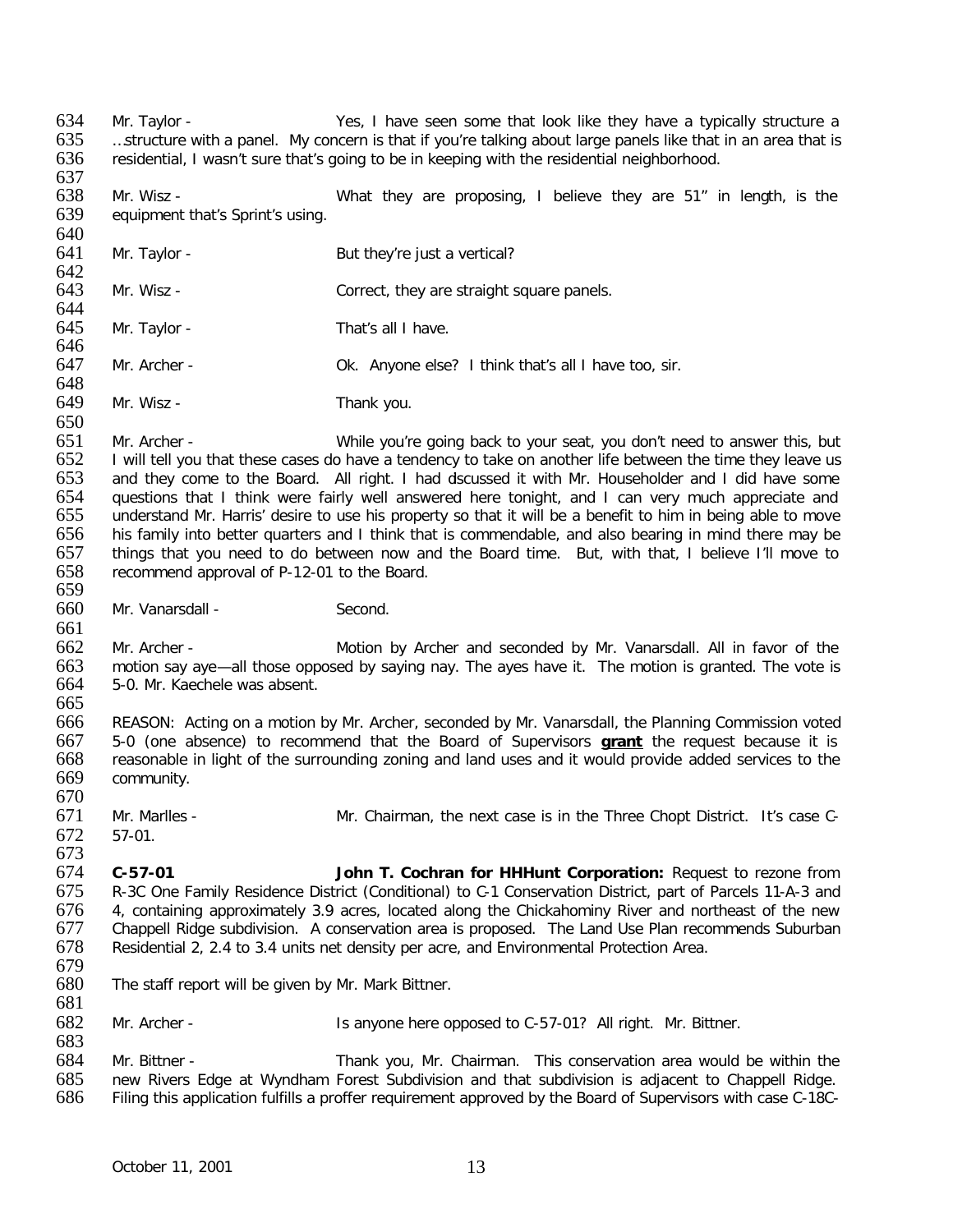Mr. Taylor - Yes, I have seen some that look like they have a typically structure a …structure with a panel. My concern is that if you're talking about large panels like that in an area that is residential, I wasn't sure that's going to be in keeping with the residential neighborhood.

Mr. Wisz - What they are proposing, I believe they are 51" in length, is the equipment that's Sprint's using.

Mr. Taylor - But they're just a vertical?

Mr. Wisz - Correct, they are straight square panels.

Mr. Taylor - That's all I have.

Mr. Archer - Ok. Anyone else? I think that's all I have too, sir.

Mr. Wisz - Thank you.

Mr. Archer - While you're going back to your seat, you don't need to answer this, but I will tell you that these cases do have a tendency to take on another life between the time they leave us and they come to the Board. All right. I had discussed it with Mr. Householder and I did have some questions that I think were fairly well answered here tonight, and I can very much appreciate and understand Mr. Harris' desire to use his property so that it will be a benefit to him in being able to move his family into better quarters and I think that is commendable, and also bearing in mind there may be things that you need to do between now and the Board time. But, with that, I believe I'll move to recommend approval of P-12-01 to the Board.

Mr. Vanarsdall - Second.

Mr. Archer - Motion by Archer and seconded by Mr. Vanarsdall. All in favor of the motion say aye—all those opposed by saying nay. The ayes have it. The motion is granted. The vote is 5-0. Mr. Kaechele was absent.

REASON: Acting on a motion by Mr. Archer, seconded by Mr. Vanarsdall, the Planning Commission voted 5-0 (one absence) to recommend that the Board of Supervisors **grant** the request because it is reasonable in light of the surrounding zoning and land uses and it would provide added services to the community.

Mr. Marlles - Mr. Chairman, the next case is in the Three Chopt District. It's case C-57-01.

**C-57-01 John T. Cochran for HHHunt Corporation:** Request to rezone from R-3C One Family Residence District (Conditional) to C-1 Conservation District, part of Parcels 11-A-3 and 4, containing approximately 3.9 acres, located along the Chickahominy River and northeast of the new Chappell Ridge subdivision. A conservation area is proposed. The Land Use Plan recommends Suburban Residential 2, 2.4 to 3.4 units net density per acre, and Environmental Protection Area.

The staff report will be given by Mr. Mark Bittner.

Mr. Archer - Is anyone here opposed to C-57-01? All right. Mr. Bittner.

Mr. Bittner - Thank you, Mr. Chairman. This conservation area would be within the new Rivers Edge at Wyndham Forest Subdivision and that subdivision is adjacent to Chappell Ridge. Filing this application fulfills a proffer requirement approved by the Board of Supervisors with case C-18C-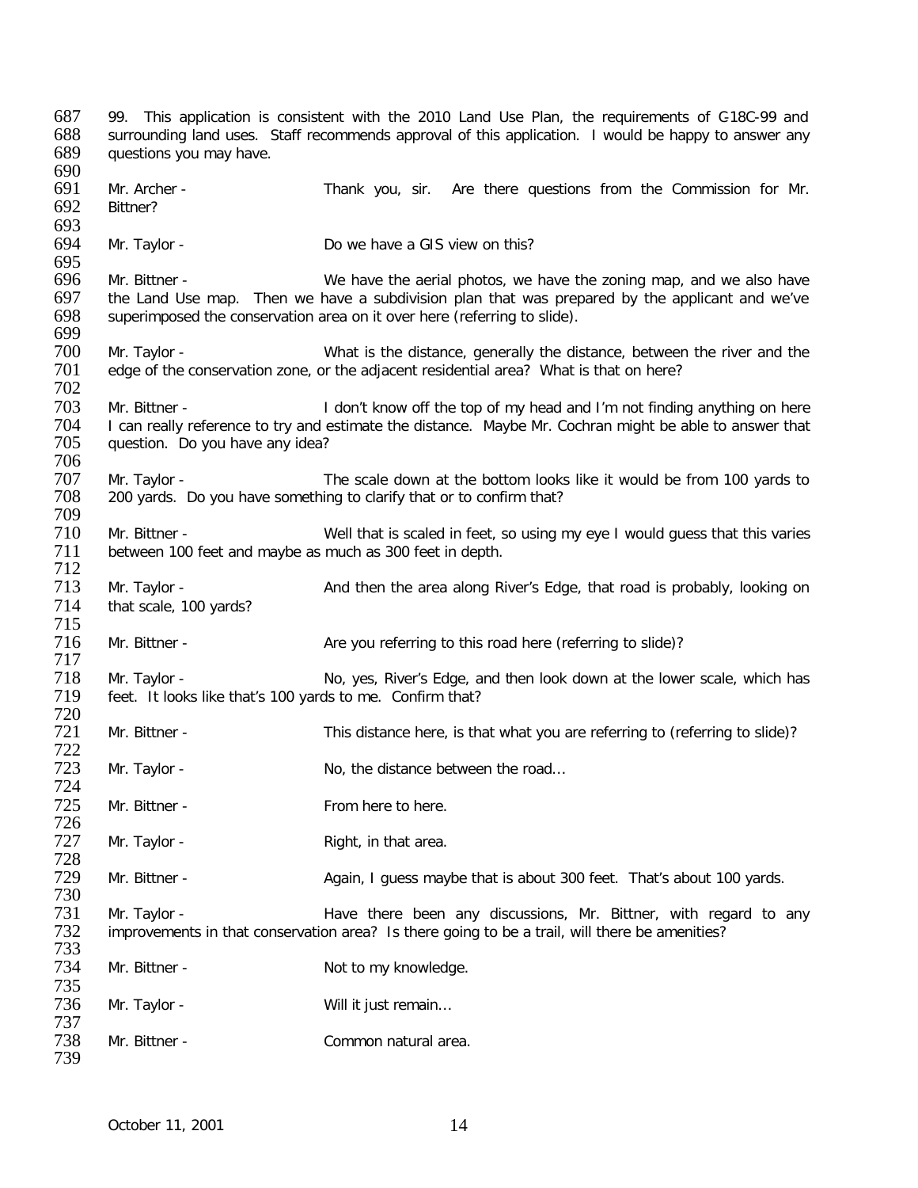99. This application is consistent with the 2010 Land Use Plan, the requirements of C-18C-99 and surrounding land uses. Staff recommends approval of this application. I would be happy to answer any questions you may have.

Mr. Archer - Thank you, sir. Are there questions from the Commission for Mr. Bittner?

Mr. Taylor - Do we have a GIS view on this?

Mr. Bittner - We have the aerial photos, we have the zoning map, and we also have the Land Use map. Then we have a subdivision plan that was prepared by the applicant and we've superimposed the conservation area on it over here (referring to slide).

Mr. Taylor - What is the distance, generally the distance, between the river and the edge of the conservation zone, or the adjacent residential area? What is that on here?

Mr. Bittner - I don't know off the top of my head and I'm not finding anything on here I can really reference to try and estimate the distance. Maybe Mr. Cochran might be able to answer that question. Do you have any idea?

Mr. Taylor - The scale down at the bottom looks like it would be from 100 yards to 200 yards. Do you have something to clarify that or to confirm that?

Mr. Bittner - Well that is scaled in feet, so using my eye I would guess that this varies between 100 feet and maybe as much as 300 feet in depth.

Mr. Taylor - And then the area along River's Edge, that road is probably, looking on that scale, 100 yards?

Mr. Bittner - Are you referring to this road here (referring to slide)?

Mr. Taylor - No, yes, River's Edge, and then look down at the lower scale, which has feet. It looks like that's 100 yards to me. Confirm that?

Mr. Bittner - This distance here, is that what you are referring to (referring to slide)?

Mr. Taylor - No, the distance between the road…

Mr. Bittner - From here to here.

Mr. Taylor - Right, in that area.

Mr. Bittner - Again, I guess maybe that is about 300 feet. That's about 100 yards.

Mr. Taylor - Have there been any discussions, Mr. Bittner, with regard to any improvements in that conservation area? Is there going to be a trail, will there be amenities?

Mr. Bittner - Not to my knowledge.

Mr. Taylor - Will it just remain…

Mr. Bittner - Common natural area.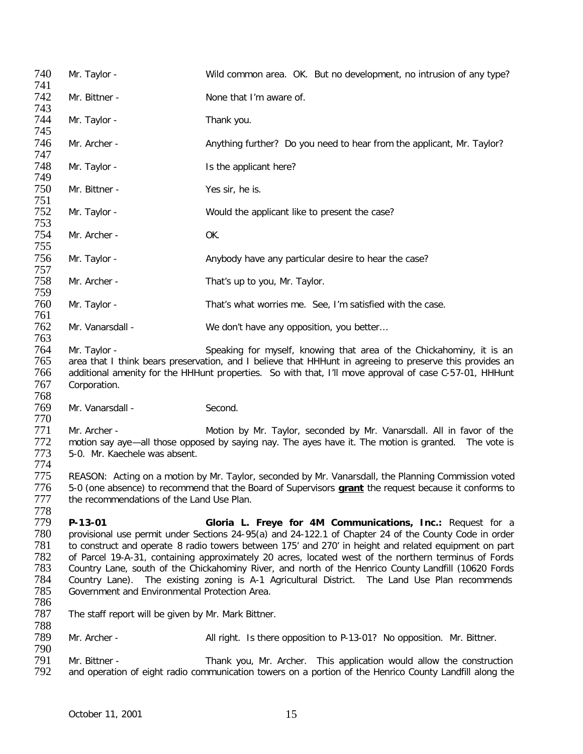Mr. Taylor - Wild common area. OK. But no development, no intrusion of any type?

Mr. Bittner - None that I'm aware of.

Mr. Taylor - Thank you.

Mr. Archer - Anything further? Do you need to hear from the applicant, Mr. Taylor?

Mr. Taylor - Is the applicant here?

Mr. Bittner - Yes sir, he is.

Mr. Taylor - Would the applicant like to present the case?

Mr. Archer - OK.

Mr. Taylor - Anybody have any particular desire to hear the case?

Mr. Archer - That's up to you, Mr. Taylor.

Mr. Taylor - That's what worries me. See, I'm satisfied with the case.

Mr. Vanarsdall - We don't have any opposition, you better…

Mr. Taylor - Speaking for myself, knowing that area of the Chickahominy, it is an area that I think bears preservation, and I believe that HHHunt in agreeing to preserve this provides an additional amenity for the HHHunt properties. So with that, I'll move approval of case C-57-01, HHHunt Corporation.

Mr. Vanarsdall - Second.

Mr. Archer - Motion by Mr. Taylor, seconded by Mr. Vanarsdall. All in favor of the motion say aye—all those opposed by saying nay. The ayes have it. The motion is granted. The vote is 5-0. Mr. Kaechele was absent.

REASON: Acting on a motion by Mr. Taylor, seconded by Mr. Vanarsdall, the Planning Commission voted 5-0 (one absence) to recommend that the Board of Supervisors **grant** the request because it conforms to the recommendations of the Land Use Plan.

**P-13-01 Gloria L. Freye for 4M Communications, Inc.:** Request for a provisional use permit under Sections 24-95(a) and 24-122.1 of Chapter 24 of the County Code in order to construct and operate 8 radio towers between 175' and 270' in height and related equipment on part of Parcel 19-A-31, containing approximately 20 acres, located west of the northern terminus of Fords Country Lane, south of the Chickahominy River, and north of the Henrico County Landfill (10620 Fords Country Lane). The existing zoning is A-1 Agricultural District. The Land Use Plan recommends Government and Environmental Protection Area.

The staff report will be given by Mr. Mark Bittner.

Mr. Archer - All right. Is there opposition to P-13-01? No opposition. Mr. Bittner.

Mr. Bittner - Thank you, Mr. Archer. This application would allow the construction and operation of eight radio communication towers on a portion of the Henrico County Landfill along the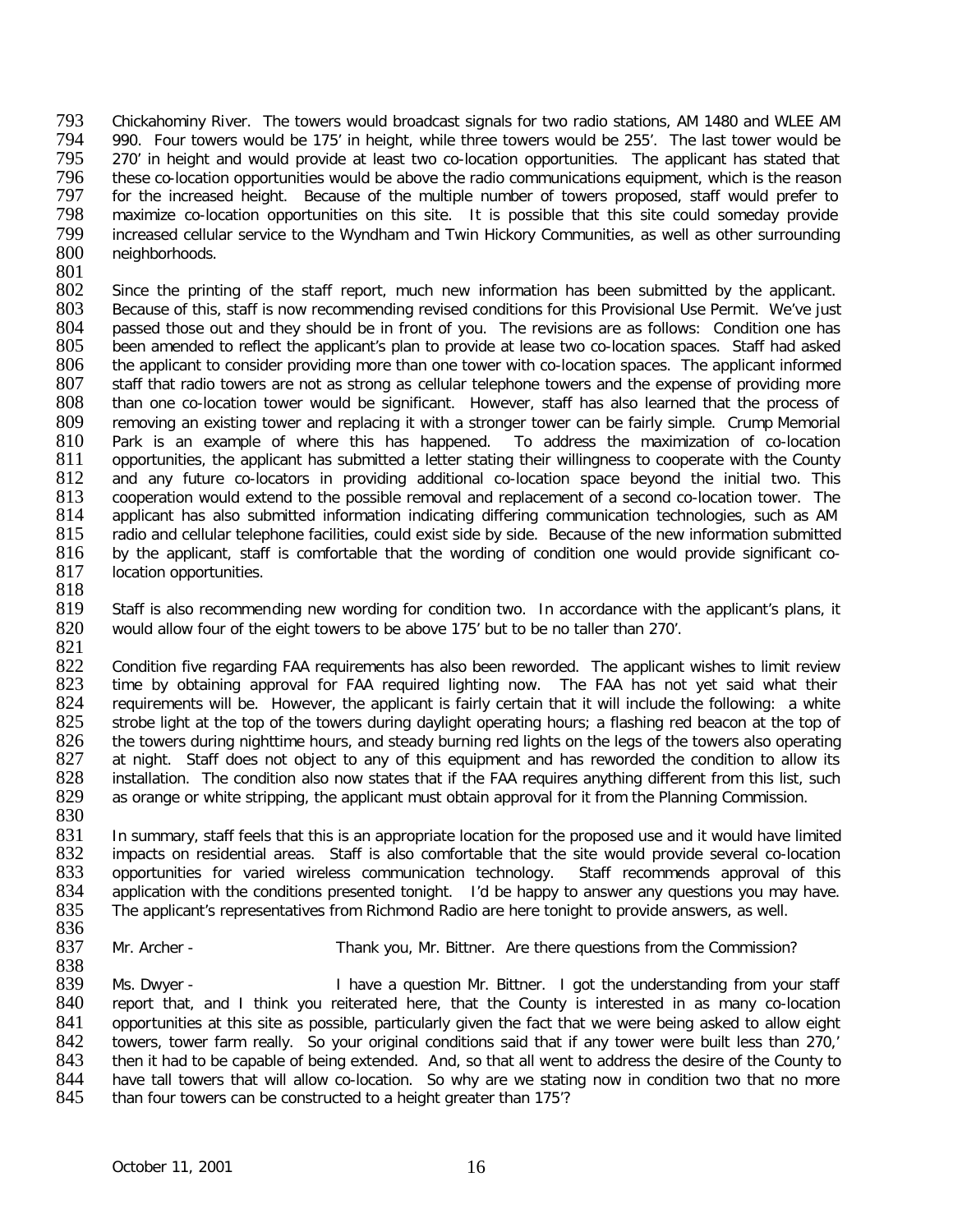Chickahominy River. The towers would broadcast signals for two radio stations, AM 1480 and WLEE AM 990. Four towers would be 175' in height, while three towers would be 255'. The last tower would be 270' in height and would provide at least two co-location opportunities. The applicant has stated that these co-location opportunities would be above the radio communications equipment, which is the reason for the increased height. Because of the multiple number of towers proposed, staff would prefer to maximize co-location opportunities on this site. It is possible that this site could someday provide increased cellular service to the Wyndham and Twin Hickory Communities, as well as other surrounding neighborhoods.

Since the printing of the staff report, much new information has been submitted by the applicant. Because of this, staff is now recommending revised conditions for this Provisional Use Permit. We've just passed those out and they should be in front of you. The revisions are as follows: Condition one has been amended to reflect the applicant's plan to provide at lease two co-location spaces. Staff had asked the applicant to consider providing more than one tower with co-location spaces. The applicant informed staff that radio towers are not as strong as cellular telephone towers and the expense of providing more than one co-location tower would be significant. However, staff has also learned that the process of removing an existing tower and replacing it with a stronger tower can be fairly simple. Crump Memorial Park is an example of where this has happened. To address the maximization of co-location opportunities, the applicant has submitted a letter stating their willingness to cooperate with the County and any future co-locators in providing additional co-location space beyond the initial two. This cooperation would extend to the possible removal and replacement of a second co-location tower. The applicant has also submitted information indicating differing communication technologies, such as AM radio and cellular telephone facilities, could exist side by side. Because of the new information submitted by the applicant, staff is comfortable that the wording of condition one would provide significant co-location opportunities.

Staff is also recommending new wording for condition two. In accordance with the applicant's plans, it would allow four of the eight towers to be above 175' but to be no taller than 270'.

Condition five regarding FAA requirements has also been reworded. The applicant wishes to limit review time by obtaining approval for FAA required lighting now. The FAA has not yet said what their requirements will be. However, the applicant is fairly certain that it will include the following: a white strobe light at the top of the towers during daylight operating hours; a flashing red beacon at the top of the towers during nighttime hours, and steady burning red lights on the legs of the towers also operating at night. Staff does not object to any of this equipment and has reworded the condition to allow its installation. The condition also now states that if the FAA requires anything different from this list, such as orange or white stripping, the applicant must obtain approval for it from the Planning Commission.

In summary, staff feels that this is an appropriate location for the proposed use and it would have limited impacts on residential areas. Staff is also comfortable that the site would provide several co-location opportunities for varied wireless communication technology. Staff recommends approval of this application with the conditions presented tonight. I'd be happy to answer any questions you may have. The applicant's representatives from Richmond Radio are here tonight to provide answers, as well.

Mr. Archer - Thank you, Mr. Bittner. Are there questions from the Commission?

Ms. Dwyer - I have a question Mr. Bittner. I got the understanding from your staff report that, and I think you reiterated here, that the County is interested in as many co-location opportunities at this site as possible, particularly given the fact that we were being asked to allow eight towers, tower farm really. So your original conditions said that if any tower were built less than 270,' then it had to be capable of being extended. And, so that all went to address the desire of the County to have tall towers that will allow co-location. So why are we stating now in condition two that no more than four towers can be constructed to a height greater than 175'?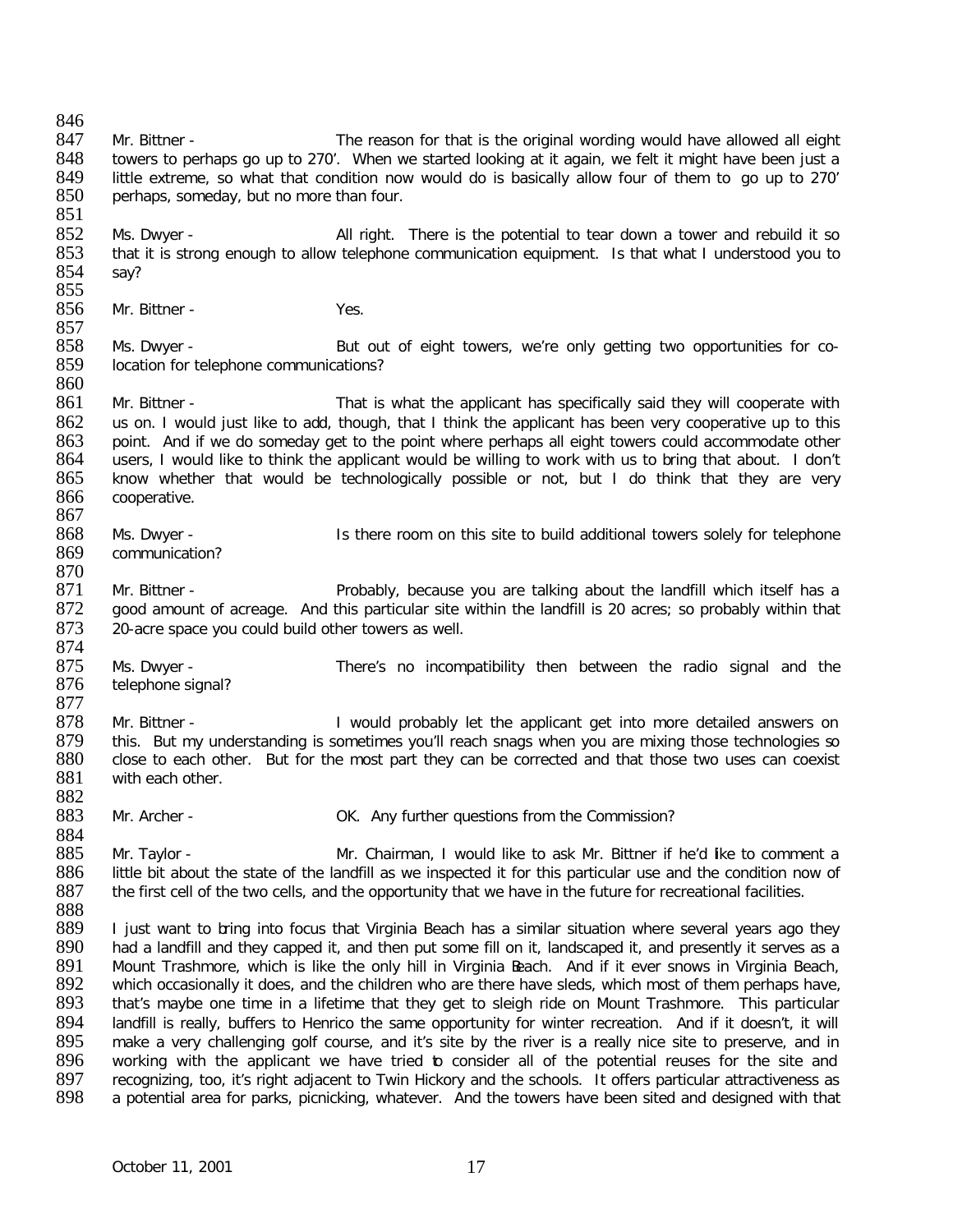Mr. Bittner - The reason for that is the original wording would have allowed all eight towers to perhaps go up to 270'. When we started looking at it again, we felt it might have been just a little extreme, so what that condition now would do is basically allow four of them to go up to 270' perhaps, someday, but no more than four.

Ms. Dwyer - All right. There is the potential to tear down a tower and rebuild it so that it is strong enough to allow telephone communication equipment. Is that what I understood you to say?

Mr. Bittner - Yes.

Ms. Dwyer - But out of eight towers, we're only getting two opportunities for co-location for telephone communications?

Mr. Bittner - That is what the applicant has specifically said they will cooperate with us on. I would just like to add, though, that I think the applicant has been very cooperative up to this point. And if we do someday get to the point where perhaps all eight towers could accommodate other users, I would like to think the applicant would be willing to work with us to bring that about. I don't know whether that would be technologically possible or not, but I do think that they are very cooperative.

Ms. Dwyer - Is there room on this site to build additional towers solely for telephone communication?

Mr. Bittner - Probably, because you are talking about the landfill which itself has a good amount of acreage. And this particular site within the landfill is 20 acres; so probably within that 20-acre space you could build other towers as well.

Ms. Dwyer - There's no incompatibility then between the radio signal and the telephone signal?

Mr. Bittner - I would probably let the applicant get into more detailed answers on this. But my understanding is sometimes you'll reach snags when you are mixing those technologies so close to each other. But for the most part they can be corrected and that those two uses can coexist with each other.

Mr. Archer - OK. Any further questions from the Commission?

Mr. Taylor - Mr. Chairman, I would like to ask Mr. Bittner if he'd like to comment a little bit about the state of the landfill as we inspected it for this particular use and the condition now of the first cell of the two cells, and the opportunity that we have in the future for recreational facilities.

I just want to bring into focus that Virginia Beach has a similar situation where several years ago they had a landfill and they capped it, and then put some fill on it, landscaped it, and presently it serves as a Mount Trashmore, which is like the only hill in Virginia Beach. And if it ever snows in Virginia Beach, which occasionally it does, and the children who are there have sleds, which most of them perhaps have, that's maybe one time in a lifetime that they get to sleigh ride on Mount Trashmore. This particular landfill is really, buffers to Henrico the same opportunity for winter recreation. And if it doesn't, it will make a very challenging golf course, and it's site by the river is a really nice site to preserve, and in working with the applicant we have tried to consider all of the potential reuses for the site and recognizing, too, it's right adjacent to Twin Hickory and the schools. It offers particular attractiveness as a potential area for parks, picnicking, whatever. And the towers have been sited and designed with that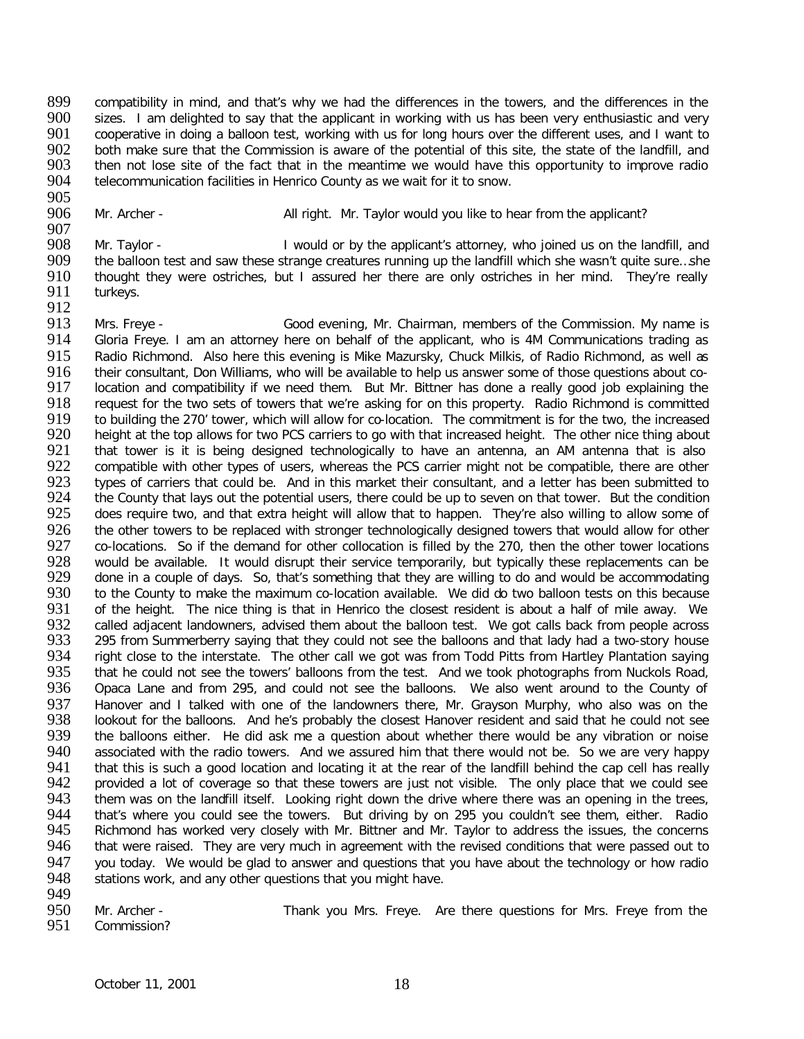compatibility in mind, and that's why we had the differences in the towers, and the differences in the sizes. I am delighted to say that the applicant in working with us has been very enthusiastic and very cooperative in doing a balloon test, working with us for long hours over the different uses, and I want to both make sure that the Commission is aware of the potential of this site, the state of the landfill, and then not lose site of the fact that in the meantime we would have this opportunity to improve radio telecommunication facilities in Henrico County as we wait for it to snow.

Mr. Archer - All right. Mr. Taylor would you like to hear from the applicant?

Mr. Taylor - I would or by the applicant's attorney, who joined us on the landfill, and the balloon test and saw these strange creatures running up the landfill which she wasn't quite sure…she thought they were ostriches, but I assured her there are only ostriches in her mind. They're really turkeys.

Mrs. Freye - Good evening, Mr. Chairman, members of the Commission. My name is Gloria Freye. I am an attorney here on behalf of the applicant, who is 4M Communications trading as Radio Richmond. Also here this evening is Mike Mazursky, Chuck Milkis, of Radio Richmond, as well as their consultant, Don Williams, who will be available to help us answer some of those questions about co-location and compatibility if we need them. But Mr. Bittner has done a really good job explaining the request for the two sets of towers that we're asking for on this property. Radio Richmond is committed to building the 270' tower, which will allow for co-location. The commitment is for the two, the increased height at the top allows for two PCS carriers to go with that increased height. The other nice thing about that tower is it is being designed technologically to have an antenna, an AM antenna that is also compatible with other types of users, whereas the PCS carrier might not be compatible, there are other types of carriers that could be. And in this market their consultant, and a letter has been submitted to the County that lays out the potential users, there could be up to seven on that tower. But the condition does require two, and that extra height will allow that to happen. They're also willing to allow some of the other towers to be replaced with stronger technologically designed towers that would allow for other co-locations. So if the demand for other collocation is filled by the 270, then the other tower locations would be available. It would disrupt their service temporarily, but typically these replacements can be done in a couple of days. So, that's something that they are willing to do and would be accommodating to the County to make the maximum co-location available. We did do two balloon tests on this because of the height. The nice thing is that in Henrico the closest resident is about a half of mile away. We called adjacent landowners, advised them about the balloon test. We got calls back from people across 295 from Summerberry saying that they could not see the balloons and that lady had a two-story house right close to the interstate. The other call we got was from Todd Pitts from Hartley Plantation saying that he could not see the towers' balloons from the test. And we took photographs from Nuckols Road, Opaca Lane and from 295, and could not see the balloons. We also went around to the County of Hanover and I talked with one of the landowners there, Mr. Grayson Murphy, who also was on the lookout for the balloons. And he's probably the closest Hanover resident and said that he could not see the balloons either. He did ask me a question about whether there would be any vibration or noise associated with the radio towers. And we assured him that there would not be. So we are very happy that this is such a good location and locating it at the rear of the landfill behind the cap cell has really provided a lot of coverage so that these towers are just not visible. The only place that we could see them was on the landfill itself. Looking right down the drive where there was an opening in the trees, that's where you could see the towers. But driving by on 295 you couldn't see them, either. Radio Richmond has worked very closely with Mr. Bittner and Mr. Taylor to address the issues, the concerns that were raised. They are very much in agreement with the revised conditions that were passed out to you today. We would be glad to answer and questions that you have about the technology or how radio stations work, and any other questions that you might have.

Mr. Archer - Thank you Mrs. Freye. Are there questions for Mrs. Freye from the Commission?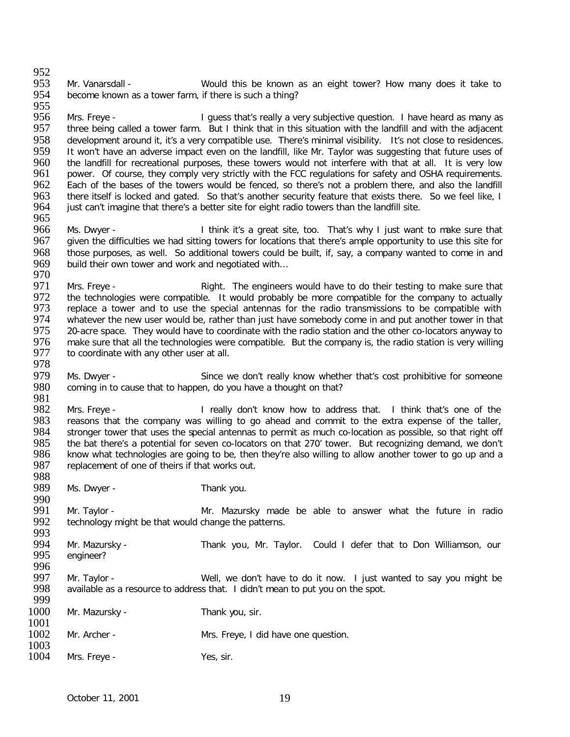Mr. Vanarsdall - Would this be known as an eight tower? How many does it take to become known as a tower farm, if there is such a thing?

Mrs. Freye - I guess that's really a very subjective question. I have heard as many as three being called a tower farm. But I think that in this situation with the landfill and with the adjacent development around it, it's a very compatible use. There's minimal visibility. It's not close to residences. It won't have an adverse impact even on the landfill, like Mr. Taylor was suggesting that future uses of the landfill for recreational purposes, these towers would not interfere with that at all. It is very low power. Of course, they comply very strictly with the FCC regulations for safety and OSHA requirements. Each of the bases of the towers would be fenced, so there's not a problem there, and also the landfill there itself is locked and gated. So that's another security feature that exists there. So we feel like, I just can't imagine that there's a better site for eight radio towers than the landfill site.

Ms. Dwyer - I think it's a great site, too. That's why I just want to make sure that given the difficulties we had sitting towers for locations that there's ample opportunity to use this site for those purposes, as well. So additional towers could be built, if, say, a company wanted to come in and build their own tower and work and negotiated with…

Mrs. Freye - Right. The engineers would have to do their testing to make sure that the technologies were compatible. It would probably be more compatible for the company to actually replace a tower and to use the special antennas for the radio transmissions to be compatible with whatever the new user would be, rather than just have somebody come in and put another tower in that 20-acre space. They would have to coordinate with the radio station and the other co-locators anyway to make sure that all the technologies were compatible. But the company is, the radio station is very willing to coordinate with any other user at all.

Ms. Dwyer - Since we don't really know whether that's cost prohibitive for someone coming in to cause that to happen, do you have a thought on that?

Mrs. Freye - I really don't know how to address that. I think that's one of the reasons that the company was willing to go ahead and commit to the extra expense of the taller, stronger tower that uses the special antennas to permit as much co-location as possible, so that right off the bat there's a potential for seven co-locators on that 270' tower. But recognizing demand, we don't know what technologies are going to be, then they're also willing to allow another tower to go up and a replacement of one of theirs if that works out.

Ms. Dwyer - Thank you.

Mr. Taylor - Mr. Mazursky made be able to answer what the future in radio technology might be that would change the patterns.

Mr. Mazursky - Thank you, Mr. Taylor. Could I defer that to Don Williamson, our engineer?

Mr. Taylor - Well, we don't have to do it now. I just wanted to say you might be available as a resource to address that. I didn't mean to put you on the spot.

Mr. Mazursky - Thank you, sir.

Mr. Archer - Mrs. Freye, I did have one question.

Mrs. Freye - Yes, sir.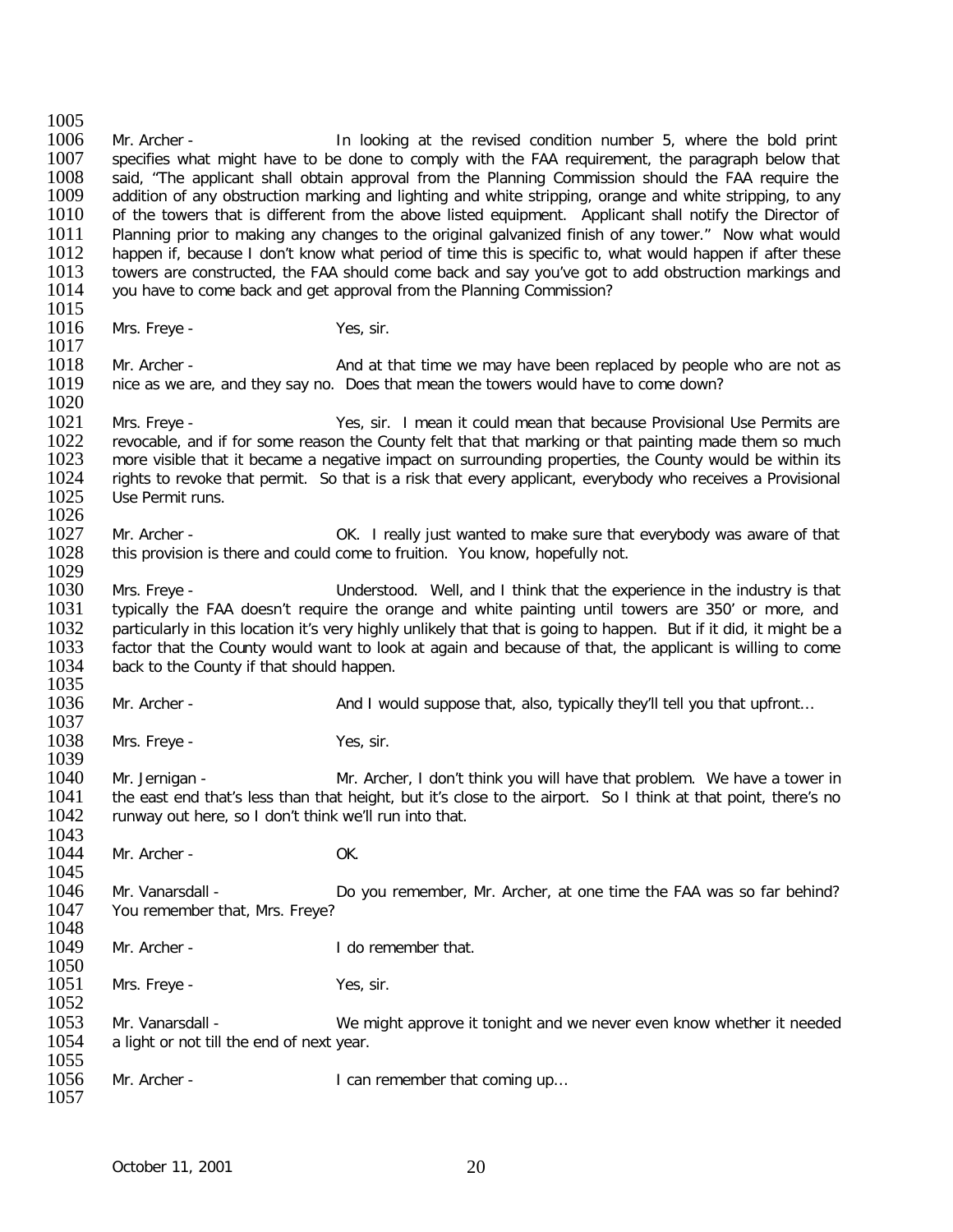Mr. Archer - In looking at the revised condition number 5, where the bold print specifies what might have to be done to comply with the FAA requirement, the paragraph below that said, "The applicant shall obtain approval from the Planning Commission should the FAA require the addition of any obstruction marking and lighting and white stripping, orange and white stripping, to any of the towers that is different from the above listed equipment. Applicant shall notify the Director of Planning prior to making any changes to the original galvanized finish of any tower." Now what would happen if, because I don't know what period of time this is specific to, what would happen if after these towers are constructed, the FAA should come back and say you've got to add obstruction markings and you have to come back and get approval from the Planning Commission?

Mrs. Freye - Yes, sir.

Mr. Archer - And at that time we may have been replaced by people who are not as nice as we are, and they say no. Does that mean the towers would have to come down?

Mrs. Freye - Yes, sir. I mean it could mean that because Provisional Use Permits are revocable, and if for some reason the County felt that that marking or that painting made them so much more visible that it became a negative impact on surrounding properties, the County would be within its rights to revoke that permit. So that is a risk that every applicant, everybody who receives a Provisional Use Permit runs.

Mr. Archer - OK. I really just wanted to make sure that everybody was aware of that this provision is there and could come to fruition. You know, hopefully not.

Mrs. Freye - Understood. Well, and I think that the experience in the industry is that typically the FAA doesn't require the orange and white painting until towers are 350' or more, and particularly in this location it's very highly unlikely that that is going to happen. But if it did, it might be a factor that the County would want to look at again and because of that, the applicant is willing to come back to the County if that should happen.

Mr. Archer - And I would suppose that, also, typically they'll tell you that upfront…

Mrs. Freye - Yes, sir.

Mr. Jernigan - Mr. Archer, I don't think you will have that problem. We have a tower in the east end that's less than that height, but it's close to the airport. So I think at that point, there's no runway out here, so I don't think we'll run into that.

Mr. Archer - OK.

Mr. Vanarsdall - Do you remember, Mr. Archer, at one time the FAA was so far behind? You remember that, Mrs. Freye?

Mr. Archer - I do remember that.

Mrs. Freye - Yes, sir.

Mr. Vanarsdall - We might approve it tonight and we never even know whether it needed a light or not till the end of next year.

Mr. Archer - I can remember that coming up…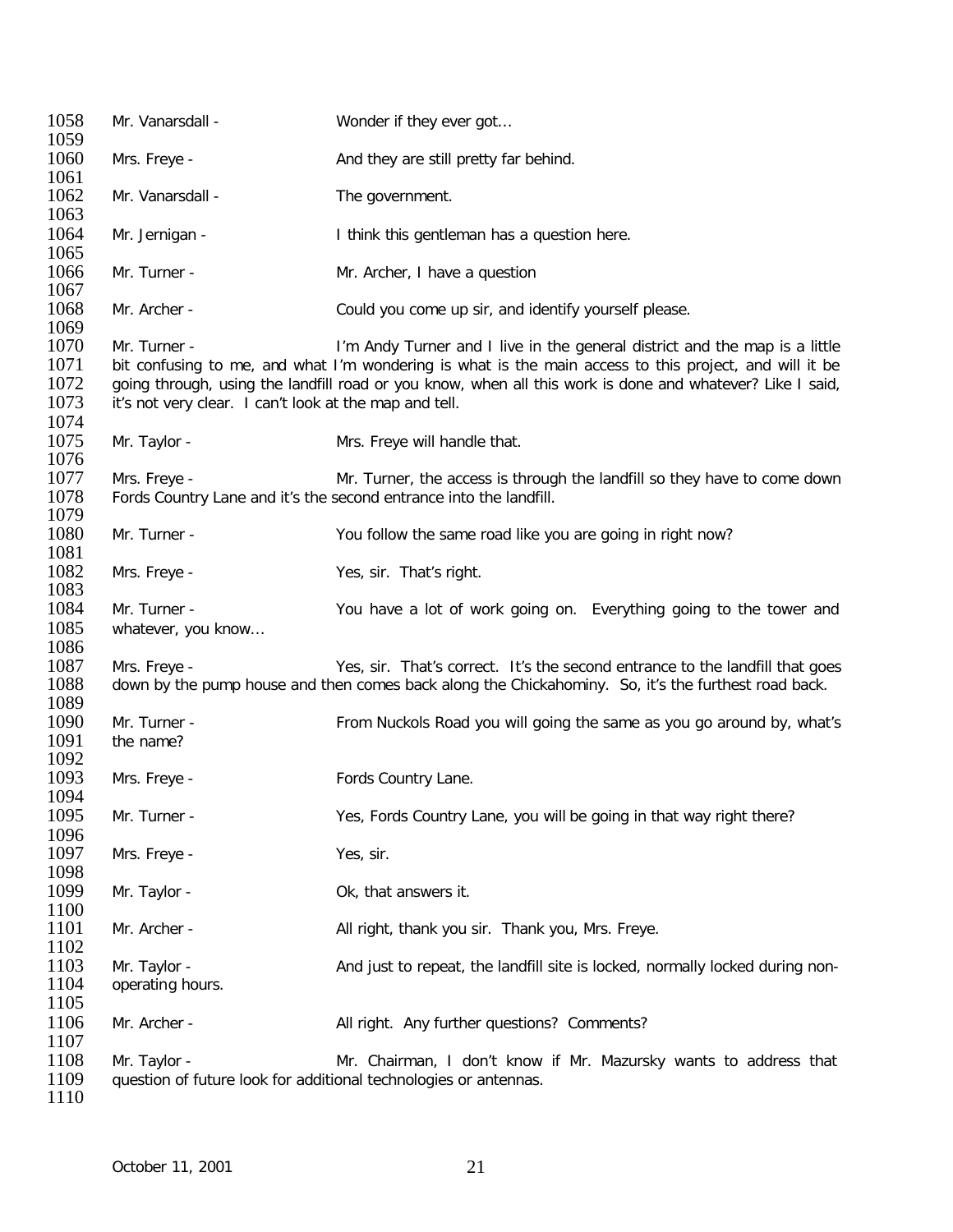Mr. Vanarsdall - Wonder if they ever got…

Mrs. Freye - And they are still pretty far behind.

Mr. Vanarsdall - The government.

Mr. Jernigan - I think this gentleman has a question here.

Mr. Turner - Mr. Archer, I have a question

Mr. Archer - Could you come up sir, and identify yourself please.

Mr. Turner - I'm Andy Turner and I live in the general district and the map is a little bit confusing to me, and what I'm wondering is what is the main access to this project, and will it be going through, using the landfill road or you know, when all this work is done and whatever? Like I said, it's not very clear. I can't look at the map and tell.

Mr. Taylor - Mrs. Freye will handle that.

Mrs. Freye - Mr. Turner, the access is through the landfill so they have to come down Fords Country Lane and it's the second entrance into the landfill.

Mr. Turner - You follow the same road like you are going in right now?

Mrs. Freye - Yes, sir. That's right.

Mr. Turner - You have a lot of work going on. Everything going to the tower and whatever, you know…

Mrs. Freye - Yes, sir. That's correct. It's the second entrance to the landfill that goes down by the pump house and then comes back along the Chickahominy. So, it's the furthest road back.

Mr. Turner - From Nuckols Road you will going the same as you go around by, what's the name?

Mrs. Freye - Fords Country Lane.

Mr. Turner - Yes, Fords Country Lane, you will be going in that way right there?

Mrs. Freye - Yes, sir.

Mr. Taylor - Ok, that answers it.

Mr. Archer - All right, thank you sir. Thank you, Mrs. Freye.

Mr. Taylor - And just to repeat, the landfill site is locked, normally locked during non-operating hours.

Mr. Archer - All right. Any further questions? Comments?

Mr. Taylor - Mr. Chairman, I don't know if Mr. Mazursky wants to address that question of future look for additional technologies or antennas.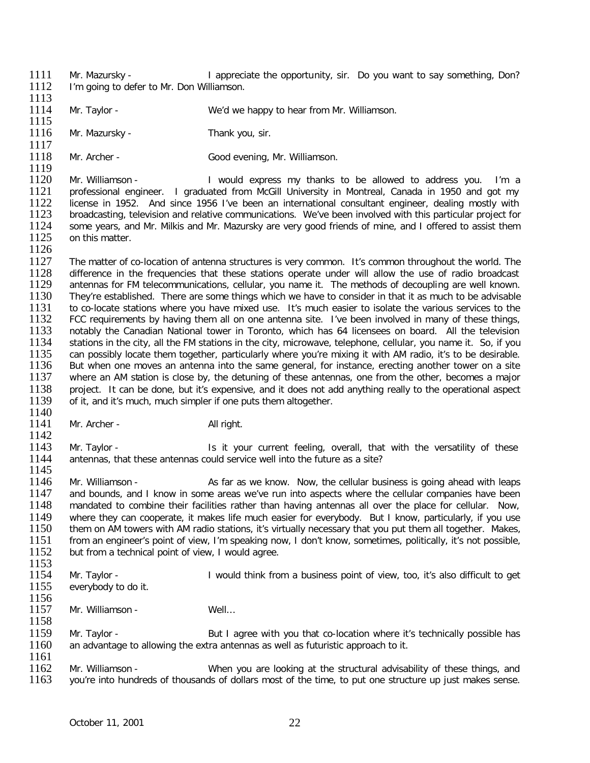1111 Mr. Mazursky - I appreciate the opportunity, sir. Do you want to say something, Don?
1112 I'm going to defer to Mr. Don Williamson.
1113
1114 Mr. Taylor - We'd we happy to hear from Mr. Williamson.
1115
1116 Mr. Mazursky - Thank you, sir.
1117
1118 Mr. Archer - Good evening, Mr. Williamson.
1119
1120 Mr. Williamson - I would express my thanks to be allowed to address you. I'm a
1121 professional engineer. I graduated from McGill University in Montreal, Canada in 1950 and got my
1122 license in 1952. And since 1956 I've been an international consultant engineer, dealing mostly with
1123 broadcasting, television and relative communications. We've been involved with this particular project for
1124 some years, and Mr. Milkis and Mr. Mazursky are very good friends of mine, and I offered to assist them
1125 on this matter.
1126
1127 The matter of co-location of antenna structures is very common. It's common throughout the world. The
1128 difference in the frequencies that these stations operate under will allow the use of radio broadcast
1129 antennas for FM telecommunications, cellular, you name it. The methods of decoupling are well known.
1130 They're established. There are some things which we have to consider in that it as much to be advisable
1131 to co-locate stations where you have mixed use. It's much easier to isolate the various services to the
1132 FCC requirements by having them all on one antenna site. I've been involved in many of these things,
1133 notably the Canadian National tower in Toronto, which has 64 licensees on board. All the television
1134 stations in the city, all the FM stations in the city, microwave, telephone, cellular, you name it. So, if you
1135 can possibly locate them together, particularly where you're mixing it with AM radio, it's to be desirable.
1136 But when one moves an antenna into the same general, for instance, erecting another tower on a site
1137 where an AM station is close by, the detuning of these antennas, one from the other, becomes a major
1138 project. It can be done, but it's expensive, and it does not add anything really to the operational aspect
1139 of it, and it's much, much simpler if one puts them altogether.
1140
1141 Mr. Archer - All right.
1142
1143 Mr. Taylor - Is it your current feeling, overall, that with the versatility of these
1144 antennas, that these antennas could service well into the future as a site?
1145
1146 Mr. Williamson - As far as we know. Now, the cellular business is going ahead with leaps
1147 and bounds, and I know in some areas we've run into aspects where the cellular companies have been
1148 mandated to combine their facilities rather than having antennas all over the place for cellular. Now,
1149 where they can cooperate, it makes life much easier for everybody. But I know, particularly, if you use
1150 them on AM towers with AM radio stations, it's virtually necessary that you put them all together. Makes,
1151 from an engineer's point of view, I'm speaking now, I don't know, sometimes, politically, it's not possible,
1152 but from a technical point of view, I would agree.
1153
1154 Mr. Taylor - I would think from a business point of view, too, it's also difficult to get
1155 everybody to do it.
1156
1157 Mr. Williamson - Well…
1158
1159 Mr. Taylor - But I agree with you that co-location where it's technically possible has
1160 an advantage to allowing the extra antennas as well as futuristic approach to it.
1161
1162 Mr. Williamson - When you are looking at the structural advisability of these things, and
1163 you're into hundreds of thousands of dollars most of the time, to put one structure up just makes sense.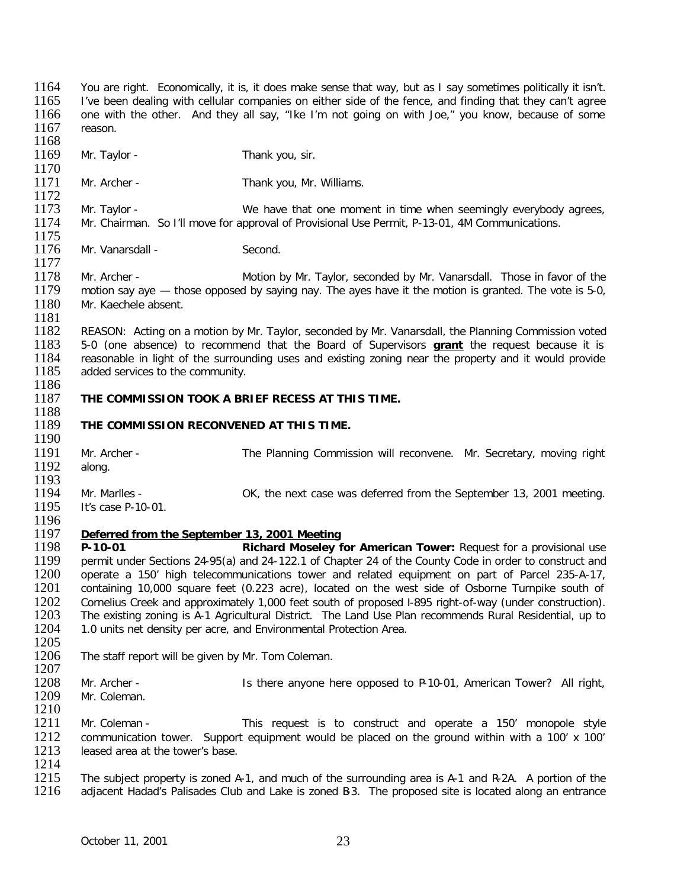You are right. Economically, it is, it does make sense that way, but as I say sometimes politically it isn't. I've been dealing with cellular companies on either side of the fence, and finding that they can't agree one with the other. And they all say, "Ike I'm not going on with Joe," you know, because of some reason.

Mr. Taylor - Thank you, sir.

Mr. Archer - Thank you, Mr. Williams.

Mr. Taylor - We have that one moment in time when seemingly everybody agrees, Mr. Chairman. So I'll move for approval of Provisional Use Permit, P-13-01, 4M Communications.

Mr. Vanarsdall - Second.

Mr. Archer - Motion by Mr. Taylor, seconded by Mr. Vanarsdall. Those in favor of the motion say aye — those opposed by saying nay. The ayes have it the motion is granted. The vote is 5-0, Mr. Kaechele absent.

REASON: Acting on a motion by Mr. Taylor, seconded by Mr. Vanarsdall, the Planning Commission voted 5-0 (one absence) to recommend that the Board of Supervisors **grant** the request because it is reasonable in light of the surrounding uses and existing zoning near the property and it would provide added services to the community.

**THE COMMISSION TOOK A BRIEF RECESS AT THIS TIME.**

**THE COMMISSION RECONVENED AT THIS TIME.**

Mr. Archer - The Planning Commission will reconvene. Mr. Secretary, moving right along.

Mr. Marlles - OK, the next case was deferred from the September 13, 2001 meeting. It's case P-10-01.

**Deferred from the September 13, 2001 Meeting**

**P-10-01** **Richard Moseley for American Tower:** Request for a provisional use permit under Sections 24-95(a) and 24-122.1 of Chapter 24 of the County Code in order to construct and operate a 150' high telecommunications tower and related equipment on part of Parcel 235-A-17, containing 10,000 square feet (0.223 acre), located on the west side of Osborne Turnpike south of Cornelius Creek and approximately 1,000 feet south of proposed I-895 right-of-way (under construction). The existing zoning is A-1 Agricultural District. The Land Use Plan recommends Rural Residential, up to 1.0 units net density per acre, and Environmental Protection Area.

The staff report will be given by Mr. Tom Coleman.

Mr. Archer - Is there anyone here opposed to P-10-01, American Tower? All right, Mr. Coleman.

Mr. Coleman - This request is to construct and operate a 150' monopole style communication tower. Support equipment would be placed on the ground within with a 100' x 100' leased area at the tower's base.

The subject property is zoned A-1, and much of the surrounding area is A-1 and R-2A. A portion of the adjacent Hadad's Palisades Club and Lake is zoned B-3. The proposed site is located along an entrance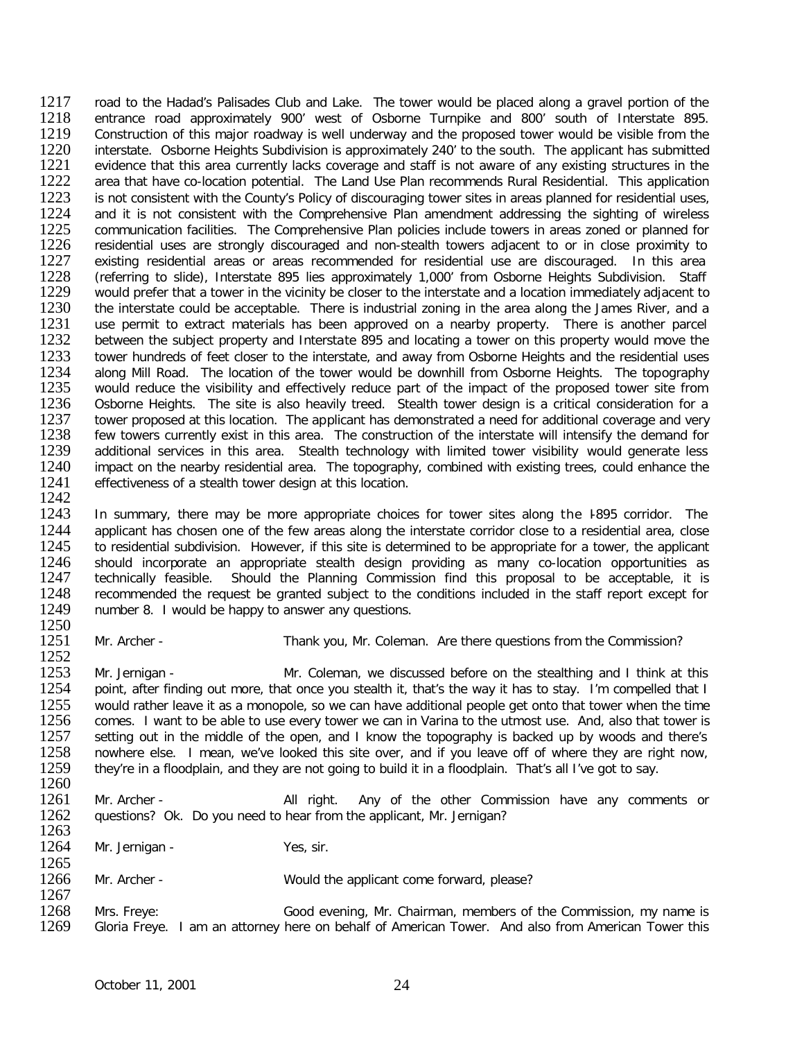road to the Hadad's Palisades Club and Lake. The tower would be placed along a gravel portion of the entrance road approximately 900' west of Osborne Turnpike and 800' south of Interstate 895. Construction of this major roadway is well underway and the proposed tower would be visible from the interstate. Osborne Heights Subdivision is approximately 240' to the south. The applicant has submitted evidence that this area currently lacks coverage and staff is not aware of any existing structures in the area that have co-location potential. The Land Use Plan recommends Rural Residential. This application is not consistent with the County's Policy of discouraging tower sites in areas planned for residential uses, and it is not consistent with the Comprehensive Plan amendment addressing the sighting of wireless communication facilities. The Comprehensive Plan policies include towers in areas zoned or planned for residential uses are strongly discouraged and non-stealth towers adjacent to or in close proximity to existing residential areas or areas recommended for residential use are discouraged. In this area (referring to slide), Interstate 895 lies approximately 1,000' from Osborne Heights Subdivision. Staff would prefer that a tower in the vicinity be closer to the interstate and a location immediately adjacent to the interstate could be acceptable. There is industrial zoning in the area along the James River, and a use permit to extract materials has been approved on a nearby property. There is another parcel between the subject property and Interstate 895 and locating a tower on this property would move the tower hundreds of feet closer to the interstate, and away from Osborne Heights and the residential uses along Mill Road. The location of the tower would be downhill from Osborne Heights. The topography would reduce the visibility and effectively reduce part of the impact of the proposed tower site from Osborne Heights. The site is also heavily treed. Stealth tower design is a critical consideration for a tower proposed at this location. The applicant has demonstrated a need for additional coverage and very few towers currently exist in this area. The construction of the interstate will intensify the demand for additional services in this area. Stealth technology with limited tower visibility would generate less impact on the nearby residential area. The topography, combined with existing trees, could enhance the effectiveness of a stealth tower design at this location.

In summary, there may be more appropriate choices for tower sites along the I-895 corridor. The applicant has chosen one of the few areas along the interstate corridor close to a residential area, close to residential subdivision. However, if this site is determined to be appropriate for a tower, the applicant should incorporate an appropriate stealth design providing as many co-location opportunities as technically feasible. Should the Planning Commission find this proposal to be acceptable, it is recommended the request be granted subject to the conditions included in the staff report except for number 8. I would be happy to answer any questions.

Mr. Archer - Thank you, Mr. Coleman. Are there questions from the Commission?

Mr. Jernigan - Mr. Coleman, we discussed before on the stealthing and I think at this point, after finding out more, that once you stealth it, that's the way it has to stay. I'm compelled that I would rather leave it as a monopole, so we can have additional people get onto that tower when the time comes. I want to be able to use every tower we can in Varina to the utmost use. And, also that tower is setting out in the middle of the open, and I know the topography is backed up by woods and there's nowhere else. I mean, we've looked this site over, and if you leave off of where they are right now, they're in a floodplain, and they are not going to build it in a floodplain. That's all I've got to say.

Mr. Archer - All right. Any of the other Commission have any comments or questions? Ok. Do you need to hear from the applicant, Mr. Jernigan?

Mr. Jernigan - Yes, sir.

Mr. Archer - Would the applicant come forward, please?

Mrs. Freye: Good evening, Mr. Chairman, members of the Commission, my name is Gloria Freye. I am an attorney here on behalf of American Tower. And also from American Tower this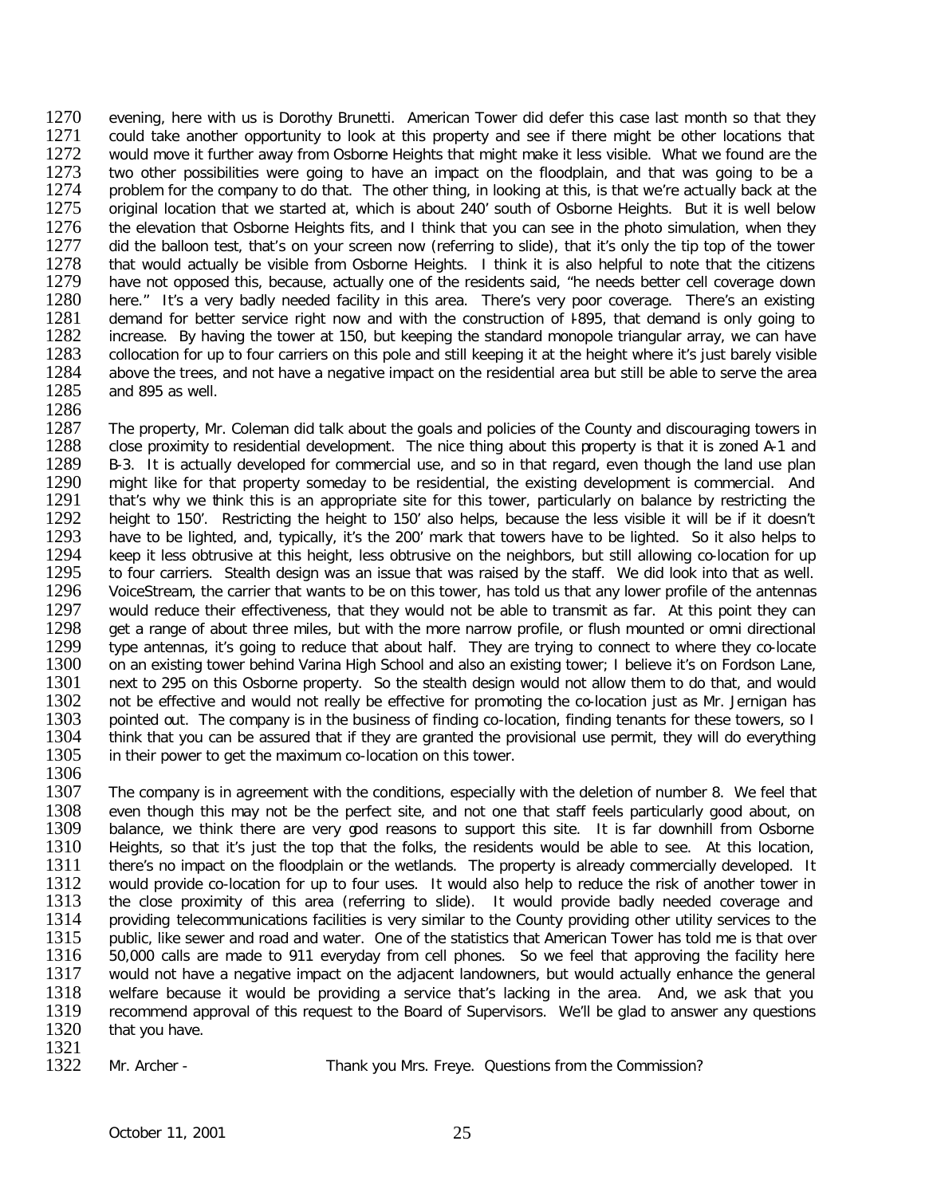evening, here with us is Dorothy Brunetti. American Tower did defer this case last month so that they could take another opportunity to look at this property and see if there might be other locations that would move it further away from Osborne Heights that might make it less visible. What we found are the two other possibilities were going to have an impact on the floodplain, and that was going to be a problem for the company to do that. The other thing, in looking at this, is that we're actually back at the original location that we started at, which is about 240' south of Osborne Heights. But it is well below the elevation that Osborne Heights fits, and I think that you can see in the photo simulation, when they did the balloon test, that's on your screen now (referring to slide), that it's only the tip top of the tower that would actually be visible from Osborne Heights. I think it is also helpful to note that the citizens have not opposed this, because, actually one of the residents said, "he needs better cell coverage down here." It's a very badly needed facility in this area. There's very poor coverage. There's an existing demand for better service right now and with the construction of I-895, that demand is only going to increase. By having the tower at 150, but keeping the standard monopole triangular array, we can have collocation for up to four carriers on this pole and still keeping it at the height where it's just barely visible above the trees, and not have a negative impact on the residential area but still be able to serve the area and 895 as well.

The property, Mr. Coleman did talk about the goals and policies of the County and discouraging towers in close proximity to residential development. The nice thing about this property is that it is zoned A-1 and B-3. It is actually developed for commercial use, and so in that regard, even though the land use plan might like for that property someday to be residential, the existing development is commercial. And that's why we think this is an appropriate site for this tower, particularly on balance by restricting the height to 150'. Restricting the height to 150' also helps, because the less visible it will be if it doesn't have to be lighted, and, typically, it's the 200' mark that towers have to be lighted. So it also helps to keep it less obtrusive at this height, less obtrusive on the neighbors, but still allowing co-location for up to four carriers. Stealth design was an issue that was raised by the staff. We did look into that as well. VoiceStream, the carrier that wants to be on this tower, has told us that any lower profile of the antennas would reduce their effectiveness, that they would not be able to transmit as far. At this point they can get a range of about three miles, but with the more narrow profile, or flush mounted or omni directional type antennas, it's going to reduce that about half. They are trying to connect to where they co-locate on an existing tower behind Varina High School and also an existing tower; I believe it's on Fordson Lane, next to 295 on this Osborne property. So the stealth design would not allow them to do that, and would not be effective and would not really be effective for promoting the co-location just as Mr. Jernigan has pointed out. The company is in the business of finding co-location, finding tenants for these towers, so I think that you can be assured that if they are granted the provisional use permit, they will do everything in their power to get the maximum co-location on this tower.

The company is in agreement with the conditions, especially with the deletion of number 8. We feel that even though this may not be the perfect site, and not one that staff feels particularly good about, on balance, we think there are very good reasons to support this site. It is far downhill from Osborne Heights, so that it's just the top that the folks, the residents would be able to see. At this location, there's no impact on the floodplain or the wetlands. The property is already commercially developed. It would provide co-location for up to four uses. It would also help to reduce the risk of another tower in the close proximity of this area (referring to slide). It would provide badly needed coverage and providing telecommunications facilities is very similar to the County providing other utility services to the public, like sewer and road and water. One of the statistics that American Tower has told me is that over 50,000 calls are made to 911 everyday from cell phones. So we feel that approving the facility here would not have a negative impact on the adjacent landowners, but would actually enhance the general welfare because it would be providing a service that's lacking in the area. And, we ask that you recommend approval of this request to the Board of Supervisors. We'll be glad to answer any questions that you have.

Mr. Archer - Thank you Mrs. Freye. Questions from the Commission?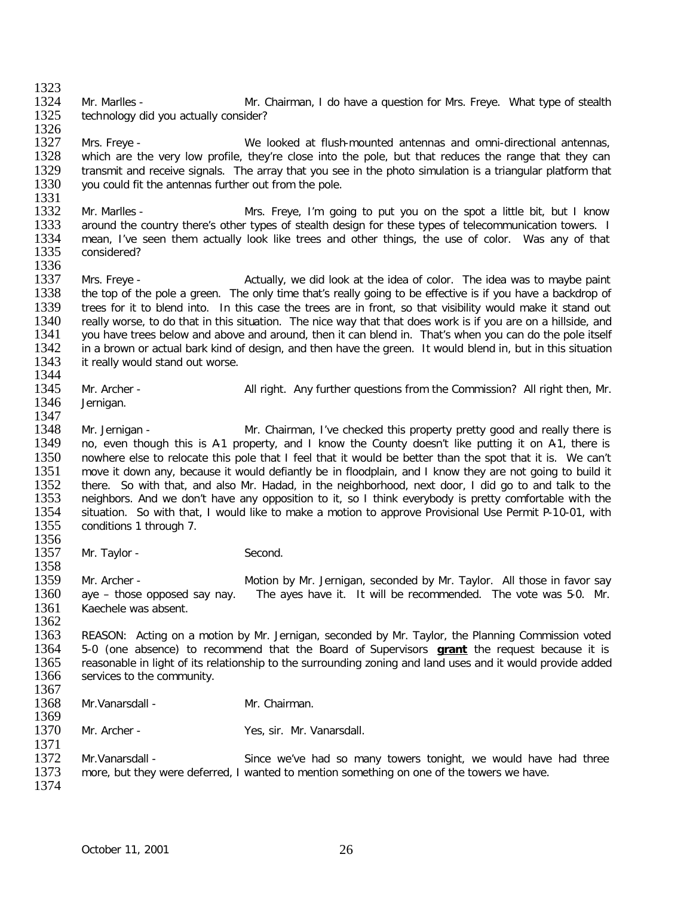Mr. Marlles - Mr. Chairman, I do have a question for Mrs. Freye. What type of stealth technology did you actually consider?

Mrs. Freye - We looked at flush-mounted antennas and omni-directional antennas, which are the very low profile, they're close into the pole, but that reduces the range that they can transmit and receive signals. The array that you see in the photo simulation is a triangular platform that you could fit the antennas further out from the pole.

Mr. Marlles - Mrs. Freye, I'm going to put you on the spot a little bit, but I know around the country there's other types of stealth design for these types of telecommunication towers. I mean, I've seen them actually look like trees and other things, the use of color. Was any of that considered?

Mrs. Freye - Actually, we did look at the idea of color. The idea was to maybe paint the top of the pole a green. The only time that's really going to be effective is if you have a backdrop of trees for it to blend into. In this case the trees are in front, so that visibility would make it stand out really worse, to do that in this situation. The nice way that that does work is if you are on a hillside, and you have trees below and above and around, then it can blend in. That's when you can do the pole itself in a brown or actual bark kind of design, and then have the green. It would blend in, but in this situation it really would stand out worse.

Mr. Archer - All right. Any further questions from the Commission? All right then, Mr. Jernigan.

Mr. Jernigan - Mr. Chairman, I've checked this property pretty good and really there is no, even though this is A-1 property, and I know the County doesn't like putting it on A-1, there is nowhere else to relocate this pole that I feel that it would be better than the spot that it is. We can't move it down any, because it would defiantly be in floodplain, and I know they are not going to build it there. So with that, and also Mr. Hadad, in the neighborhood, next door, I did go to and talk to the neighbors. And we don't have any opposition to it, so I think everybody is pretty comfortable with the situation. So with that, I would like to make a motion to approve Provisional Use Permit P-10-01, with conditions 1 through 7.

Mr. Taylor - Second.

Mr. Archer - Motion by Mr. Jernigan, seconded by Mr. Taylor. All those in favor say aye – those opposed say nay. The ayes have it. It will be recommended. The vote was 5-0. Mr. Kaechele was absent.

REASON: Acting on a motion by Mr. Jernigan, seconded by Mr. Taylor, the Planning Commission voted 5-0 (one absence) to recommend that the Board of Supervisors **grant** the request because it is reasonable in light of its relationship to the surrounding zoning and land uses and it would provide added services to the community.

Mr.Vanarsdall - Mr. Chairman.

Mr. Archer - Yes, sir. Mr. Vanarsdall.

Mr.Vanarsdall - Since we've had so many towers tonight, we would have had three more, but they were deferred, I wanted to mention something on one of the towers we have.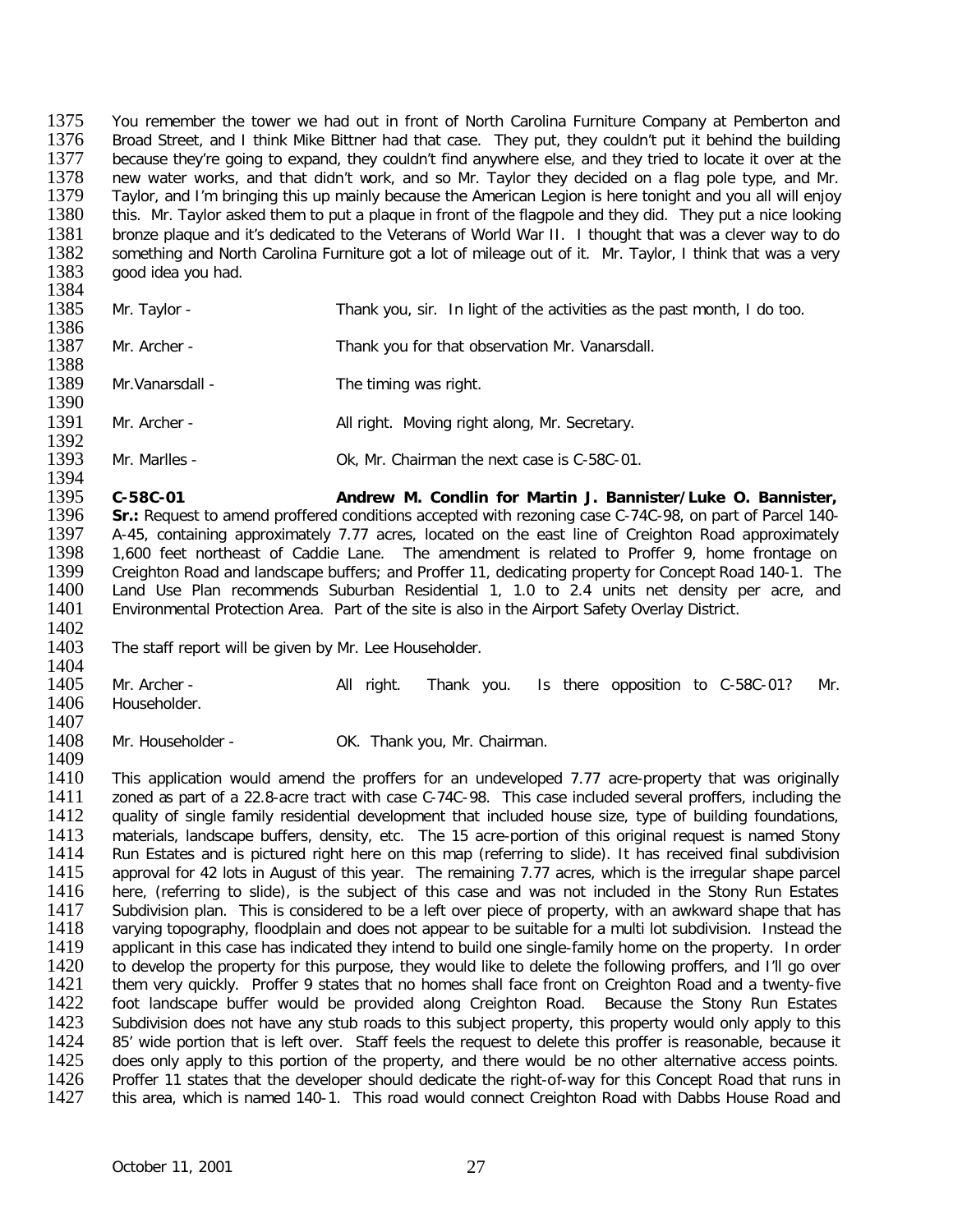You remember the tower we had out in front of North Carolina Furniture Company at Pemberton and Broad Street, and I think Mike Bittner had that case. They put, they couldn't put it behind the building because they're going to expand, they couldn't find anywhere else, and they tried to locate it over at the new water works, and that didn't work, and so Mr. Taylor they decided on a flag pole type, and Mr. Taylor, and I'm bringing this up mainly because the American Legion is here tonight and you all will enjoy this. Mr. Taylor asked them to put a plaque in front of the flagpole and they did. They put a nice looking bronze plaque and it's dedicated to the Veterans of World War II. I thought that was a clever way to do something and North Carolina Furniture got a lot of mileage out of it. Mr. Taylor, I think that was a very good idea you had.

Mr. Taylor - Thank you, sir. In light of the activities as the past month, I do too.

Mr. Archer - Thank you for that observation Mr. Vanarsdall.

Mr.Vanarsdall - The timing was right.

Mr. Archer - All right. Moving right along, Mr. Secretary.

Mr. Marlles - Ok, Mr. Chairman the next case is C-58C-01.

**C-58C-01 Andrew M. Condlin for Martin J. Bannister/Luke O. Bannister, Sr.:** Request to amend proffered conditions accepted with rezoning case C-74C-98, on part of Parcel 140-A-45, containing approximately 7.77 acres, located on the east line of Creighton Road approximately 1,600 feet northeast of Caddie Lane. The amendment is related to Proffer 9, home frontage on Creighton Road and landscape buffers; and Proffer 11, dedicating property for Concept Road 140-1. The Land Use Plan recommends Suburban Residential 1, 1.0 to 2.4 units net density per acre, and Environmental Protection Area. Part of the site is also in the Airport Safety Overlay District.

The staff report will be given by Mr. Lee Householder.

Mr. Archer - All right. Thank you. Is there opposition to C-58C-01? Mr. Householder.

Mr. Householder - OK. Thank you, Mr. Chairman.

This application would amend the proffers for an undeveloped 7.77 acre-property that was originally zoned as part of a 22.8-acre tract with case C-74C-98. This case included several proffers, including the quality of single family residential development that included house size, type of building foundations, materials, landscape buffers, density, etc. The 15 acre-portion of this original request is named Stony Run Estates and is pictured right here on this map (referring to slide). It has received final subdivision approval for 42 lots in August of this year. The remaining 7.77 acres, which is the irregular shape parcel here, (referring to slide), is the subject of this case and was not included in the Stony Run Estates Subdivision plan. This is considered to be a left over piece of property, with an awkward shape that has varying topography, floodplain and does not appear to be suitable for a multi lot subdivision. Instead the applicant in this case has indicated they intend to build one single-family home on the property. In order to develop the property for this purpose, they would like to delete the following proffers, and I'll go over them very quickly. Proffer 9 states that no homes shall face front on Creighton Road and a twenty-five foot landscape buffer would be provided along Creighton Road. Because the Stony Run Estates Subdivision does not have any stub roads to this subject property, this property would only apply to this 85' wide portion that is left over. Staff feels the request to delete this proffer is reasonable, because it does only apply to this portion of the property, and there would be no other alternative access points. Proffer 11 states that the developer should dedicate the right-of-way for this Concept Road that runs in this area, which is named 140-1. This road would connect Creighton Road with Dabbs House Road and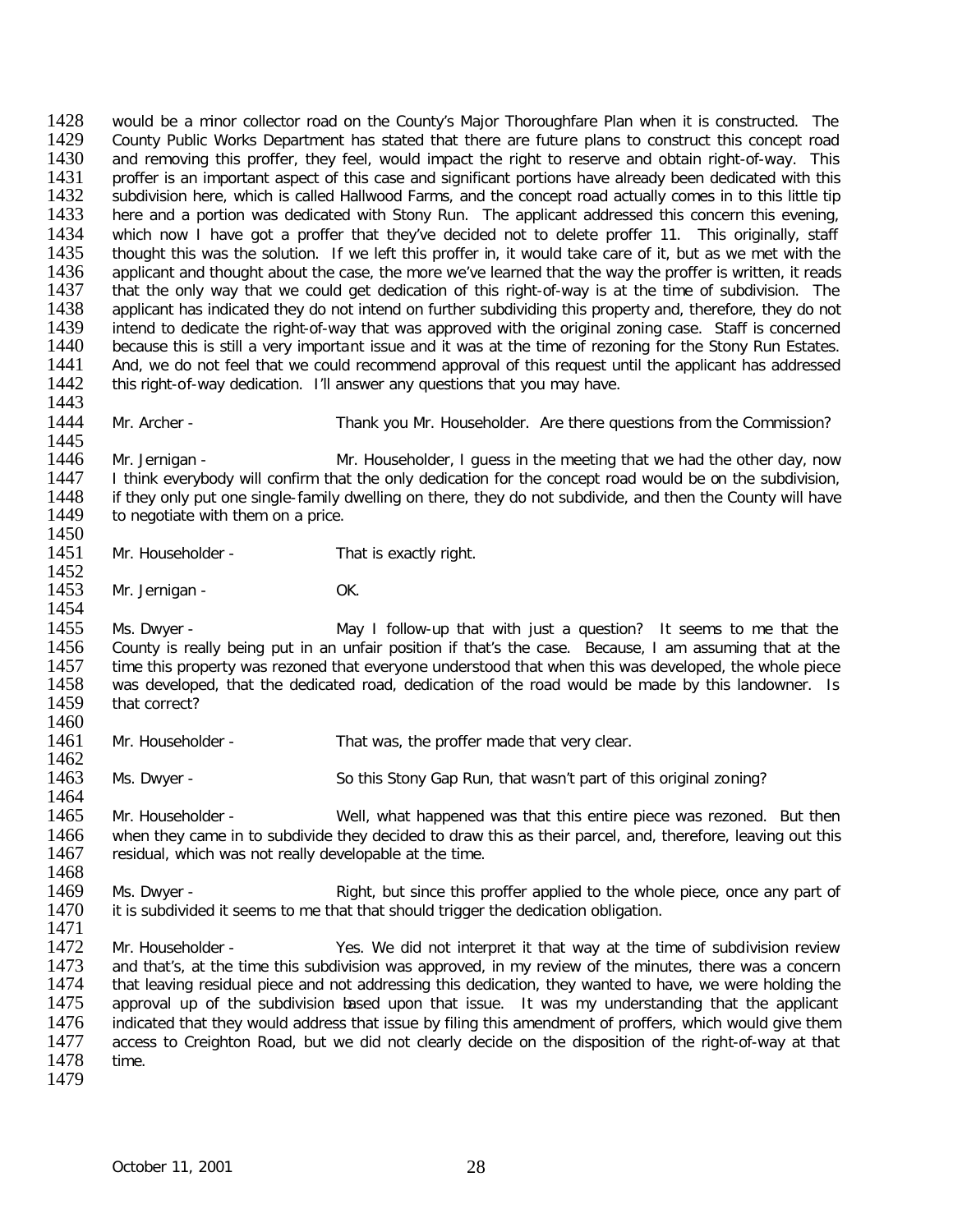would be a minor collector road on the County's Major Thoroughfare Plan when it is constructed. The County Public Works Department has stated that there are future plans to construct this concept road and removing this proffer, they feel, would impact the right to reserve and obtain right-of-way. This proffer is an important aspect of this case and significant portions have already been dedicated with this subdivision here, which is called Hallwood Farms, and the concept road actually comes in to this little tip here and a portion was dedicated with Stony Run. The applicant addressed this concern this evening, which now I have got a proffer that they've decided not to delete proffer 11. This originally, staff thought this was the solution. If we left this proffer in, it would take care of it, but as we met with the applicant and thought about the case, the more we've learned that the way the proffer is written, it reads that the only way that we could get dedication of this right-of-way is at the time of subdivision. The applicant has indicated they do not intend on further subdividing this property and, therefore, they do not intend to dedicate the right-of-way that was approved with the original zoning case. Staff is concerned because this is still a very important issue and it was at the time of rezoning for the Stony Run Estates. And, we do not feel that we could recommend approval of this request until the applicant has addressed this right-of-way dedication. I'll answer any questions that you may have.

Mr. Archer - Thank you Mr. Householder. Are there questions from the Commission?

Mr. Jernigan - Mr. Householder, I guess in the meeting that we had the other day, now I think everybody will confirm that the only dedication for the concept road would be on the subdivision, if they only put one single-family dwelling on there, they do not subdivide, and then the County will have to negotiate with them on a price.

Mr. Householder - That is exactly right.

Mr. Jernigan - OK.

Ms. Dwyer - May I follow-up that with just a question? It seems to me that the County is really being put in an unfair position if that's the case. Because, I am assuming that at the time this property was rezoned that everyone understood that when this was developed, the whole piece was developed, that the dedicated road, dedication of the road would be made by this landowner. Is that correct?

Mr. Householder - That was, the proffer made that very clear.

Ms. Dwyer - So this Stony Gap Run, that wasn't part of this original zoning?

Mr. Householder - Well, what happened was that this entire piece was rezoned. But then when they came in to subdivide they decided to draw this as their parcel, and, therefore, leaving out this residual, which was not really developable at the time.

Ms. Dwyer - Right, but since this proffer applied to the whole piece, once any part of it is subdivided it seems to me that that should trigger the dedication obligation.

Mr. Householder - Yes. We did not interpret it that way at the time of subdivision review and that's, at the time this subdivision was approved, in my review of the minutes, there was a concern that leaving residual piece and not addressing this dedication, they wanted to have, we were holding the approval up of the subdivision based upon that issue. It was my understanding that the applicant indicated that they would address that issue by filing this amendment of proffers, which would give them access to Creighton Road, but we did not clearly decide on the disposition of the right-of-way at that time.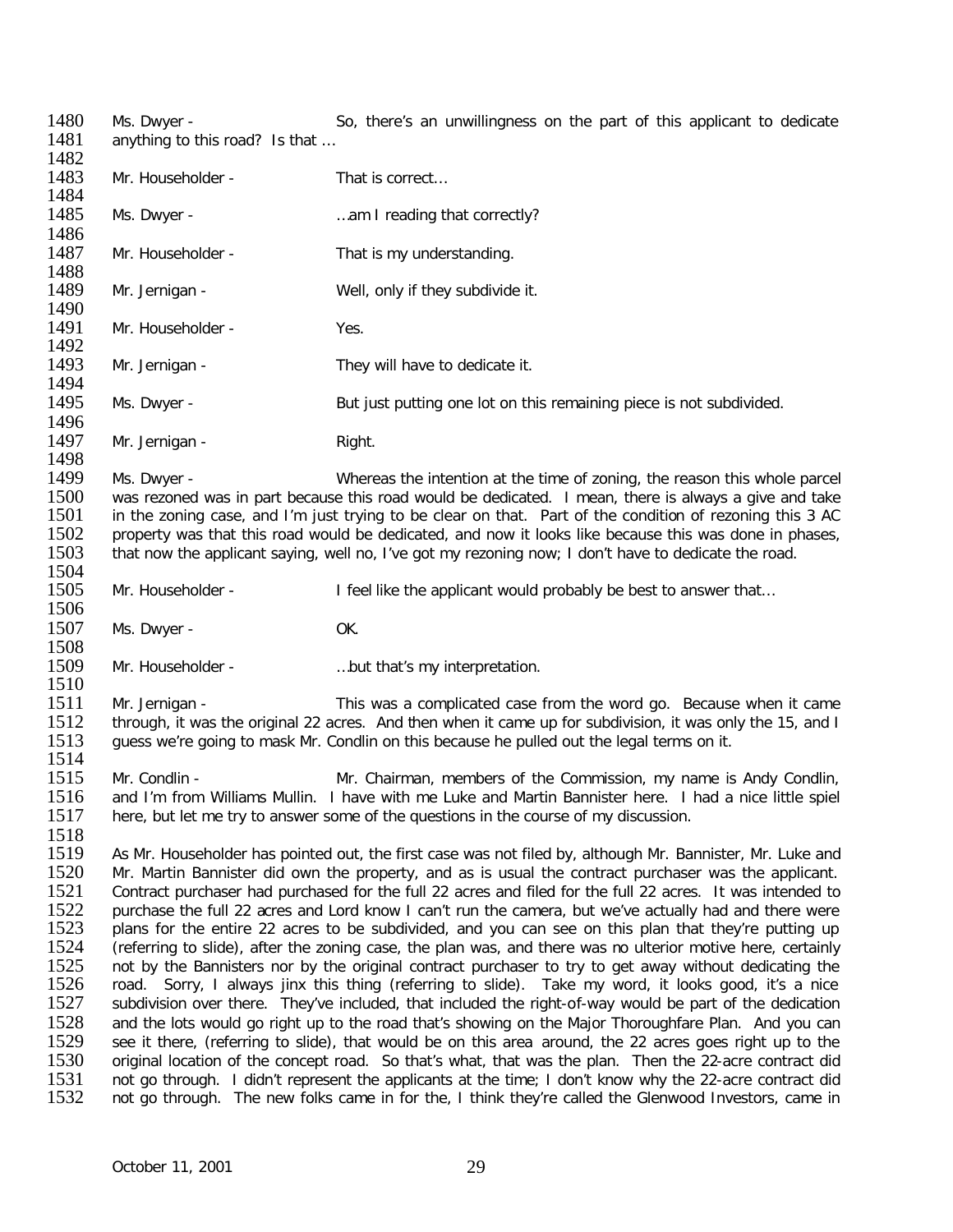Ms. Dwyer - So, there's an unwillingness on the part of this applicant to dedicate anything to this road? Is that …

Mr. Householder - That is correct…

Ms. Dwyer - …am I reading that correctly?

Mr. Householder - That is my understanding.

Mr. Jernigan - Well, only if they subdivide it.

Mr. Householder - Yes.

Mr. Jernigan - They will have to dedicate it.

Ms. Dwyer - But just putting one lot on this remaining piece is not subdivided.

Mr. Jernigan - Right.

Ms. Dwyer - Whereas the intention at the time of zoning, the reason this whole parcel was rezoned was in part because this road would be dedicated. I mean, there is always a give and take in the zoning case, and I'm just trying to be clear on that. Part of the condition of rezoning this 3 AC property was that this road would be dedicated, and now it looks like because this was done in phases, that now the applicant saying, well no, I've got my rezoning now; I don't have to dedicate the road.

Mr. Householder - I feel like the applicant would probably be best to answer that…

Ms. Dwyer - OK.

Mr. Householder - …but that's my interpretation.

Mr. Jernigan - This was a complicated case from the word go. Because when it came through, it was the original 22 acres. And then when it came up for subdivision, it was only the 15, and I guess we're going to mask Mr. Condlin on this because he pulled out the legal terms on it.

Mr. Condlin - Mr. Chairman, members of the Commission, my name is Andy Condlin, and I'm from Williams Mullin. I have with me Luke and Martin Bannister here. I had a nice little spiel here, but let me try to answer some of the questions in the course of my discussion.

As Mr. Householder has pointed out, the first case was not filed by, although Mr. Bannister, Mr. Luke and Mr. Martin Bannister did own the property, and as is usual the contract purchaser was the applicant. Contract purchaser had purchased for the full 22 acres and filed for the full 22 acres. It was intended to purchase the full 22 acres and Lord know I can't run the camera, but we've actually had and there were plans for the entire 22 acres to be subdivided, and you can see on this plan that they're putting up (referring to slide), after the zoning case, the plan was, and there was no ulterior motive here, certainly not by the Bannisters nor by the original contract purchaser to try to get away without dedicating the road. Sorry, I always jinx this thing (referring to slide). Take my word, it looks good, it's a nice subdivision over there. They've included, that included the right-of-way would be part of the dedication and the lots would go right up to the road that's showing on the Major Thoroughfare Plan. And you can see it there, (referring to slide), that would be on this area around, the 22 acres goes right up to the original location of the concept road. So that's what, that was the plan. Then the 22-acre contract did not go through. I didn't represent the applicants at the time; I don't know why the 22-acre contract did not go through. The new folks came in for the, I think they're called the Glenwood Investors, came in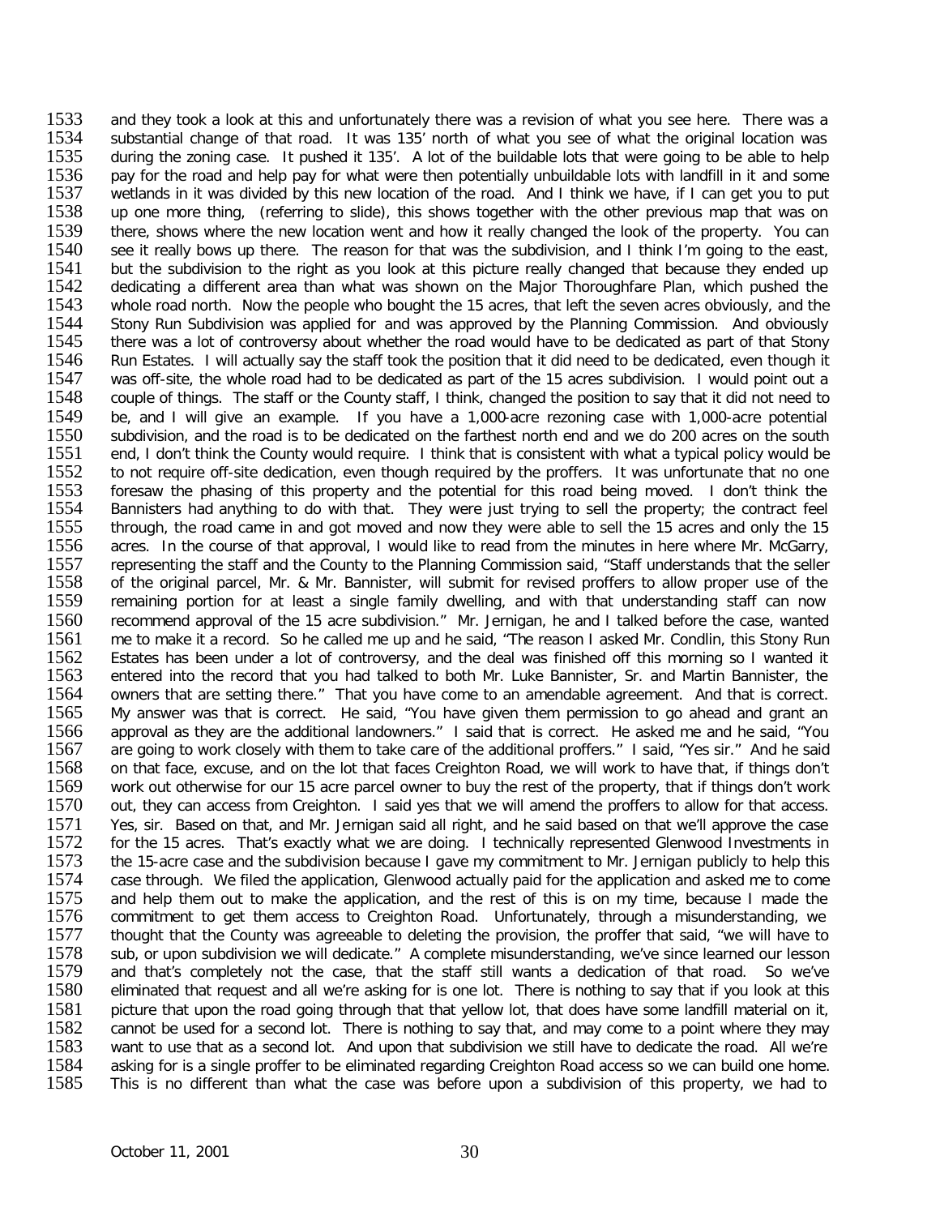and they took a look at this and unfortunately there was a revision of what you see here. There was a substantial change of that road. It was 135' north of what you see of what the original location was during the zoning case. It pushed it 135'. A lot of the buildable lots that were going to be able to help pay for the road and help pay for what were then potentially unbuildable lots with landfill in it and some wetlands in it was divided by this new location of the road. And I think we have, if I can get you to put up one more thing, (referring to slide), this shows together with the other previous map that was on there, shows where the new location went and how it really changed the look of the property. You can see it really bows up there. The reason for that was the subdivision, and I think I'm going to the east, but the subdivision to the right as you look at this picture really changed that because they ended up dedicating a different area than what was shown on the Major Thoroughfare Plan, which pushed the whole road north. Now the people who bought the 15 acres, that left the seven acres obviously, and the Stony Run Subdivision was applied for and was approved by the Planning Commission. And obviously there was a lot of controversy about whether the road would have to be dedicated as part of that Stony Run Estates. I will actually say the staff took the position that it did need to be dedicated, even though it was off-site, the whole road had to be dedicated as part of the 15 acres subdivision. I would point out a couple of things. The staff or the County staff, I think, changed the position to say that it did not need to be, and I will give an example. If you have a 1,000-acre rezoning case with 1,000-acre potential subdivision, and the road is to be dedicated on the farthest north end and we do 200 acres on the south end, I don't think the County would require. I think that is consistent with what a typical policy would be to not require off-site dedication, even though required by the proffers. It was unfortunate that no one foresaw the phasing of this property and the potential for this road being moved. I don't think the Bannisters had anything to do with that. They were just trying to sell the property; the contract feel through, the road came in and got moved and now they were able to sell the 15 acres and only the 15 acres. In the course of that approval, I would like to read from the minutes in here where Mr. McGarry, representing the staff and the County to the Planning Commission said, "Staff understands that the seller of the original parcel, Mr. & Mr. Bannister, will submit for revised proffers to allow proper use of the remaining portion for at least a single family dwelling, and with that understanding staff can now recommend approval of the 15 acre subdivision." Mr. Jernigan, he and I talked before the case, wanted me to make it a record. So he called me up and he said, "The reason I asked Mr. Condlin, this Stony Run Estates has been under a lot of controversy, and the deal was finished off this morning so I wanted it entered into the record that you had talked to both Mr. Luke Bannister, Sr. and Martin Bannister, the owners that are setting there." That you have come to an amendable agreement. And that is correct. My answer was that is correct. He said, "You have given them permission to go ahead and grant an approval as they are the additional landowners." I said that is correct. He asked me and he said, "You are going to work closely with them to take care of the additional proffers." I said, "Yes sir." And he said on that face, excuse, and on the lot that faces Creighton Road, we will work to have that, if things don't work out otherwise for our 15 acre parcel owner to buy the rest of the property, that if things don't work out, they can access from Creighton. I said yes that we will amend the proffers to allow for that access. Yes, sir. Based on that, and Mr. Jernigan said all right, and he said based on that we'll approve the case for the 15 acres. That's exactly what we are doing. I technically represented Glenwood Investments in the 15-acre case and the subdivision because I gave my commitment to Mr. Jernigan publicly to help this case through. We filed the application, Glenwood actually paid for the application and asked me to come and help them out to make the application, and the rest of this is on my time, because I made the commitment to get them access to Creighton Road. Unfortunately, through a misunderstanding, we thought that the County was agreeable to deleting the provision, the proffer that said, "we will have to sub, or upon subdivision we will dedicate." A complete misunderstanding, we've since learned our lesson and that's completely not the case, that the staff still wants a dedication of that road. So we've eliminated that request and all we're asking for is one lot. There is nothing to say that if you look at this picture that upon the road going through that that yellow lot, that does have some landfill material on it, cannot be used for a second lot. There is nothing to say that, and may come to a point where they may want to use that as a second lot. And upon that subdivision we still have to dedicate the road. All we're asking for is a single proffer to be eliminated regarding Creighton Road access so we can build one home. This is no different than what the case was before upon a subdivision of this property, we had to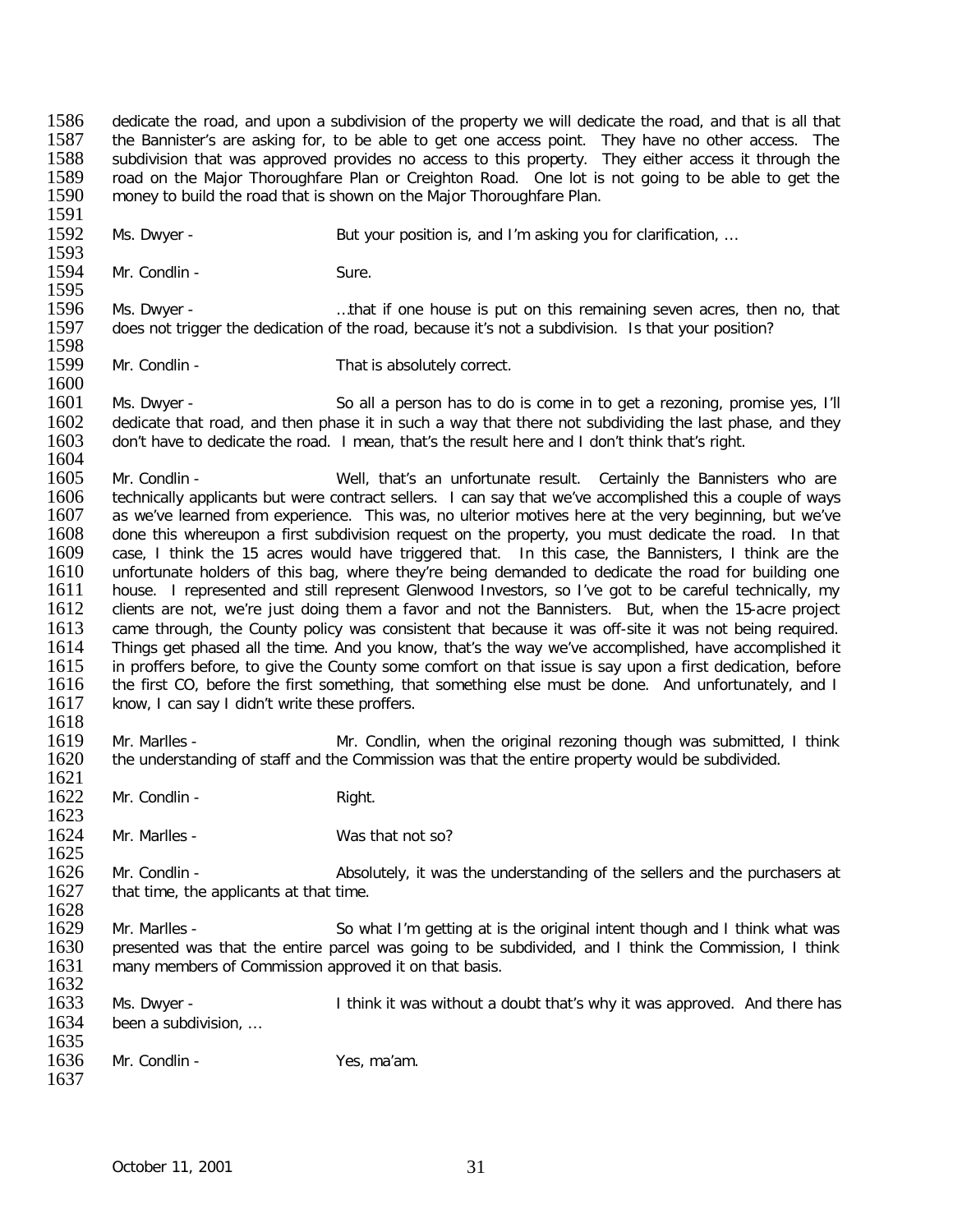dedicate the road, and upon a subdivision of the property we will dedicate the road, and that is all that the Bannister's are asking for, to be able to get one access point. They have no other access. The subdivision that was approved provides no access to this property. They either access it through the road on the Major Thoroughfare Plan or Creighton Road. One lot is not going to be able to get the money to build the road that is shown on the Major Thoroughfare Plan.

Ms. Dwyer - But your position is, and I'm asking you for clarification, …

Mr. Condlin - Sure.

Ms. Dwyer - …that if one house is put on this remaining seven acres, then no, that does not trigger the dedication of the road, because it's not a subdivision. Is that your position?

Mr. Condlin - That is absolutely correct.

Ms. Dwyer - So all a person has to do is come in to get a rezoning, promise yes, I'll dedicate that road, and then phase it in such a way that there not subdividing the last phase, and they don't have to dedicate the road. I mean, that's the result here and I don't think that's right.

Mr. Condlin - Well, that's an unfortunate result. Certainly the Bannisters who are technically applicants but were contract sellers. I can say that we've accomplished this a couple of ways as we've learned from experience. This was, no ulterior motives here at the very beginning, but we've done this whereupon a first subdivision request on the property, you must dedicate the road. In that case, I think the 15 acres would have triggered that. In this case, the Bannisters, I think are the unfortunate holders of this bag, where they're being demanded to dedicate the road for building one house. I represented and still represent Glenwood Investors, so I've got to be careful technically, my clients are not, we're just doing them a favor and not the Bannisters. But, when the 15-acre project came through, the County policy was consistent that because it was off-site it was not being required. Things get phased all the time. And you know, that's the way we've accomplished, have accomplished it in proffers before, to give the County some comfort on that issue is say upon a first dedication, before the first CO, before the first something, that something else must be done. And unfortunately, and I know, I can say I didn't write these proffers.

Mr. Marlles - Mr. Condlin, when the original rezoning though was submitted, I think the understanding of staff and the Commission was that the entire property would be subdivided.

Mr. Condlin - Right.

Mr. Marlles - Was that not so?

Mr. Condlin - Absolutely, it was the understanding of the sellers and the purchasers at that time, the applicants at that time.

Mr. Marlles - So what I'm getting at is the original intent though and I think what was presented was that the entire parcel was going to be subdivided, and I think the Commission, I think many members of Commission approved it on that basis.

Ms. Dwyer - I think it was without a doubt that's why it was approved. And there has been a subdivision, …

Mr. Condlin - Yes, ma'am.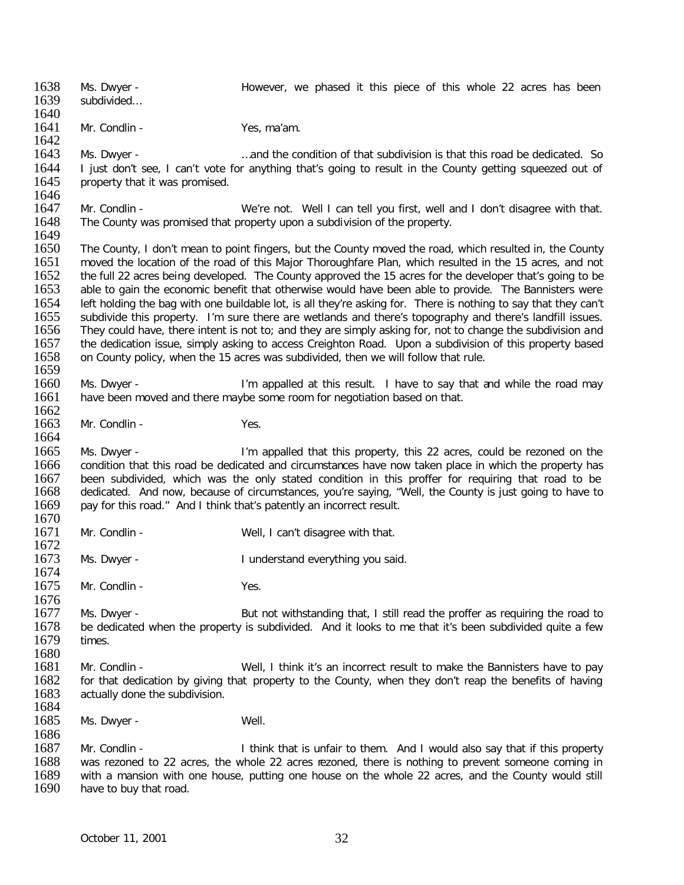Ms. Dwyer - However, we phased it this piece of this whole 22 acres has been subdivided…

Mr. Condlin - Yes, ma'am.

Ms. Dwyer - …and the condition of that subdivision is that this road be dedicated. So I just don't see, I can't vote for anything that's going to result in the County getting squeezed out of property that it was promised.

Mr. Condlin - We're not. Well I can tell you first, well and I don't disagree with that. The County was promised that property upon a subdivision of the property.

The County, I don't mean to point fingers, but the County moved the road, which resulted in, the County moved the location of the road of this Major Thoroughfare Plan, which resulted in the 15 acres, and not the full 22 acres being developed. The County approved the 15 acres for the developer that's going to be able to gain the economic benefit that otherwise would have been able to provide. The Bannisters were left holding the bag with one buildable lot, is all they're asking for. There is nothing to say that they can't subdivide this property. I'm sure there are wetlands and there's topography and there's landfill issues. They could have, there intent is not to; and they are simply asking for, not to change the subdivision and the dedication issue, simply asking to access Creighton Road. Upon a subdivision of this property based on County policy, when the 15 acres was subdivided, then we will follow that rule.

Ms. Dwyer - I'm appalled at this result. I have to say that and while the road may have been moved and there maybe some room for negotiation based on that.

Mr. Condlin - Yes.

Ms. Dwyer - I'm appalled that this property, this 22 acres, could be rezoned on the condition that this road be dedicated and circumstances have now taken place in which the property has been subdivided, which was the only stated condition in this proffer for requiring that road to be dedicated. And now, because of circumstances, you're saying, "Well, the County is just going to have to pay for this road." And I think that's patently an incorrect result.

Mr. Condlin - Well, I can't disagree with that.

Ms. Dwyer - I understand everything you said.

Mr. Condlin - Yes.

Ms. Dwyer - But not withstanding that, I still read the proffer as requiring the road to be dedicated when the property is subdivided. And it looks to me that it's been subdivided quite a few times.

Mr. Condlin - Well, I think it's an incorrect result to make the Bannisters have to pay for that dedication by giving that property to the County, when they don't reap the benefits of having actually done the subdivision.

Ms. Dwyer - Well.

Mr. Condlin - I think that is unfair to them. And I would also say that if this property was rezoned to 22 acres, the whole 22 acres rezoned, there is nothing to prevent someone coming in with a mansion with one house, putting one house on the whole 22 acres, and the County would still have to buy that road.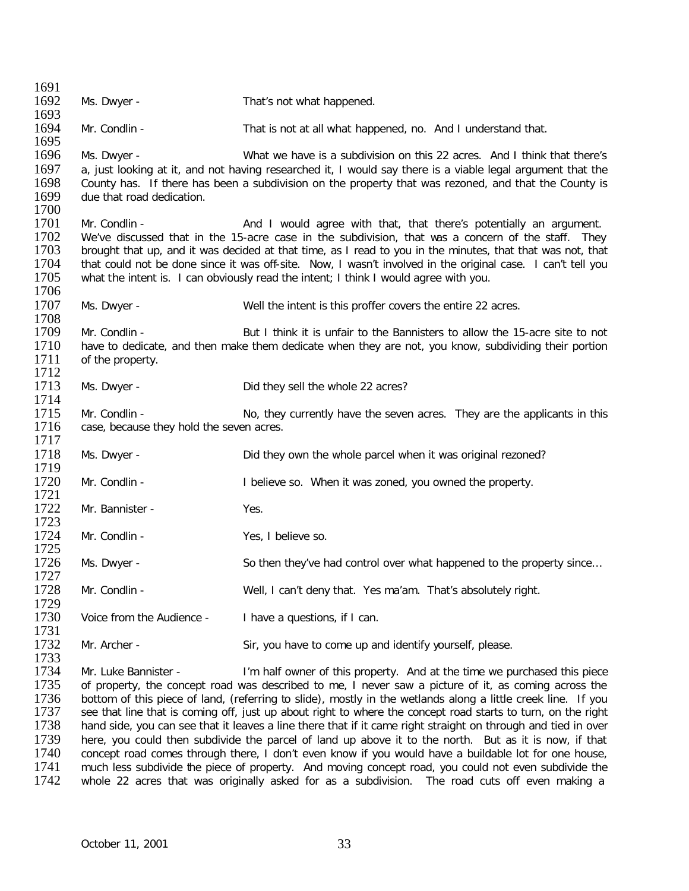Ms. Dwyer - That's not what happened.

Mr. Condlin - That is not at all what happened, no. And I understand that.

Ms. Dwyer - What we have is a subdivision on this 22 acres. And I think that there's a, just looking at it, and not having researched it, I would say there is a viable legal argument that the County has. If there has been a subdivision on the property that was rezoned, and that the County is due that road dedication.

Mr. Condlin - And I would agree with that, that there's potentially an argument. We've discussed that in the 15-acre case in the subdivision, that was a concern of the staff. They brought that up, and it was decided at that time, as I read to you in the minutes, that that was not, that that could not be done since it was off-site. Now, I wasn't involved in the original case. I can't tell you what the intent is. I can obviously read the intent; I think I would agree with you.

Ms. Dwyer - Well the intent is this proffer covers the entire 22 acres.

Mr. Condlin - But I think it is unfair to the Bannisters to allow the 15-acre site to not have to dedicate, and then make them dedicate when they are not, you know, subdividing their portion of the property.

Ms. Dwyer - Did they sell the whole 22 acres?

Mr. Condlin - No, they currently have the seven acres. They are the applicants in this case, because they hold the seven acres.

Ms. Dwyer - Did they own the whole parcel when it was original rezoned?

Mr. Condlin - I believe so. When it was zoned, you owned the property.

Mr. Bannister - Yes.

Mr. Condlin - Yes, I believe so.

Ms. Dwyer - So then they've had control over what happened to the property since…

Mr. Condlin - Well, I can't deny that. Yes ma'am. That's absolutely right.

Voice from the Audience - I have a questions, if I can.

Mr. Archer - Sir, you have to come up and identify yourself, please.

Mr. Luke Bannister - I'm half owner of this property. And at the time we purchased this piece of property, the concept road was described to me, I never saw a picture of it, as coming across the bottom of this piece of land, (referring to slide), mostly in the wetlands along a little creek line. If you see that line that is coming off, just up about right to where the concept road starts to turn, on the right hand side, you can see that it leaves a line there that if it came right straight on through and tied in over here, you could then subdivide the parcel of land up above it to the north. But as it is now, if that concept road comes through there, I don't even know if you would have a buildable lot for one house, much less subdivide the piece of property. And moving concept road, you could not even subdivide the whole 22 acres that was originally asked for as a subdivision. The road cuts off even making a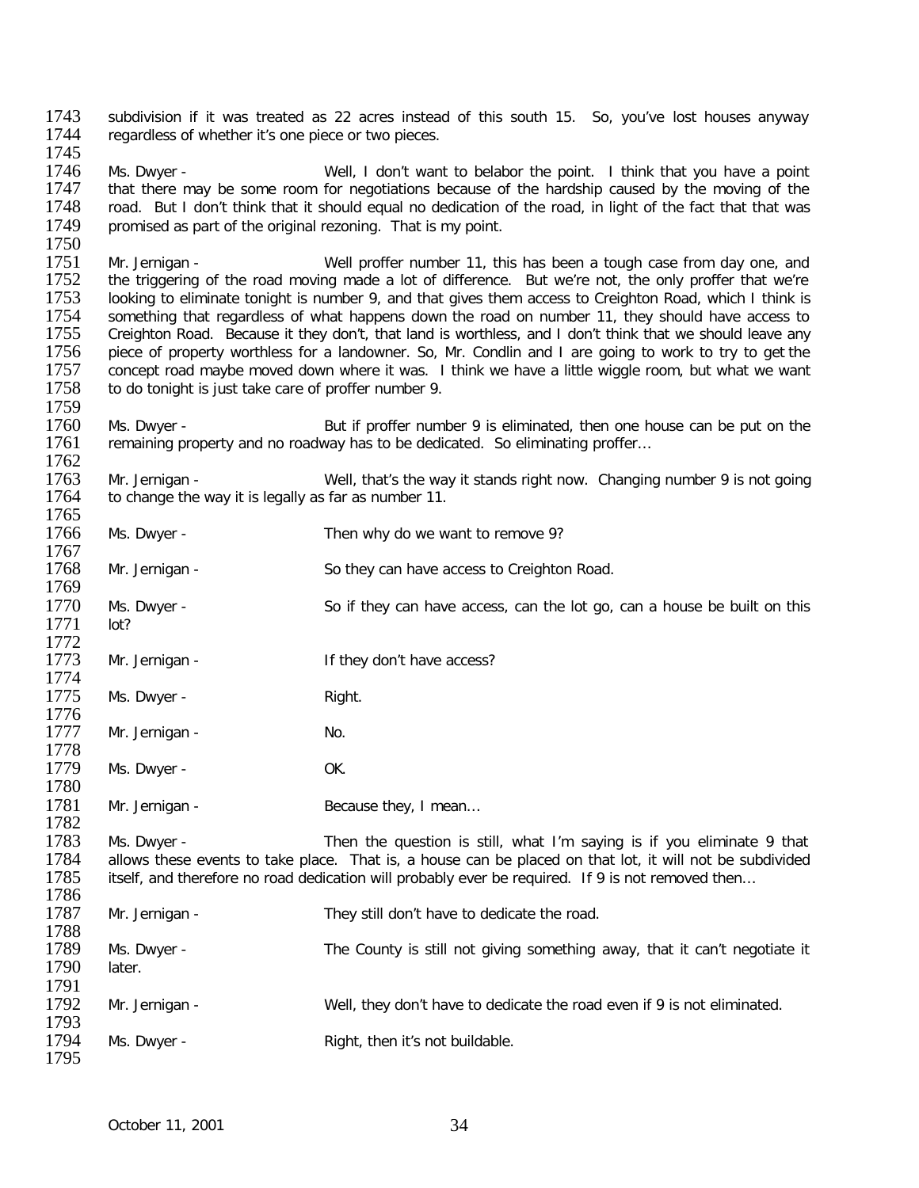subdivision if it was treated as 22 acres instead of this south 15. So, you've lost houses anyway regardless of whether it's one piece or two pieces.

Ms. Dwyer - Well, I don't want to belabor the point. I think that you have a point that there may be some room for negotiations because of the hardship caused by the moving of the road. But I don't think that it should equal no dedication of the road, in light of the fact that that was promised as part of the original rezoning. That is my point.

Mr. Jernigan - Well proffer number 11, this has been a tough case from day one, and the triggering of the road moving made a lot of difference. But we're not, the only proffer that we're looking to eliminate tonight is number 9, and that gives them access to Creighton Road, which I think is something that regardless of what happens down the road on number 11, they should have access to Creighton Road. Because it they don't, that land is worthless, and I don't think that we should leave any piece of property worthless for a landowner. So, Mr. Condlin and I are going to work to try to get the concept road maybe moved down where it was. I think we have a little wiggle room, but what we want to do tonight is just take care of proffer number 9.

Ms. Dwyer - But if proffer number 9 is eliminated, then one house can be put on the remaining property and no roadway has to be dedicated. So eliminating proffer…

Mr. Jernigan - Well, that's the way it stands right now. Changing number 9 is not going to change the way it is legally as far as number 11.

Ms. Dwyer - Then why do we want to remove 9?

Mr. Jernigan - So they can have access to Creighton Road.

Ms. Dwyer - So if they can have access, can the lot go, can a house be built on this lot?

Mr. Jernigan - If they don't have access?

Ms. Dwyer - Right.

Mr. Jernigan - No.

Ms. Dwyer - OK.

Mr. Jernigan - Because they, I mean…

Ms. Dwyer - Then the question is still, what I'm saying is if you eliminate 9 that allows these events to take place. That is, a house can be placed on that lot, it will not be subdivided itself, and therefore no road dedication will probably ever be required. If 9 is not removed then…

Mr. Jernigan - They still don't have to dedicate the road.

Ms. Dwyer - The County is still not giving something away, that it can't negotiate it later.

Mr. Jernigan - Well, they don't have to dedicate the road even if 9 is not eliminated.

Ms. Dwyer - Right, then it's not buildable.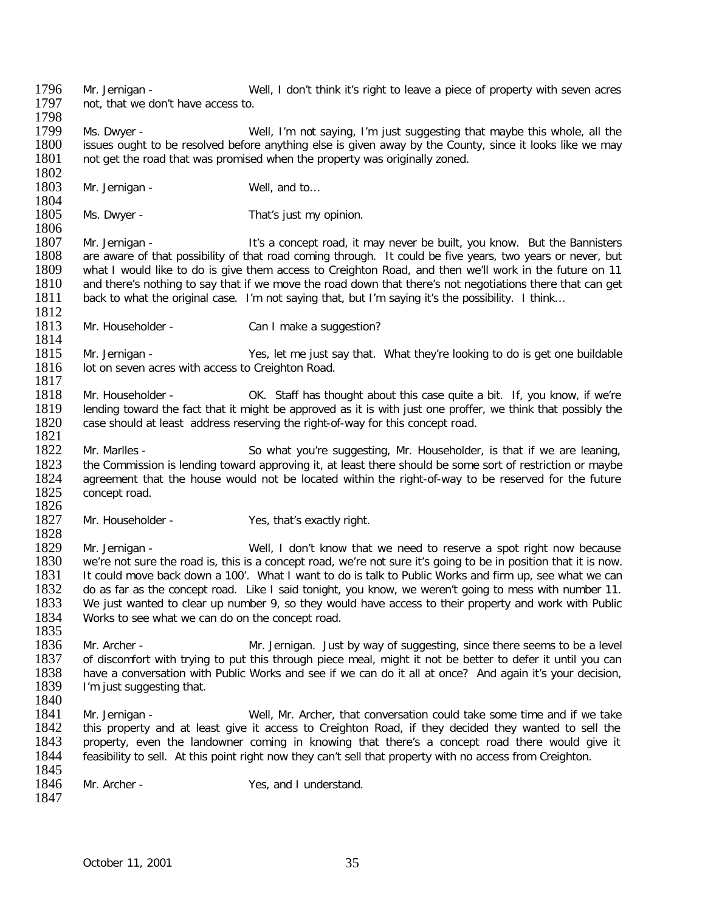1796 Mr. Jernigan - Well, I don't think it's right to leave a piece of property with seven acres
1797 not, that we don't have access to.
1798
1799 Ms. Dwyer - Well, I'm not saying, I'm just suggesting that maybe this whole, all the
1800 issues ought to be resolved before anything else is given away by the County, since it looks like we may
1801 not get the road that was promised when the property was originally zoned.
1802
1803 Mr. Jernigan - Well, and to…
1804
1805 Ms. Dwyer - That's just my opinion.
1806
1807 Mr. Jernigan - It's a concept road, it may never be built, you know. But the Bannisters
1808 are aware of that possibility of that road coming through. It could be five years, two years or never, but
1809 what I would like to do is give them access to Creighton Road, and then we'll work in the future on 11
1810 and there's nothing to say that if we move the road down that there's not negotiations there that can get
1811 back to what the original case. I'm not saying that, but I'm saying it's the possibility. I think…
1812
1813 Mr. Householder - Can I make a suggestion?
1814
1815 Mr. Jernigan - Yes, let me just say that. What they're looking to do is get one buildable
1816 lot on seven acres with access to Creighton Road.
1817
1818 Mr. Householder - OK. Staff has thought about this case quite a bit. If, you know, if we're
1819 lending toward the fact that it might be approved as it is with just one proffer, we think that possibly the
1820 case should at least address reserving the right-of-way for this concept road.
1821
1822 Mr. Marlles - So what you're suggesting, Mr. Householder, is that if we are leaning,
1823 the Commission is lending toward approving it, at least there should be some sort of restriction or maybe
1824 agreement that the house would not be located within the right-of-way to be reserved for the future
1825 concept road.
1826
1827 Mr. Householder - Yes, that's exactly right.
1828
1829 Mr. Jernigan - Well, I don't know that we need to reserve a spot right now because
1830 we're not sure the road is, this is a concept road, we're not sure it's going to be in position that it is now.
1831 It could move back down a 100'. What I want to do is talk to Public Works and firm up, see what we can
1832 do as far as the concept road. Like I said tonight, you know, we weren't going to mess with number 11.
1833 We just wanted to clear up number 9, so they would have access to their property and work with Public
1834 Works to see what we can do on the concept road.
1835
1836 Mr. Archer - Mr. Jernigan. Just by way of suggesting, since there seems to be a level
1837 of discomfort with trying to put this through piece meal, might it not be better to defer it until you can
1838 have a conversation with Public Works and see if we can do it all at once? And again it's your decision,
1839 I'm just suggesting that.
1840
1841 Mr. Jernigan - Well, Mr. Archer, that conversation could take some time and if we take
1842 this property and at least give it access to Creighton Road, if they decided they wanted to sell the
1843 property, even the landowner coming in knowing that there's a concept road there would give it
1844 feasibility to sell. At this point right now they can't sell that property with no access from Creighton.
1845
1846 Mr. Archer - Yes, and I understand.
1847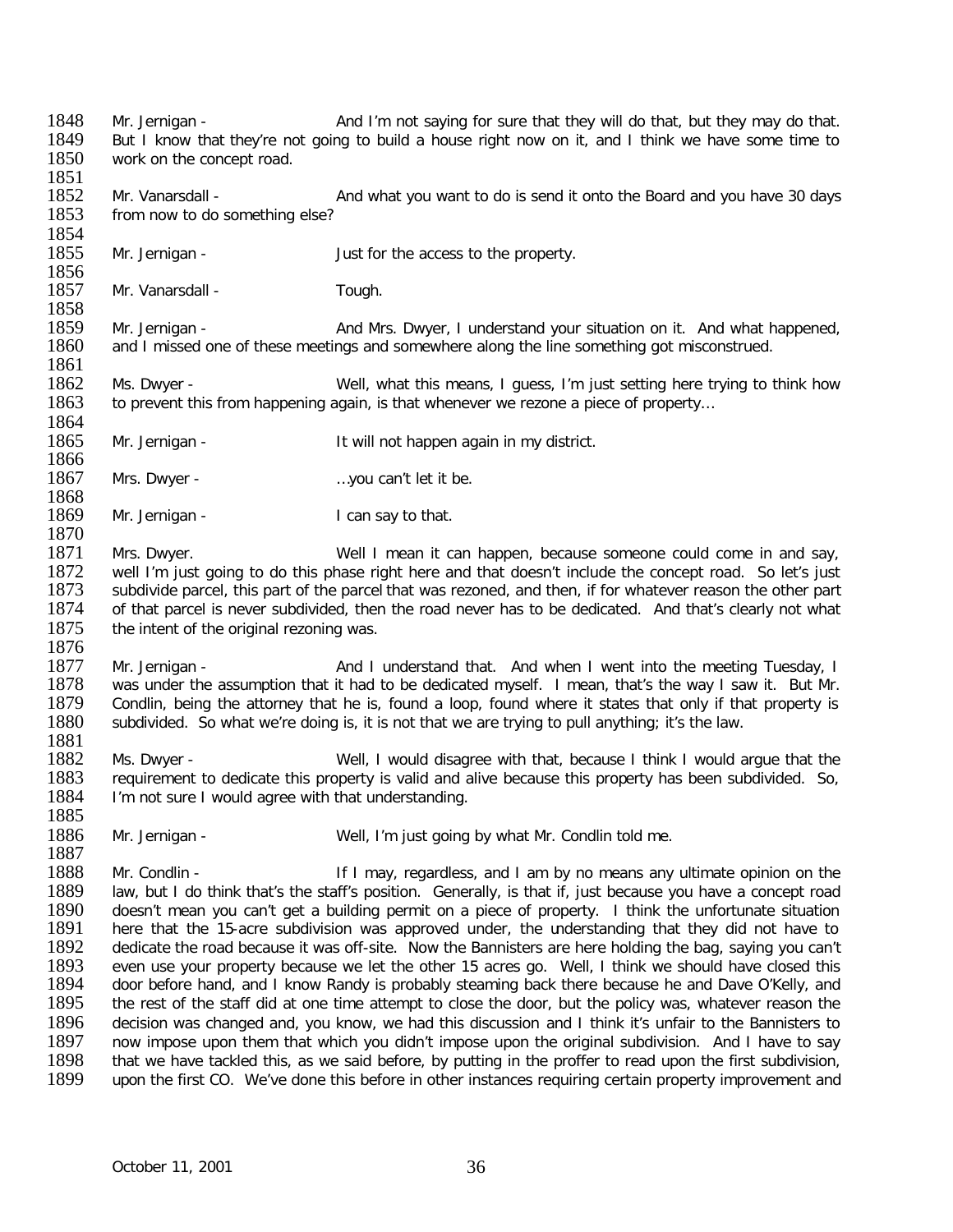1848 Mr. Jernigan - And I'm not saying for sure that they will do that, but they may do that.
1849 But I know that they're not going to build a house right now on it, and I think we have some time to
1850 work on the concept road.
1851
1852 Mr. Vanarsdall - And what you want to do is send it onto the Board and you have 30 days
1853 from now to do something else?
1854
1855 Mr. Jernigan - Just for the access to the property.
1856
1857 Mr. Vanarsdall - Tough.
1858
1859 Mr. Jernigan - And Mrs. Dwyer, I understand your situation on it. And what happened,
1860 and I missed one of these meetings and somewhere along the line something got misconstrued.
1861
1862 Ms. Dwyer - Well, what this means, I guess, I'm just setting here trying to think how
1863 to prevent this from happening again, is that whenever we rezone a piece of property…
1864
1865 Mr. Jernigan - It will not happen again in my district.
1866
1867 Mrs. Dwyer - …you can't let it be.
1868
1869 Mr. Jernigan - I can say to that.
1870
1871 Mrs. Dwyer. Well I mean it can happen, because someone could come in and say,
1872 well I'm just going to do this phase right here and that doesn't include the concept road. So let's just
1873 subdivide parcel, this part of the parcel that was rezoned, and then, if for whatever reason the other part
1874 of that parcel is never subdivided, then the road never has to be dedicated. And that's clearly not what
1875 the intent of the original rezoning was.
1876
1877 Mr. Jernigan - And I understand that. And when I went into the meeting Tuesday, I
1878 was under the assumption that it had to be dedicated myself. I mean, that's the way I saw it. But Mr.
1879 Condlin, being the attorney that he is, found a loop, found where it states that only if that property is
1880 subdivided. So what we're doing is, it is not that we are trying to pull anything; it's the law.
1881
1882 Ms. Dwyer - Well, I would disagree with that, because I think I would argue that the
1883 requirement to dedicate this property is valid and alive because this property has been subdivided. So,
1884 I'm not sure I would agree with that understanding.
1885
1886 Mr. Jernigan - Well, I'm just going by what Mr. Condlin told me.
1887
1888 Mr. Condlin - If I may, regardless, and I am by no means any ultimate opinion on the
1889 law, but I do think that's the staff's position. Generally, is that if, just because you have a concept road
1890 doesn't mean you can't get a building permit on a piece of property. I think the unfortunate situation
1891 here that the 15-acre subdivision was approved under, the understanding that they did not have to
1892 dedicate the road because it was off-site. Now the Bannisters are here holding the bag, saying you can't
1893 even use your property because we let the other 15 acres go. Well, I think we should have closed this
1894 door before hand, and I know Randy is probably steaming back there because he and Dave O'Kelly, and
1895 the rest of the staff did at one time attempt to close the door, but the policy was, whatever reason the
1896 decision was changed and, you know, we had this discussion and I think it's unfair to the Bannisters to
1897 now impose upon them that which you didn't impose upon the original subdivision. And I have to say
1898 that we have tackled this, as we said before, by putting in the proffer to read upon the first subdivision,
1899 upon the first CO. We've done this before in other instances requiring certain property improvement and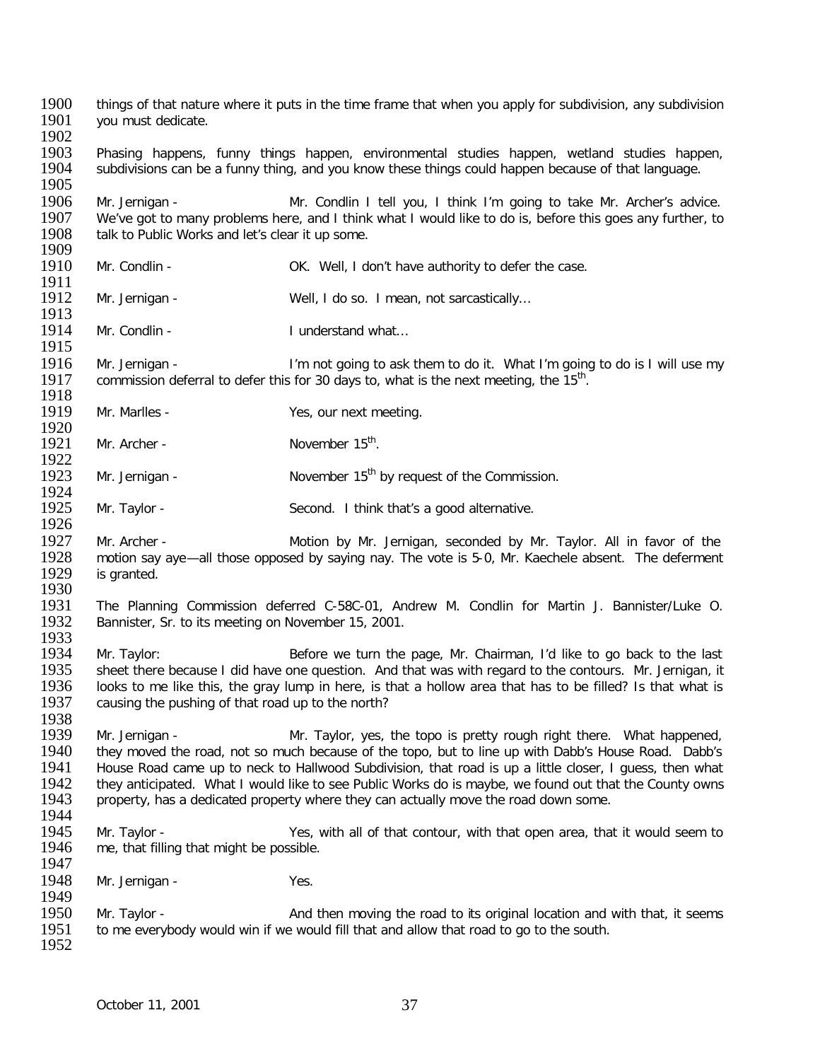things of that nature where it puts in the time frame that when you apply for subdivision, any subdivision you must dedicate.

Phasing happens, funny things happen, environmental studies happen, wetland studies happen, subdivisions can be a funny thing, and you know these things could happen because of that language.

Mr. Jernigan - Mr. Condlin I tell you, I think I'm going to take Mr. Archer's advice. We've got to many problems here, and I think what I would like to do is, before this goes any further, to talk to Public Works and let's clear it up some.

Mr. Condlin - OK. Well, I don't have authority to defer the case.

Mr. Jernigan - Well, I do so. I mean, not sarcastically…

Mr. Condlin - I understand what…

Mr. Jernigan - I'm not going to ask them to do it. What I'm going to do is I will use my commission deferral to defer this for 30 days to, what is the next meeting, the 15th.

Mr. Marlles - Yes, our next meeting.

Mr. Archer - November 15th.

Mr. Jernigan - November 15th by request of the Commission.

Mr. Taylor - Second. I think that's a good alternative.

Mr. Archer - Motion by Mr. Jernigan, seconded by Mr. Taylor. All in favor of the motion say aye—all those opposed by saying nay. The vote is 5-0, Mr. Kaechele absent. The deferment is granted.

The Planning Commission deferred C-58C-01, Andrew M. Condlin for Martin J. Bannister/Luke O. Bannister, Sr. to its meeting on November 15, 2001.

Mr. Taylor: Before we turn the page, Mr. Chairman, I'd like to go back to the last sheet there because I did have one question. And that was with regard to the contours. Mr. Jernigan, it looks to me like this, the gray lump in here, is that a hollow area that has to be filled? Is that what is causing the pushing of that road up to the north?

Mr. Jernigan - Mr. Taylor, yes, the topo is pretty rough right there. What happened, they moved the road, not so much because of the topo, but to line up with Dabb's House Road. Dabb's House Road came up to neck to Hallwood Subdivision, that road is up a little closer, I guess, then what they anticipated. What I would like to see Public Works do is maybe, we found out that the County owns property, has a dedicated property where they can actually move the road down some.

Mr. Taylor - Yes, with all of that contour, with that open area, that it would seem to me, that filling that might be possible.

Mr. Jernigan - Yes.

Mr. Taylor - And then moving the road to its original location and with that, it seems to me everybody would win if we would fill that and allow that road to go to the south.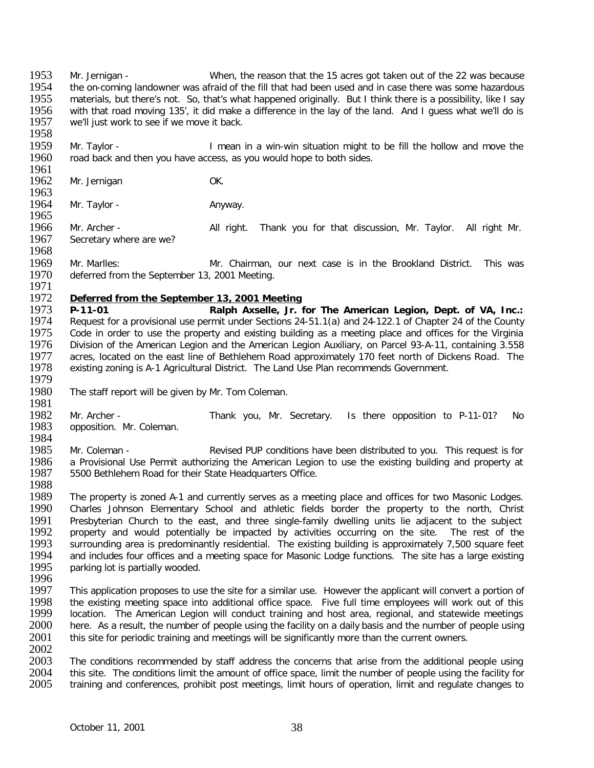Mr. Jernigan - When, the reason that the 15 acres got taken out of the 22 was because the on-coming landowner was afraid of the fill that had been used and in case there was some hazardous materials, but there's not. So, that's what happened originally. But I think there is a possibility, like I say with that road moving 135', it did make a difference in the lay of the land. And I guess what we'll do is we'll just work to see if we move it back.

Mr. Taylor - I mean in a win-win situation might to be fill the hollow and move the road back and then you have access, as you would hope to both sides.

Mr. Jernigan OK.

Mr. Taylor - Anyway.

Mr. Archer - All right. Thank you for that discussion, Mr. Taylor. All right Mr. Secretary where are we?

Mr. Marlles: Mr. Chairman, our next case is in the Brookland District. This was deferred from the September 13, 2001 Meeting.

**Deferred from the September 13, 2001 Meeting**

**P-11-01 Ralph Axselle, Jr. for The American Legion, Dept. of VA, Inc.:** Request for a provisional use permit under Sections 24-51.1(a) and 24-122.1 of Chapter 24 of the County Code in order to use the property and existing building as a meeting place and offices for the Virginia Division of the American Legion and the American Legion Auxiliary, on Parcel 93-A-11, containing 3.558 acres, located on the east line of Bethlehem Road approximately 170 feet north of Dickens Road. The existing zoning is A-1 Agricultural District. The Land Use Plan recommends Government.

The staff report will be given by Mr. Tom Coleman.

Mr. Archer - Thank you, Mr. Secretary. Is there opposition to P-11-01? No opposition. Mr. Coleman.

Mr. Coleman - Revised PUP conditions have been distributed to you. This request is for a Provisional Use Permit authorizing the American Legion to use the existing building and property at 5500 Bethlehem Road for their State Headquarters Office.

The property is zoned A-1 and currently serves as a meeting place and offices for two Masonic Lodges. Charles Johnson Elementary School and athletic fields border the property to the north, Christ Presbyterian Church to the east, and three single-family dwelling units lie adjacent to the subject property and would potentially be impacted by activities occurring on the site. The rest of the surrounding area is predominantly residential. The existing building is approximately 7,500 square feet and includes four offices and a meeting space for Masonic Lodge functions. The site has a large existing parking lot is partially wooded.

This application proposes to use the site for a similar use. However the applicant will convert a portion of the existing meeting space into additional office space. Five full time employees will work out of this location. The American Legion will conduct training and host area, regional, and statewide meetings here. As a result, the number of people using the facility on a daily basis and the number of people using this site for periodic training and meetings will be significantly more than the current owners.

The conditions recommended by staff address the concerns that arise from the additional people using this site. The conditions limit the amount of office space, limit the number of people using the facility for training and conferences, prohibit post meetings, limit hours of operation, limit and regulate changes to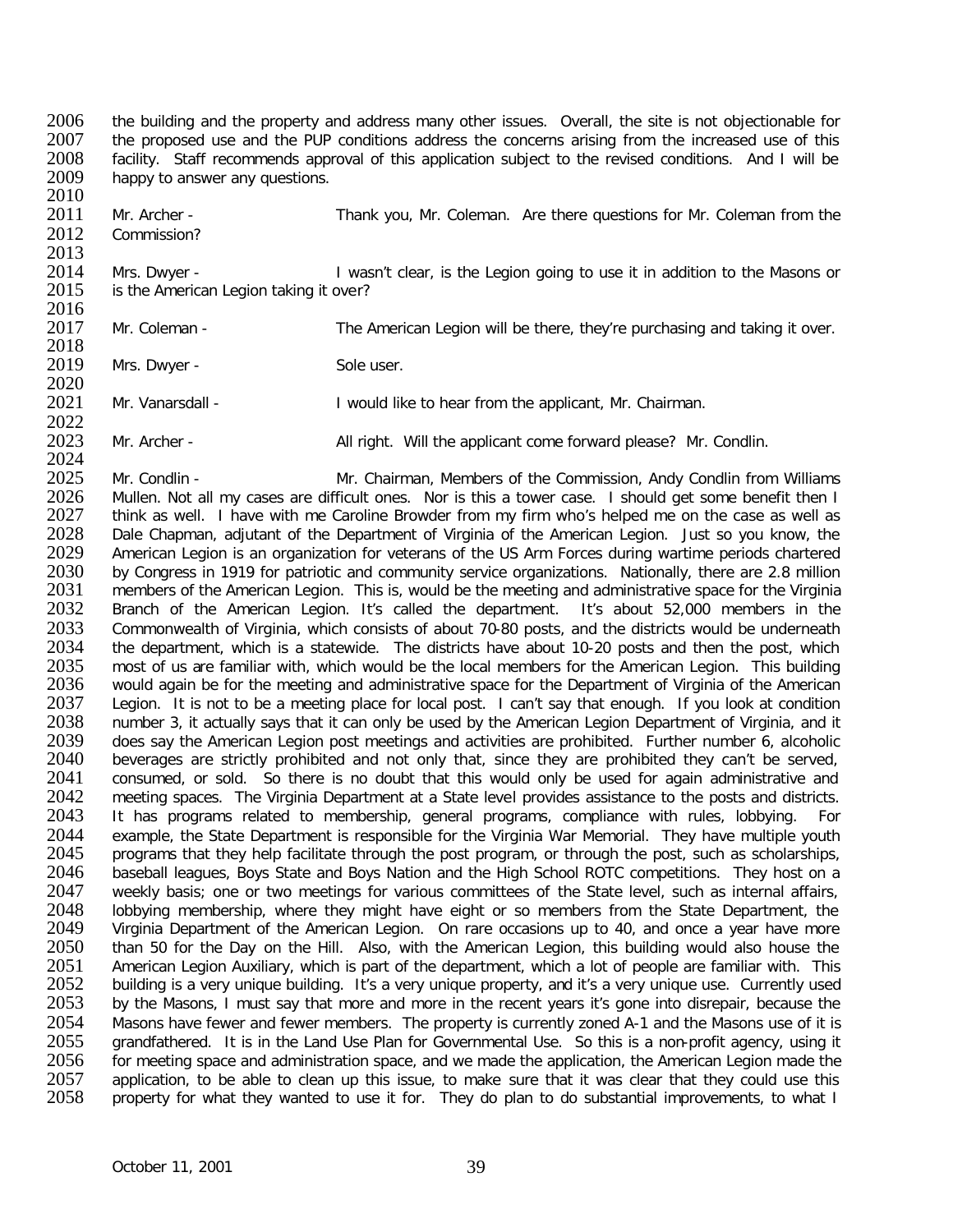the building and the property and address many other issues. Overall, the site is not objectionable for the proposed use and the PUP conditions address the concerns arising from the increased use of this facility. Staff recommends approval of this application subject to the revised conditions. And I will be happy to answer any questions.

Mr. Archer - Thank you, Mr. Coleman. Are there questions for Mr. Coleman from the Commission?

Mrs. Dwyer - I wasn't clear, is the Legion going to use it in addition to the Masons or is the American Legion taking it over?

Mr. Coleman - The American Legion will be there, they're purchasing and taking it over.

Mrs. Dwyer - Sole user.

Mr. Vanarsdall - I would like to hear from the applicant, Mr. Chairman.

Mr. Archer - All right. Will the applicant come forward please? Mr. Condlin.

Mr. Condlin - Mr. Chairman, Members of the Commission, Andy Condlin from Williams Mullen. Not all my cases are difficult ones. Nor is this a tower case. I should get some benefit then I think as well. I have with me Caroline Browder from my firm who's helped me on the case as well as Dale Chapman, adjutant of the Department of Virginia of the American Legion. Just so you know, the American Legion is an organization for veterans of the US Arm Forces during wartime periods chartered by Congress in 1919 for patriotic and community service organizations. Nationally, there are 2.8 million members of the American Legion. This is, would be the meeting and administrative space for the Virginia Branch of the American Legion. It's called the department. It's about 52,000 members in the Commonwealth of Virginia, which consists of about 70-80 posts, and the districts would be underneath the department, which is a statewide. The districts have about 10-20 posts and then the post, which most of us are familiar with, which would be the local members for the American Legion. This building would again be for the meeting and administrative space for the Department of Virginia of the American Legion. It is not to be a meeting place for local post. I can't say that enough. If you look at condition number 3, it actually says that it can only be used by the American Legion Department of Virginia, and it does say the American Legion post meetings and activities are prohibited. Further number 6, alcoholic beverages are strictly prohibited and not only that, since they are prohibited they can't be served, consumed, or sold. So there is no doubt that this would only be used for again administrative and meeting spaces. The Virginia Department at a State level provides assistance to the posts and districts. It has programs related to membership, general programs, compliance with rules, lobbying. For example, the State Department is responsible for the Virginia War Memorial. They have multiple youth programs that they help facilitate through the post program, or through the post, such as scholarships, baseball leagues, Boys State and Boys Nation and the High School ROTC competitions. They host on a weekly basis; one or two meetings for various committees of the State level, such as internal affairs, lobbying membership, where they might have eight or so members from the State Department, the Virginia Department of the American Legion. On rare occasions up to 40, and once a year have more than 50 for the Day on the Hill. Also, with the American Legion, this building would also house the American Legion Auxiliary, which is part of the department, which a lot of people are familiar with. This building is a very unique building. It's a very unique property, and it's a very unique use. Currently used by the Masons, I must say that more and more in the recent years it's gone into disrepair, because the Masons have fewer and fewer members. The property is currently zoned A-1 and the Masons use of it is grandfathered. It is in the Land Use Plan for Governmental Use. So this is a non-profit agency, using it for meeting space and administration space, and we made the application, the American Legion made the application, to be able to clean up this issue, to make sure that it was clear that they could use this property for what they wanted to use it for. They do plan to do substantial improvements, to what I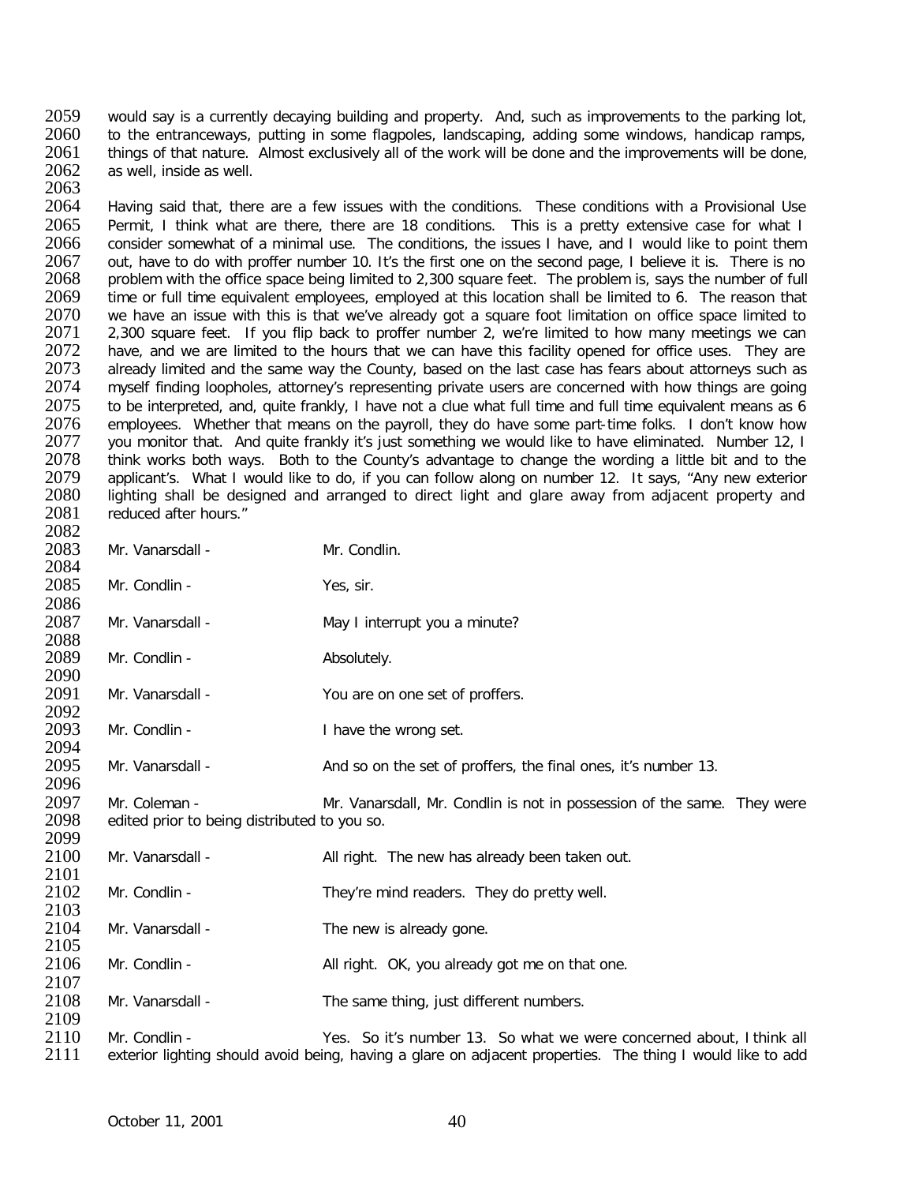would say is a currently decaying building and property. And, such as improvements to the parking lot, to the entranceways, putting in some flagpoles, landscaping, adding some windows, handicap ramps, things of that nature. Almost exclusively all of the work will be done and the improvements will be done, as well, inside as well.

Having said that, there are a few issues with the conditions. These conditions with a Provisional Use Permit, I think what are there, there are 18 conditions. This is a pretty extensive case for what I consider somewhat of a minimal use. The conditions, the issues I have, and I would like to point them out, have to do with proffer number 10. It's the first one on the second page, I believe it is. There is no problem with the office space being limited to 2,300 square feet. The problem is, says the number of full time or full time equivalent employees, employed at this location shall be limited to 6. The reason that we have an issue with this is that we've already got a square foot limitation on office space limited to 2,300 square feet. If you flip back to proffer number 2, we're limited to how many meetings we can have, and we are limited to the hours that we can have this facility opened for office uses. They are already limited and the same way the County, based on the last case has fears about attorneys such as myself finding loopholes, attorney's representing private users are concerned with how things are going to be interpreted, and, quite frankly, I have not a clue what full time and full time equivalent means as 6 employees. Whether that means on the payroll, they do have some part-time folks. I don't know how you monitor that. And quite frankly it's just something we would like to have eliminated. Number 12, I think works both ways. Both to the County's advantage to change the wording a little bit and to the applicant's. What I would like to do, if you can follow along on number 12. It says, "Any new exterior lighting shall be designed and arranged to direct light and glare away from adjacent property and reduced after hours."

Mr. Vanarsdall - Mr. Condlin.

Mr. Condlin - Yes, sir.

Mr. Vanarsdall - May I interrupt you a minute?

Mr. Condlin - Absolutely.

Mr. Vanarsdall - You are on one set of proffers.

Mr. Condlin - I have the wrong set.

Mr. Vanarsdall - And so on the set of proffers, the final ones, it's number 13.

Mr. Coleman - Mr. Vanarsdall, Mr. Condlin is not in possession of the same. They were edited prior to being distributed to you so.

Mr. Vanarsdall - All right. The new has already been taken out.

Mr. Condlin - They're mind readers. They do pretty well.

Mr. Vanarsdall - The new is already gone.

Mr. Condlin - All right. OK, you already got me on that one.

Mr. Vanarsdall - The same thing, just different numbers.

Mr. Condlin - Yes. So it's number 13. So what we were concerned about, I think all exterior lighting should avoid being, having a glare on adjacent properties. The thing I would like to add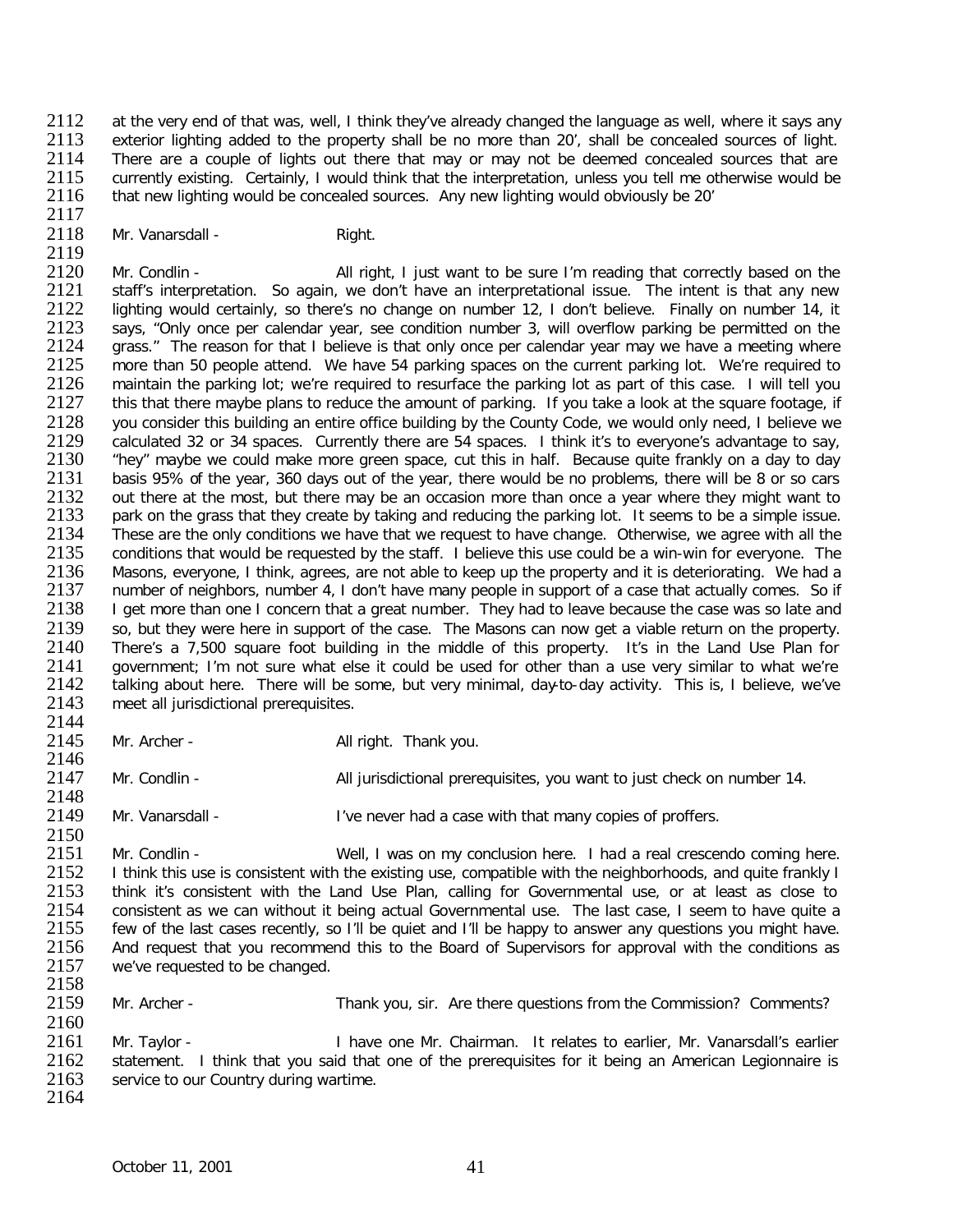at the very end of that was, well, I think they've already changed the language as well, where it says any exterior lighting added to the property shall be no more than 20', shall be concealed sources of light. There are a couple of lights out there that may or may not be deemed concealed sources that are currently existing. Certainly, I would think that the interpretation, unless you tell me otherwise would be that new lighting would be concealed sources. Any new lighting would obviously be 20'

Mr. Vanarsdall - Right.

Mr. Condlin - All right, I just want to be sure I'm reading that correctly based on the staff's interpretation. So again, we don't have an interpretational issue. The intent is that any new lighting would certainly, so there's no change on number 12, I don't believe. Finally on number 14, it says, "Only once per calendar year, see condition number 3, will overflow parking be permitted on the grass." The reason for that I believe is that only once per calendar year may we have a meeting where more than 50 people attend. We have 54 parking spaces on the current parking lot. We're required to maintain the parking lot; we're required to resurface the parking lot as part of this case. I will tell you this that there maybe plans to reduce the amount of parking. If you take a look at the square footage, if you consider this building an entire office building by the County Code, we would only need, I believe we calculated 32 or 34 spaces. Currently there are 54 spaces. I think it's to everyone's advantage to say, "hey" maybe we could make more green space, cut this in half. Because quite frankly on a day to day basis 95% of the year, 360 days out of the year, there would be no problems, there will be 8 or so cars out there at the most, but there may be an occasion more than once a year where they might want to park on the grass that they create by taking and reducing the parking lot. It seems to be a simple issue. These are the only conditions we have that we request to have change. Otherwise, we agree with all the conditions that would be requested by the staff. I believe this use could be a win-win for everyone. The Masons, everyone, I think, agrees, are not able to keep up the property and it is deteriorating. We had a number of neighbors, number 4, I don't have many people in support of a case that actually comes. So if I get more than one I concern that a great number. They had to leave because the case was so late and so, but they were here in support of the case. The Masons can now get a viable return on the property. There's a 7,500 square foot building in the middle of this property. It's in the Land Use Plan for government; I'm not sure what else it could be used for other than a use very similar to what we're talking about here. There will be some, but very minimal, day-to-day activity. This is, I believe, we've meet all jurisdictional prerequisites.

Mr. Archer - All right. Thank you.

Mr. Condlin - All jurisdictional prerequisites, you want to just check on number 14.

Mr. Vanarsdall - I've never had a case with that many copies of proffers.

Mr. Condlin - Well, I was on my conclusion here. I had a real crescendo coming here. I think this use is consistent with the existing use, compatible with the neighborhoods, and quite frankly I think it's consistent with the Land Use Plan, calling for Governmental use, or at least as close to consistent as we can without it being actual Governmental use. The last case, I seem to have quite a few of the last cases recently, so I'll be quiet and I'll be happy to answer any questions you might have. And request that you recommend this to the Board of Supervisors for approval with the conditions as we've requested to be changed.

Mr. Archer - Thank you, sir. Are there questions from the Commission? Comments?

Mr. Taylor - I have one Mr. Chairman. It relates to earlier, Mr. Vanarsdall's earlier statement. I think that you said that one of the prerequisites for it being an American Legionnaire is service to our Country during wartime.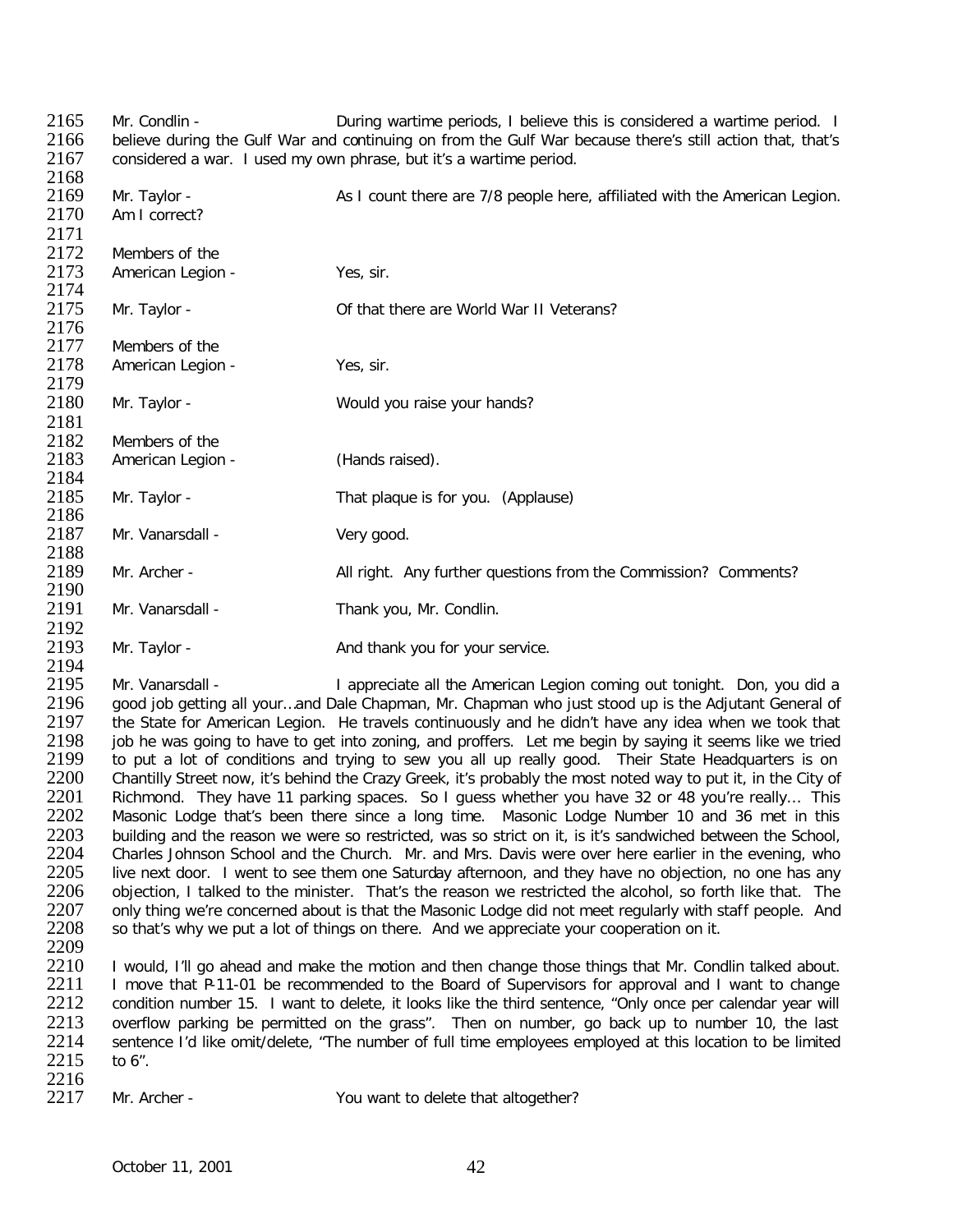Mr. Condlin - During wartime periods, I believe this is considered a wartime period. I believe during the Gulf War and continuing on from the Gulf War because there's still action that, that's considered a war. I used my own phrase, but it's a wartime period.

Mr. Taylor - As I count there are 7/8 people here, affiliated with the American Legion. Am I correct?

Members of the American Legion - Yes, sir.

Mr. Taylor - Of that there are World War II Veterans?

Members of the American Legion - Yes, sir.

Mr. Taylor - Would you raise your hands?

Members of the American Legion - (Hands raised).

Mr. Taylor - That plaque is for you. (Applause)

Mr. Vanarsdall - Very good.

Mr. Archer - All right. Any further questions from the Commission? Comments?

Mr. Vanarsdall - Thank you, Mr. Condlin.

Mr. Taylor - And thank you for your service.

Mr. Vanarsdall - I appreciate all the American Legion coming out tonight. Don, you did a good job getting all your…and Dale Chapman, Mr. Chapman who just stood up is the Adjutant General of the State for American Legion. He travels continuously and he didn't have any idea when we took that job he was going to have to get into zoning, and proffers. Let me begin by saying it seems like we tried to put a lot of conditions and trying to sew you all up really good. Their State Headquarters is on Chantilly Street now, it's behind the Crazy Greek, it's probably the most noted way to put it, in the City of Richmond. They have 11 parking spaces. So I guess whether you have 32 or 48 you're really… This Masonic Lodge that's been there since a long time. Masonic Lodge Number 10 and 36 met in this building and the reason we were so restricted, was so strict on it, is it's sandwiched between the School, Charles Johnson School and the Church. Mr. and Mrs. Davis were over here earlier in the evening, who live next door. I went to see them one Saturday afternoon, and they have no objection, no one has any objection, I talked to the minister. That's the reason we restricted the alcohol, so forth like that. The only thing we're concerned about is that the Masonic Lodge did not meet regularly with staff people. And so that's why we put a lot of things on there. And we appreciate your cooperation on it.

I would, I'll go ahead and make the motion and then change those things that Mr. Condlin talked about. I move that P-11-01 be recommended to the Board of Supervisors for approval and I want to change condition number 15. I want to delete, it looks like the third sentence, "Only once per calendar year will overflow parking be permitted on the grass". Then on number, go back up to number 10, the last sentence I'd like omit/delete, "The number of full time employees employed at this location to be limited to 6".

Mr. Archer - You want to delete that altogether?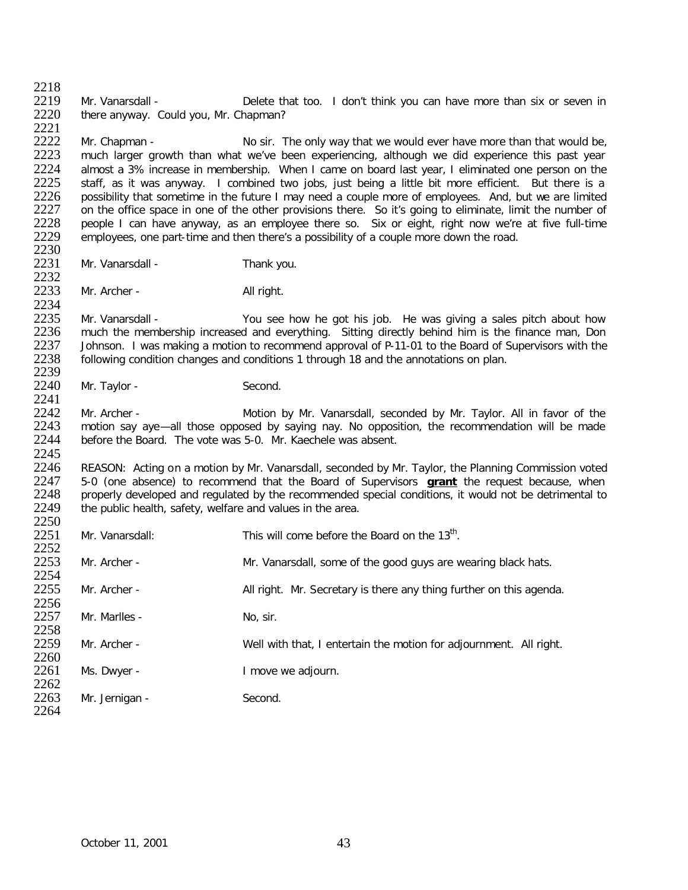Mr. Vanarsdall - Delete that too. I don't think you can have more than six or seven in there anyway. Could you, Mr. Chapman?

Mr. Chapman - No sir. The only way that we would ever have more than that would be, much larger growth than what we've been experiencing, although we did experience this past year almost a 3% increase in membership. When I came on board last year, I eliminated one person on the staff, as it was anyway. I combined two jobs, just being a little bit more efficient. But there is a possibility that sometime in the future I may need a couple more of employees. And, but we are limited on the office space in one of the other provisions there. So it's going to eliminate, limit the number of people I can have anyway, as an employee there so. Six or eight, right now we're at five full-time employees, one part-time and then there's a possibility of a couple more down the road.

Mr. Vanarsdall - Thank you.

Mr. Archer - All right.

Mr. Vanarsdall - You see how he got his job. He was giving a sales pitch about how much the membership increased and everything. Sitting directly behind him is the finance man, Don Johnson. I was making a motion to recommend approval of P-11-01 to the Board of Supervisors with the following condition changes and conditions 1 through 18 and the annotations on plan.

Mr. Taylor - Second.

Mr. Archer - Motion by Mr. Vanarsdall, seconded by Mr. Taylor. All in favor of the motion say aye—all those opposed by saying nay. No opposition, the recommendation will be made before the Board. The vote was 5-0. Mr. Kaechele was absent.

REASON: Acting on a motion by Mr. Vanarsdall, seconded by Mr. Taylor, the Planning Commission voted 5-0 (one absence) to recommend that the Board of Supervisors **grant** the request because, when properly developed and regulated by the recommended special conditions, it would not be detrimental to the public health, safety, welfare and values in the area.

Mr. Vanarsdall: This will come before the Board on the 13th.

Mr. Archer - Mr. Vanarsdall, some of the good guys are wearing black hats.

Mr. Archer - All right. Mr. Secretary is there any thing further on this agenda.

Mr. Marlles - No, sir.

Mr. Archer - Well with that, I entertain the motion for adjournment. All right.

Ms. Dwyer - I move we adjourn.

Mr. Jernigan - Second.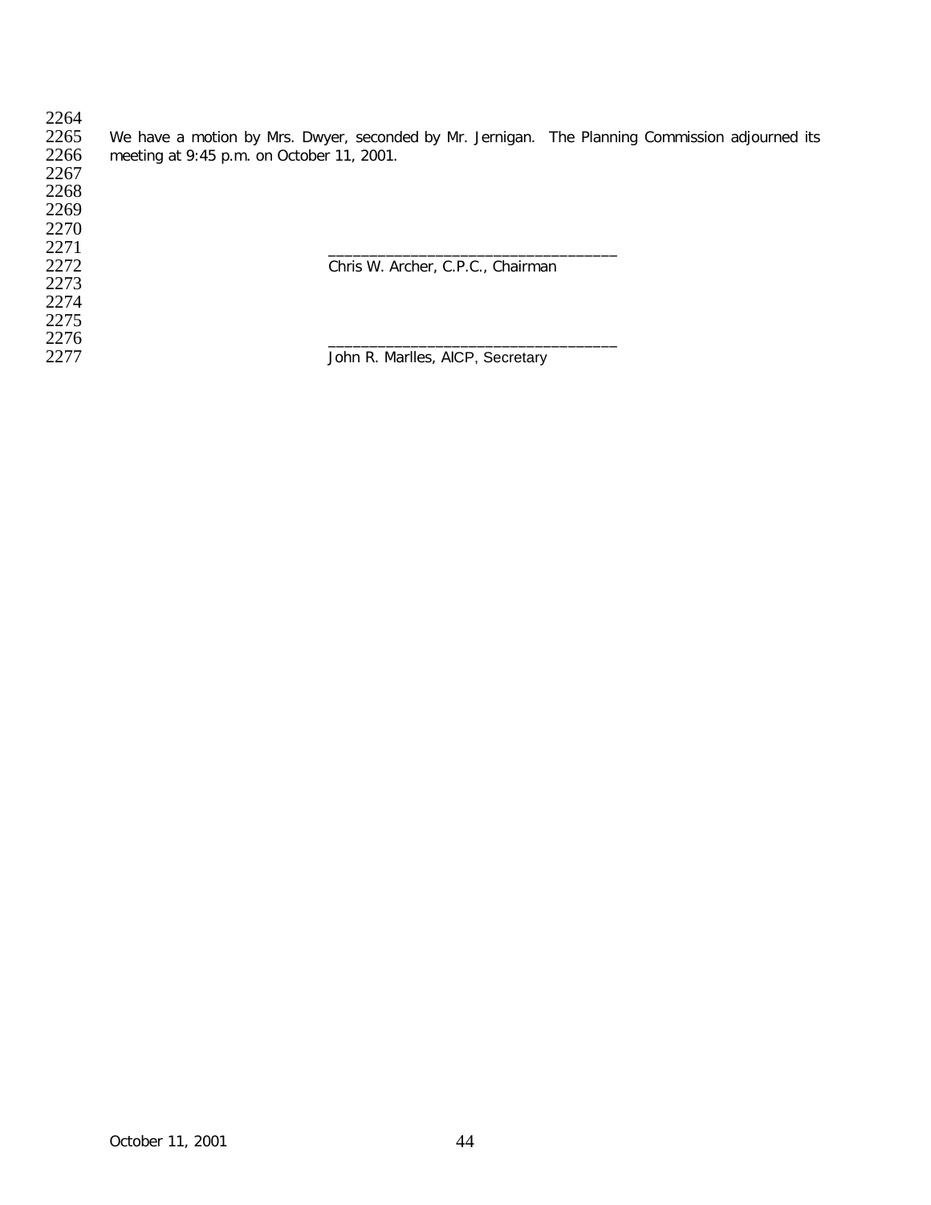We have a motion by Mrs. Dwyer, seconded by Mr. Jernigan. The Planning Commission adjourned its meeting at 9:45 p.m. on October 11, 2001.

\_\_\_\_\_\_\_\_\_\_\_\_\_\_\_\_\_\_\_\_\_\_\_\_\_\_\_\_\_\_\_\_\_\_

Chris W. Archer, C.P.C., Chairman

\_\_\_\_\_\_\_\_\_\_\_\_\_\_\_\_\_\_\_\_\_\_\_\_\_\_\_\_\_\_\_\_\_\_

John R. Marlles, AICP, Secretary